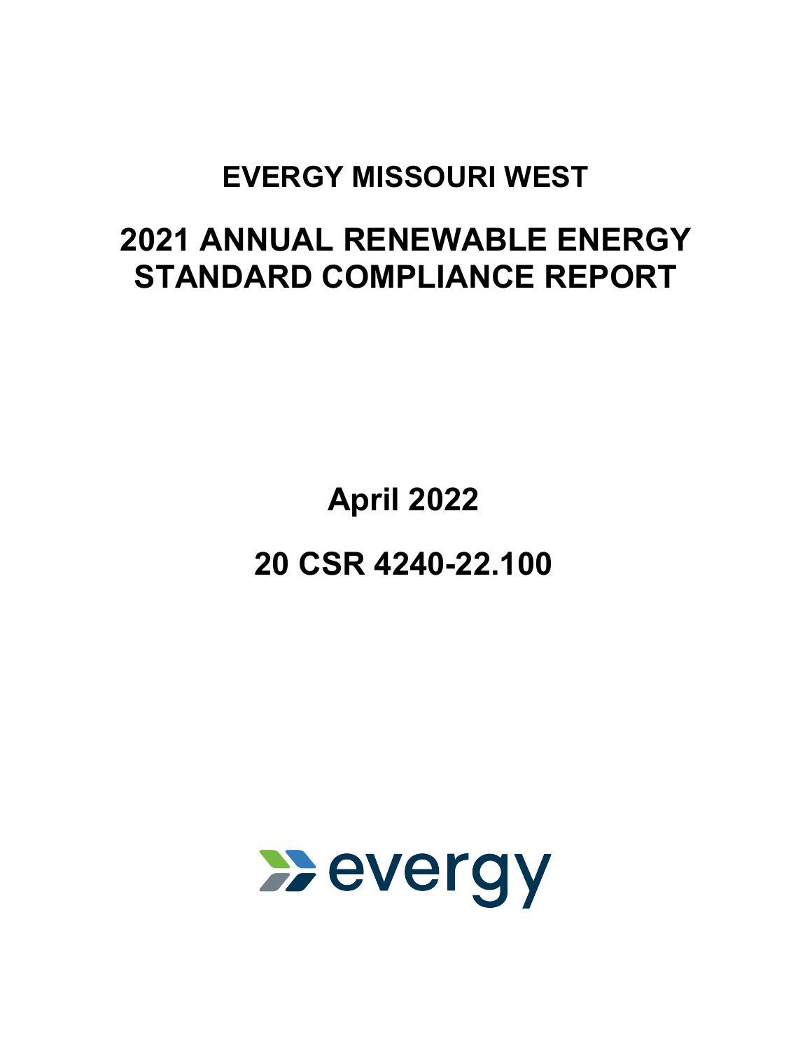# EVERGY MISSOURI WEST

# 2021 ANNUAL RENEWABLE ENERGY STANDARD COMPLIANCE REPORT

**April 2022**

**20 CSR 4240-22.100**

evergy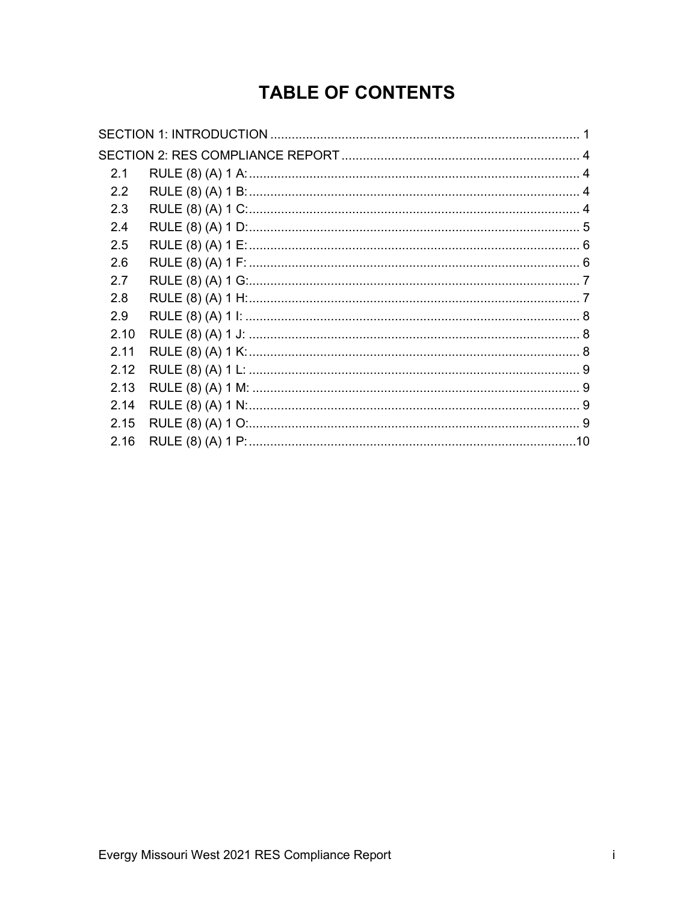# TABLE OF CONTENTS

SECTION 1: INTRODUCTION ..... 1

SECTION 2: RES COMPLIANCE REPORT ..... 4

- 2.1 RULE (8) (A) 1 A: ..... 4
- 2.2 RULE (8) (A) 1 B: ..... 4
- 2.3 RULE (8) (A) 1 C: ..... 4
- 2.4 RULE (8) (A) 1 D: ..... 5
- 2.5 RULE (8) (A) 1 E: ..... 6
- 2.6 RULE (8) (A) 1 F: ..... 6
- 2.7 RULE (8) (A) 1 G: ..... 7
- 2.8 RULE (8) (A) 1 H: ..... 7
- 2.9 RULE (8) (A) 1 I: ..... 8
- 2.10 RULE (8) (A) 1 J: ..... 8
- 2.11 RULE (8) (A) 1 K: ..... 8
- 2.12 RULE (8) (A) 1 L: ..... 9
- 2.13 RULE (8) (A) 1 M: ..... 9
- 2.14 RULE (8) (A) 1 N: ..... 9
- 2.15 RULE (8) (A) 1 O: ..... 9
- 2.16 RULE (8) (A) 1 P: ..... 10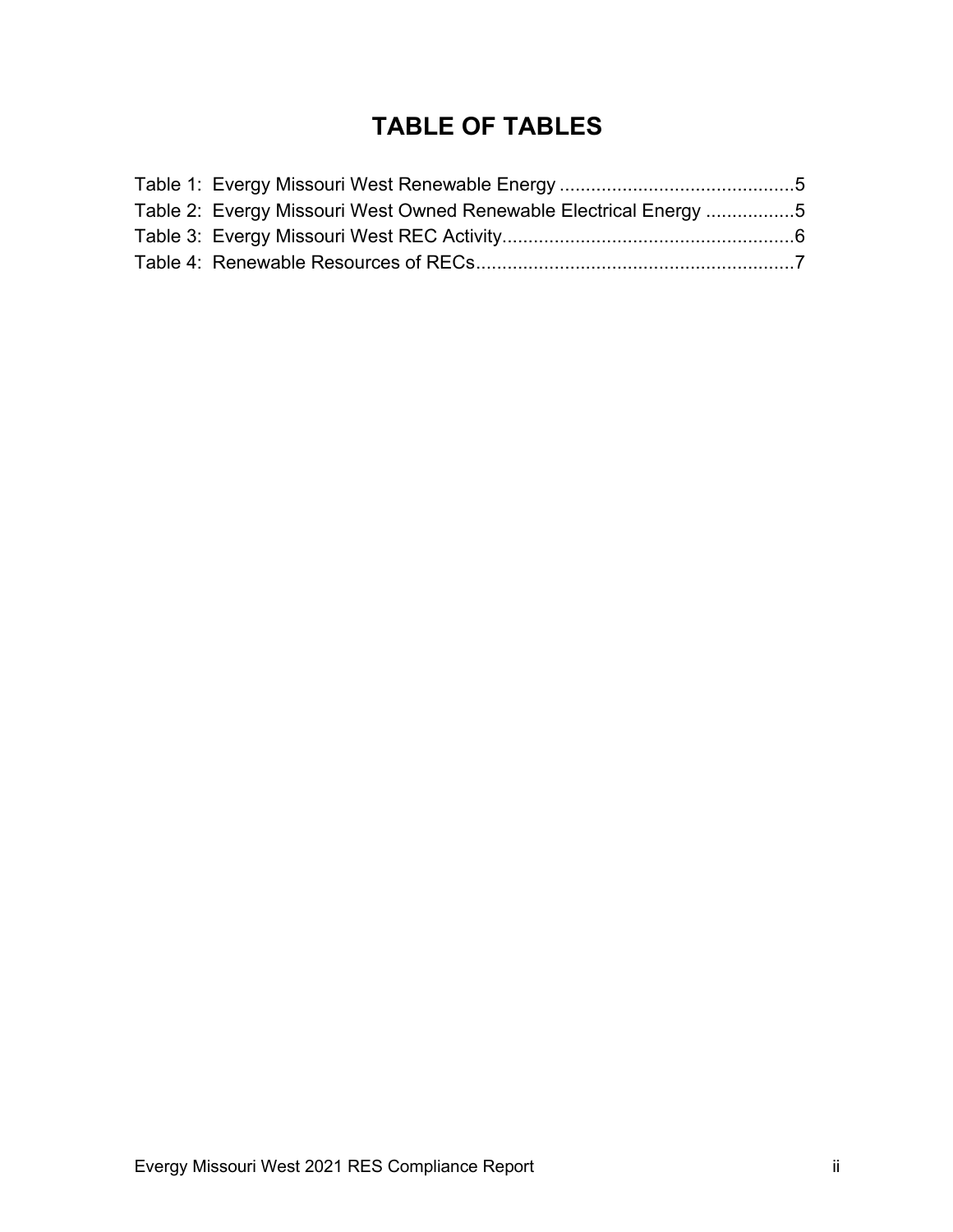# TABLE OF TABLES

Table 1: Evergy Missouri West Renewable Energy ............................................5
Table 2: Evergy Missouri West Owned Renewable Electrical Energy .................5
Table 3: Evergy Missouri West REC Activity........................................................6
Table 4: Renewable Resources of RECs.............................................................7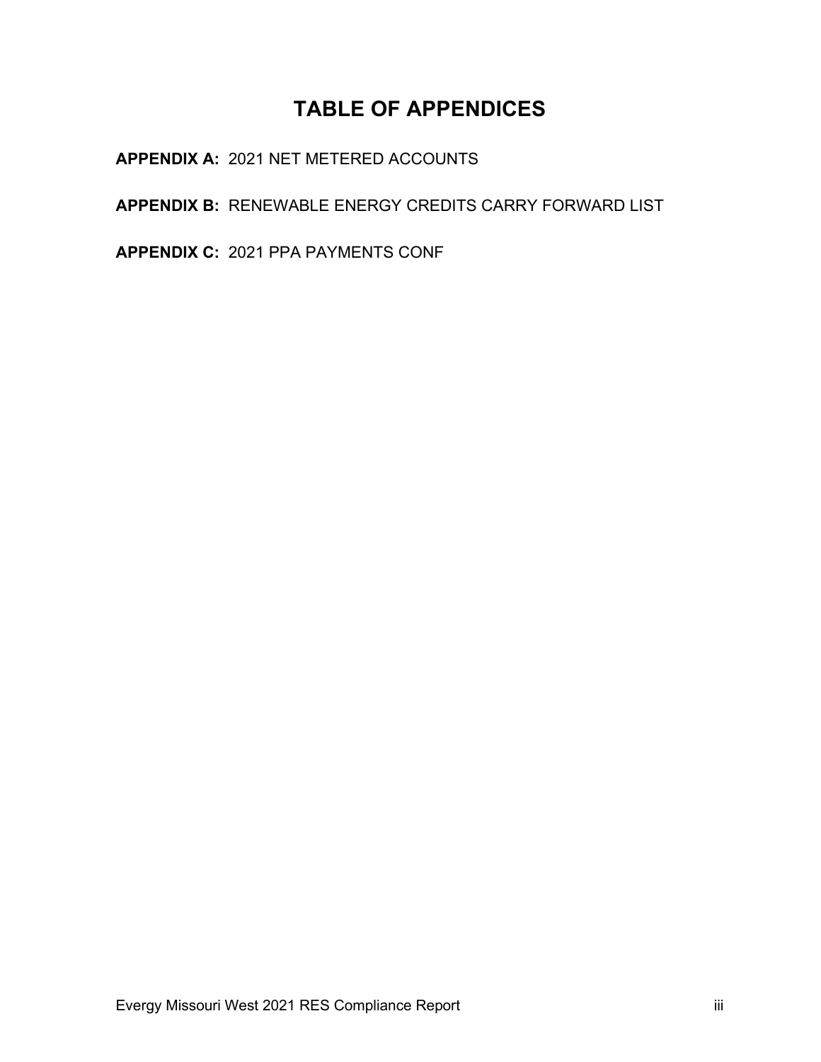# TABLE OF APPENDICES

**APPENDIX A:** 2021 NET METERED ACCOUNTS

**APPENDIX B:** RENEWABLE ENERGY CREDITS CARRY FORWARD LIST

**APPENDIX C:** 2021 PPA PAYMENTS CONF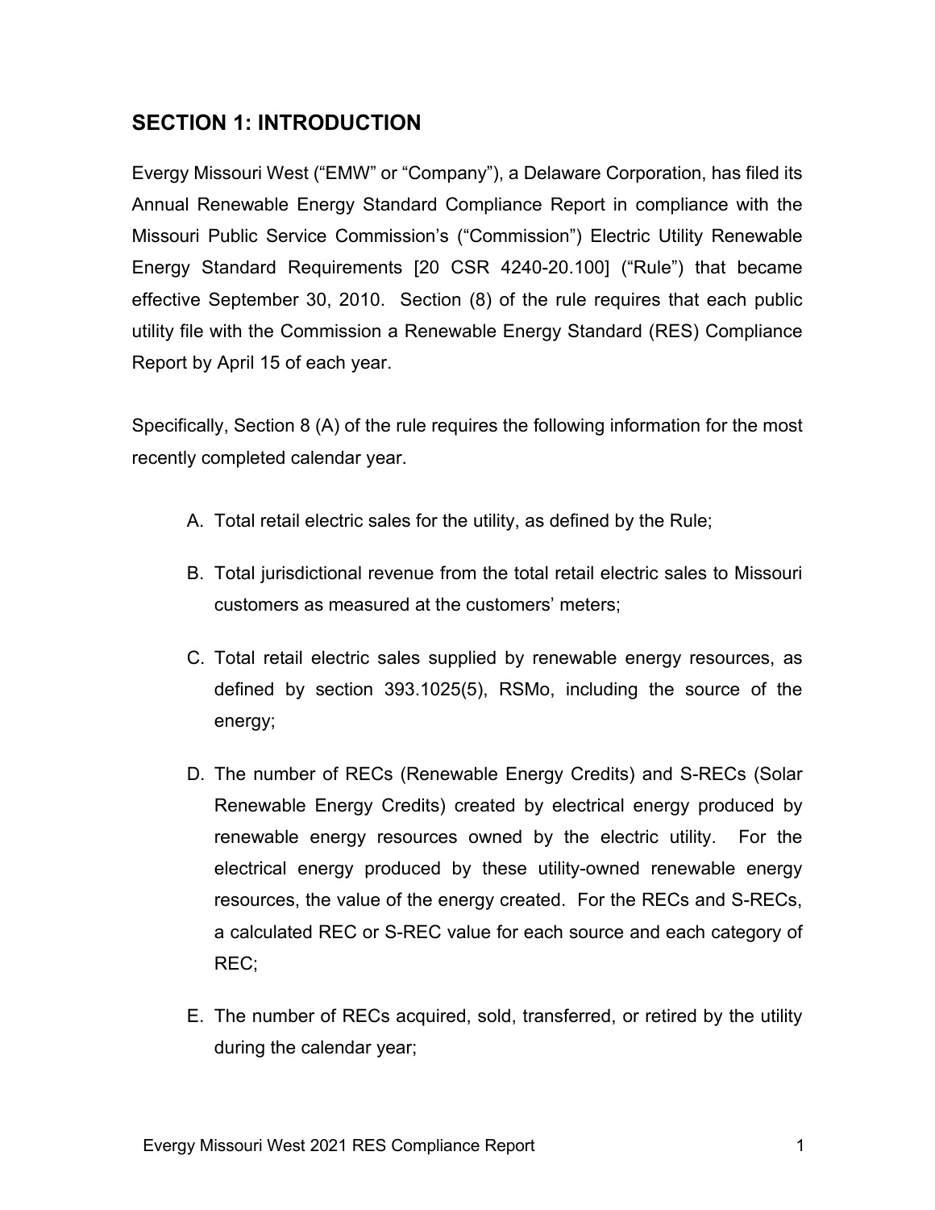## SECTION 1: INTRODUCTION

Evergy Missouri West ("EMW" or "Company"), a Delaware Corporation, has filed its Annual Renewable Energy Standard Compliance Report in compliance with the Missouri Public Service Commission's ("Commission") Electric Utility Renewable Energy Standard Requirements [20 CSR 4240-20.100] ("Rule") that became effective September 30, 2010. Section (8) of the rule requires that each public utility file with the Commission a Renewable Energy Standard (RES) Compliance Report by April 15 of each year.

Specifically, Section 8 (A) of the rule requires the following information for the most recently completed calendar year.

A. Total retail electric sales for the utility, as defined by the Rule;

B. Total jurisdictional revenue from the total retail electric sales to Missouri customers as measured at the customers' meters;

C. Total retail electric sales supplied by renewable energy resources, as defined by section 393.1025(5), RSMo, including the source of the energy;

D. The number of RECs (Renewable Energy Credits) and S-RECs (Solar Renewable Energy Credits) created by electrical energy produced by renewable energy resources owned by the electric utility. For the electrical energy produced by these utility-owned renewable energy resources, the value of the energy created. For the RECs and S-RECs, a calculated REC or S-REC value for each source and each category of REC;

E. The number of RECs acquired, sold, transferred, or retired by the utility during the calendar year;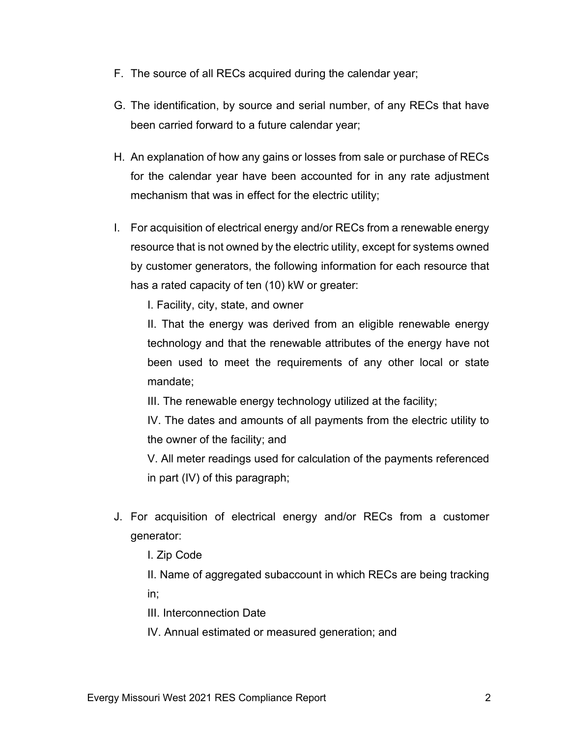F. The source of all RECs acquired during the calendar year;

G. The identification, by source and serial number, of any RECs that have been carried forward to a future calendar year;

H. An explanation of how any gains or losses from sale or purchase of RECs for the calendar year have been accounted for in any rate adjustment mechanism that was in effect for the electric utility;

I. For acquisition of electrical energy and/or RECs from a renewable energy resource that is not owned by the electric utility, except for systems owned by customer generators, the following information for each resource that has a rated capacity of ten (10) kW or greater:

   I. Facility, city, state, and owner

   II. That the energy was derived from an eligible renewable energy technology and that the renewable attributes of the energy have not been used to meet the requirements of any other local or state mandate;

   III. The renewable energy technology utilized at the facility;

   IV. The dates and amounts of all payments from the electric utility to the owner of the facility; and

   V. All meter readings used for calculation of the payments referenced in part (IV) of this paragraph;

J. For acquisition of electrical energy and/or RECs from a customer generator:

   I. Zip Code

   II. Name of aggregated subaccount in which RECs are being tracking in;

   III. Interconnection Date

   IV. Annual estimated or measured generation; and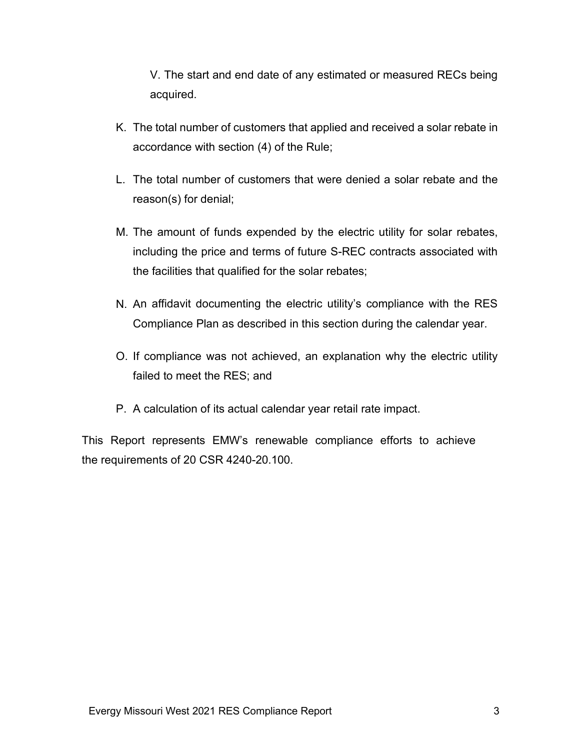V. The start and end date of any estimated or measured RECs being acquired.

K. The total number of customers that applied and received a solar rebate in accordance with section (4) of the Rule;

L. The total number of customers that were denied a solar rebate and the reason(s) for denial;

M. The amount of funds expended by the electric utility for solar rebates, including the price and terms of future S-REC contracts associated with the facilities that qualified for the solar rebates;

N. An affidavit documenting the electric utility's compliance with the RES Compliance Plan as described in this section during the calendar year.

O. If compliance was not achieved, an explanation why the electric utility failed to meet the RES; and

P. A calculation of its actual calendar year retail rate impact.

This Report represents EMW's renewable compliance efforts to achieve the requirements of 20 CSR 4240-20.100.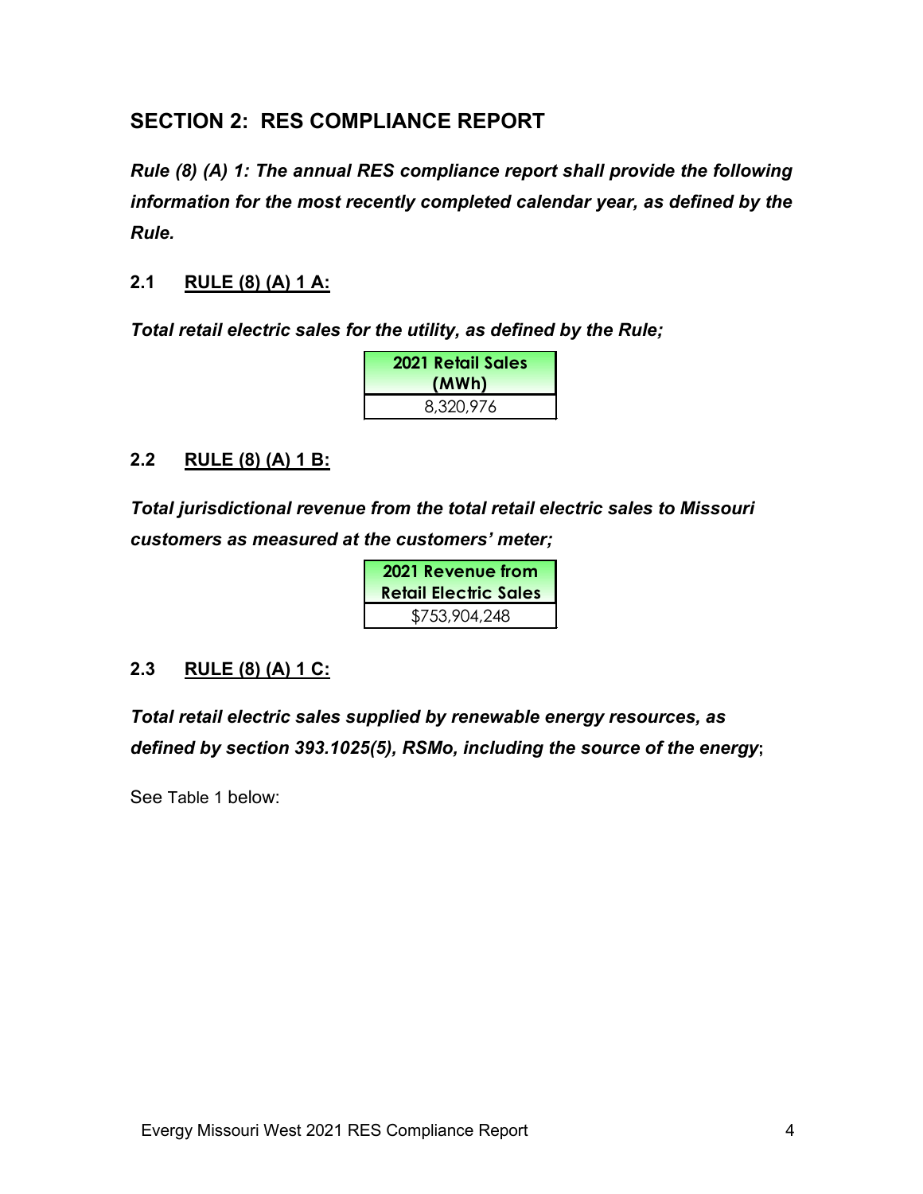## SECTION 2: RES COMPLIANCE REPORT

***Rule (8) (A) 1: The annual RES compliance report shall provide the following information for the most recently completed calendar year, as defined by the Rule.***

### 2.1 RULE (8) (A) 1 A:

***Total retail electric sales for the utility, as defined by the Rule;***

| 2021 Retail Sales (MWh) |
|---|
| 8,320,976 |

### 2.2 RULE (8) (A) 1 B:

***Total jurisdictional revenue from the total retail electric sales to Missouri customers as measured at the customers' meter;***

| 2021 Revenue from Retail Electric Sales |
|---|
| $753,904,248 |

### 2.3 RULE (8) (A) 1 C:

***Total retail electric sales supplied by renewable energy resources, as defined by section 393.1025(5), RSMo, including the source of the energy*;**

See Table 1 below: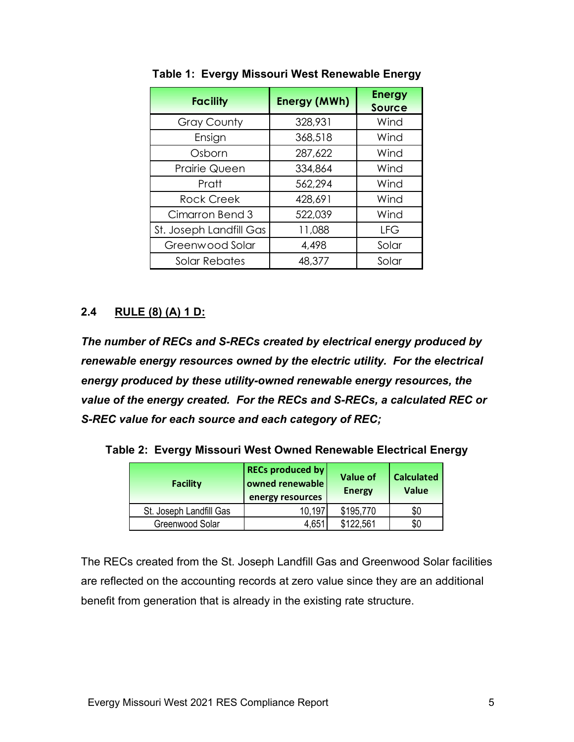**Table 1: Evergy Missouri West Renewable Energy**

| Facility | Energy (MWh) | Energy Source |
|---|---|---|
| Gray County | 328,931 | Wind |
| Ensign | 368,518 | Wind |
| Osborn | 287,622 | Wind |
| Prairie Queen | 334,864 | Wind |
| Pratt | 562,294 | Wind |
| Rock Creek | 428,691 | Wind |
| Cimarron Bend 3 | 522,039 | Wind |
| St. Joseph Landfill Gas | 11,088 | LFG |
| Greenwood Solar | 4,498 | Solar |
| Solar Rebates | 48,377 | Solar |

## 2.4 RULE (8) (A) 1 D:

***The number of RECs and S-RECs created by electrical energy produced by renewable energy resources owned by the electric utility. For the electrical energy produced by these utility-owned renewable energy resources, the value of the energy created. For the RECs and S-RECs, a calculated REC or S-REC value for each source and each category of REC;***

**Table 2: Evergy Missouri West Owned Renewable Electrical Energy**

| Facility | RECs produced by owned renewable energy resources | Value of Energy | Calculated Value |
|---|---|---|---|
| St. Joseph Landfill Gas | 10,197 | $195,770 | $0 |
| Greenwood Solar | 4,651 | $122,561 | $0 |

The RECs created from the St. Joseph Landfill Gas and Greenwood Solar facilities are reflected on the accounting records at zero value since they are an additional benefit from generation that is already in the existing rate structure.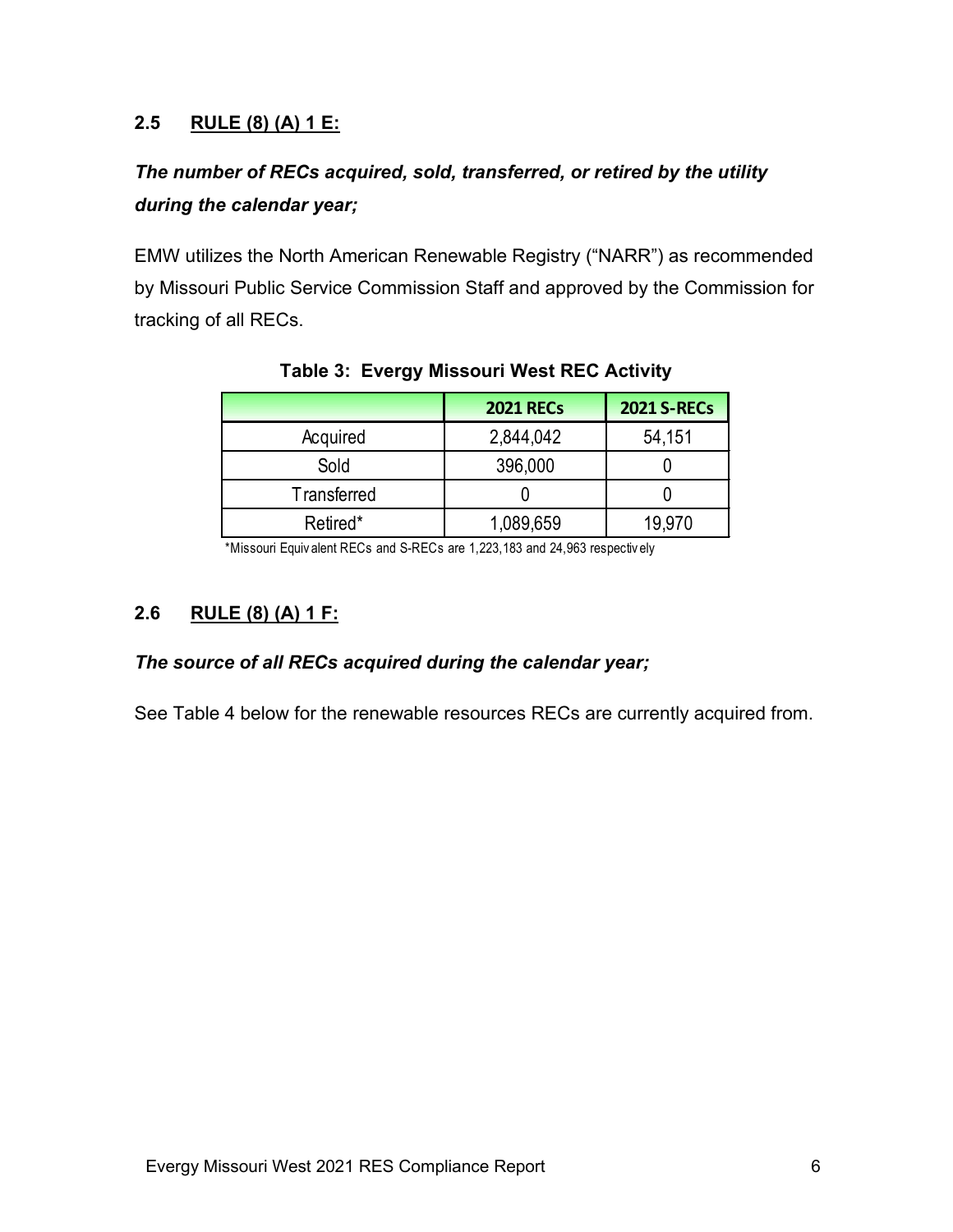### 2.5 RULE (8) (A) 1 E:

***The number of RECs acquired, sold, transferred, or retired by the utility during the calendar year;***

EMW utilizes the North American Renewable Registry ("NARR") as recommended by Missouri Public Service Commission Staff and approved by the Commission for tracking of all RECs.

**Table 3: Evergy Missouri West REC Activity**

| | 2021 RECs | 2021 S-RECs |
|---|---|---|
| Acquired | 2,844,042 | 54,151 |
| Sold | 396,000 | 0 |
| Transferred | 0 | 0 |
| Retired* | 1,089,659 | 19,970 |

*Missouri Equivalent RECs and S-RECs are 1,223,183 and 24,963 respectively

### 2.6 RULE (8) (A) 1 F:

***The source of all RECs acquired during the calendar year;***

See Table 4 below for the renewable resources RECs are currently acquired from.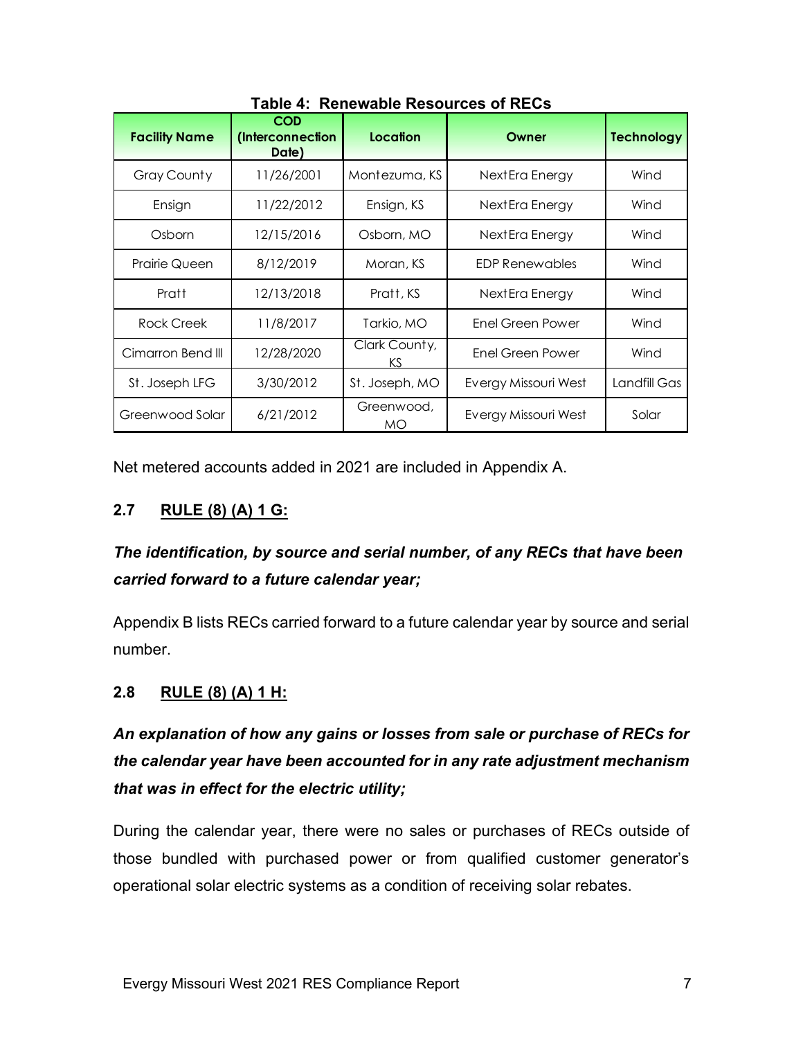**Table 4: Renewable Resources of RECs**

| Facility Name | COD (Interconnection Date) | Location | Owner | Technology |
|---|---|---|---|---|
| Gray County | 11/26/2001 | Montezuma, KS | NextEra Energy | Wind |
| Ensign | 11/22/2012 | Ensign, KS | NextEra Energy | Wind |
| Osborn | 12/15/2016 | Osborn, MO | NextEra Energy | Wind |
| Prairie Queen | 8/12/2019 | Moran, KS | EDP Renewables | Wind |
| Pratt | 12/13/2018 | Pratt, KS | NextEra Energy | Wind |
| Rock Creek | 11/8/2017 | Tarkio, MO | Enel Green Power | Wind |
| Cimarron Bend III | 12/28/2020 | Clark County, KS | Enel Green Power | Wind |
| St. Joseph LFG | 3/30/2012 | St. Joseph, MO | Evergy Missouri West | Landfill Gas |
| Greenwood Solar | 6/21/2012 | Greenwood, MO | Evergy Missouri West | Solar |

Net metered accounts added in 2021 are included in Appendix A.

## 2.7 RULE (8) (A) 1 G:

***The identification, by source and serial number, of any RECs that have been carried forward to a future calendar year;***

Appendix B lists RECs carried forward to a future calendar year by source and serial number.

## 2.8 RULE (8) (A) 1 H:

***An explanation of how any gains or losses from sale or purchase of RECs for the calendar year have been accounted for in any rate adjustment mechanism that was in effect for the electric utility;***

During the calendar year, there were no sales or purchases of RECs outside of those bundled with purchased power or from qualified customer generator's operational solar electric systems as a condition of receiving solar rebates.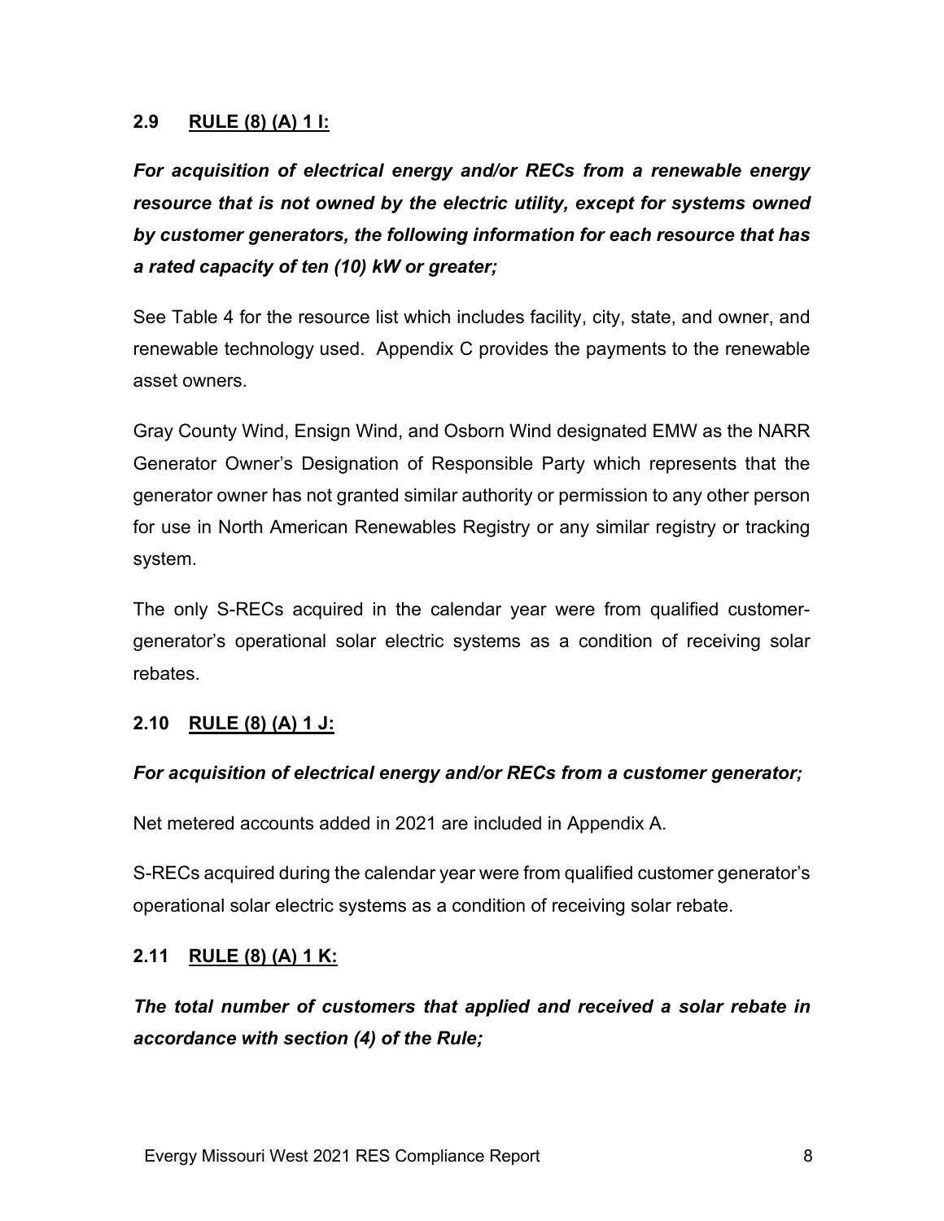## 2.9 RULE (8) (A) 1 I:

***For acquisition of electrical energy and/or RECs from a renewable energy resource that is not owned by the electric utility, except for systems owned by customer generators, the following information for each resource that has a rated capacity of ten (10) kW or greater;***

See Table 4 for the resource list which includes facility, city, state, and owner, and renewable technology used. Appendix C provides the payments to the renewable asset owners.

Gray County Wind, Ensign Wind, and Osborn Wind designated EMW as the NARR Generator Owner's Designation of Responsible Party which represents that the generator owner has not granted similar authority or permission to any other person for use in North American Renewables Registry or any similar registry or tracking system.

The only S-RECs acquired in the calendar year were from qualified customer-generator's operational solar electric systems as a condition of receiving solar rebates.

## 2.10 RULE (8) (A) 1 J:

***For acquisition of electrical energy and/or RECs from a customer generator;***

Net metered accounts added in 2021 are included in Appendix A.

S-RECs acquired during the calendar year were from qualified customer generator's operational solar electric systems as a condition of receiving solar rebate.

## 2.11 RULE (8) (A) 1 K:

***The total number of customers that applied and received a solar rebate in accordance with section (4) of the Rule;***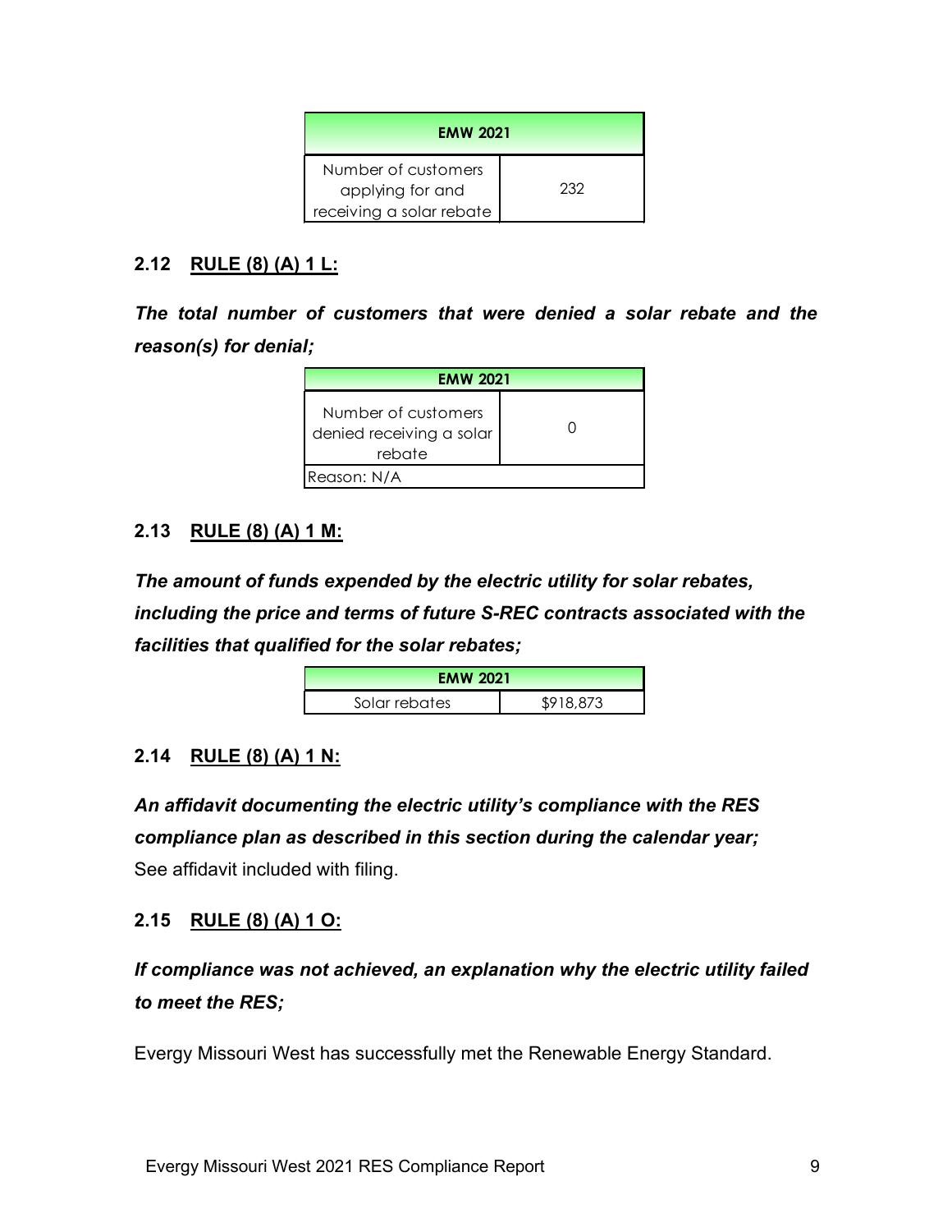| EMW 2021 | |
|---|---|
| Number of customers applying for and receiving a solar rebate | 232 |

## 2.12 RULE (8) (A) 1 L:

***The total number of customers that were denied a solar rebate and the reason(s) for denial;***

| EMW 2021 | |
|---|---|
| Number of customers denied receiving a solar rebate | 0 |
| Reason: N/A | |

## 2.13 RULE (8) (A) 1 M:

***The amount of funds expended by the electric utility for solar rebates, including the price and terms of future S-REC contracts associated with the facilities that qualified for the solar rebates;***

| EMW 2021 | |
|---|---|
| Solar rebates | $918,873 |

## 2.14 RULE (8) (A) 1 N:

***An affidavit documenting the electric utility's compliance with the RES compliance plan as described in this section during the calendar year;***
See affidavit included with filing.

## 2.15 RULE (8) (A) 1 O:

***If compliance was not achieved, an explanation why the electric utility failed to meet the RES;***

Evergy Missouri West has successfully met the Renewable Energy Standard.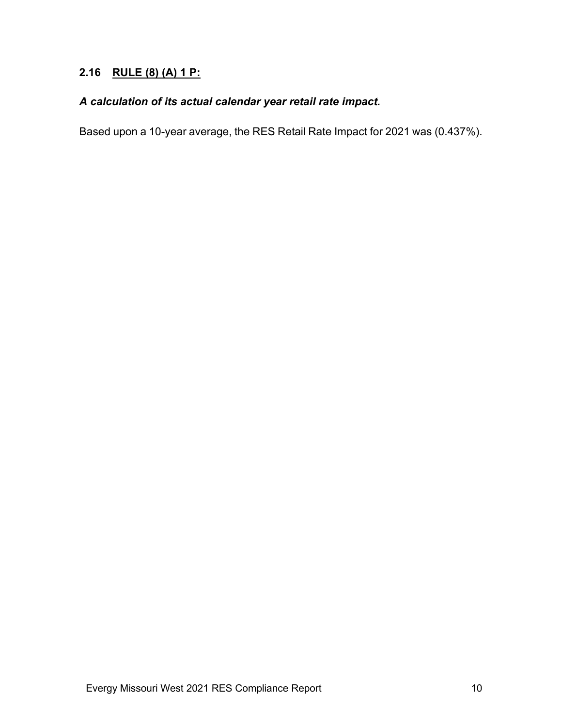## 2.16 <u>RULE (8) (A) 1 P:</u>

***A calculation of its actual calendar year retail rate impact.***

Based upon a 10-year average, the RES Retail Rate Impact for 2021 was (0.437%).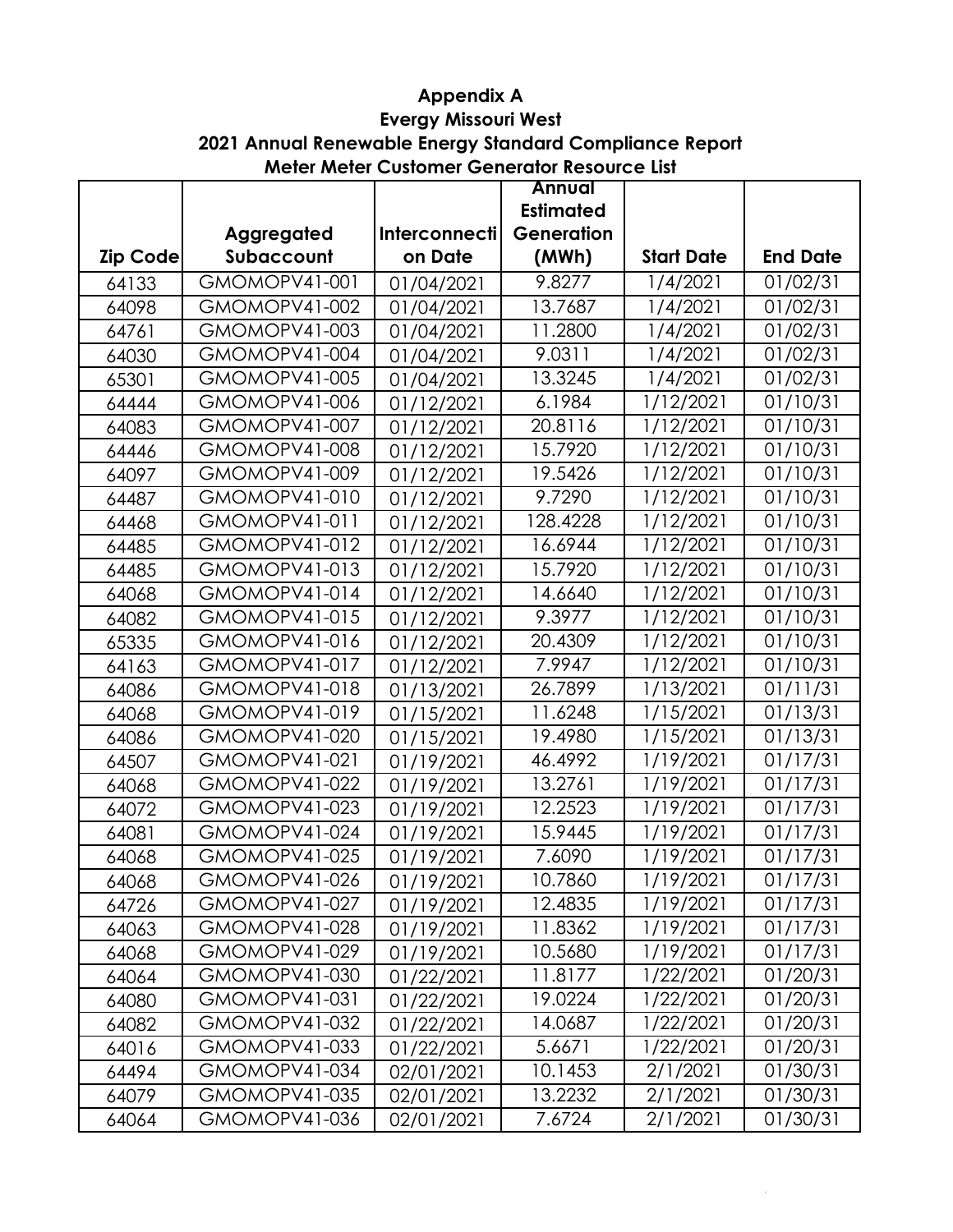# Appendix A
## Evergy Missouri West
## 2021 Annual Renewable Energy Standard Compliance Report
## Meter Meter Customer Generator Resource List

| Zip Code | Aggregated Subaccount | Interconnection Date | Annual Estimated Generation (MWh) | Start Date | End Date |
|---|---|---|---|---|---|
| 64133 | GMOMOPV41-001 | 01/04/2021 | 9.8277 | 1/4/2021 | 01/02/31 |
| 64098 | GMOMOPV41-002 | 01/04/2021 | 13.7687 | 1/4/2021 | 01/02/31 |
| 64761 | GMOMOPV41-003 | 01/04/2021 | 11.2800 | 1/4/2021 | 01/02/31 |
| 64030 | GMOMOPV41-004 | 01/04/2021 | 9.0311 | 1/4/2021 | 01/02/31 |
| 65301 | GMOMOPV41-005 | 01/04/2021 | 13.3245 | 1/4/2021 | 01/02/31 |
| 64444 | GMOMOPV41-006 | 01/12/2021 | 6.1984 | 1/12/2021 | 01/10/31 |
| 64083 | GMOMOPV41-007 | 01/12/2021 | 20.8116 | 1/12/2021 | 01/10/31 |
| 64446 | GMOMOPV41-008 | 01/12/2021 | 15.7920 | 1/12/2021 | 01/10/31 |
| 64097 | GMOMOPV41-009 | 01/12/2021 | 19.5426 | 1/12/2021 | 01/10/31 |
| 64487 | GMOMOPV41-010 | 01/12/2021 | 9.7290 | 1/12/2021 | 01/10/31 |
| 64468 | GMOMOPV41-011 | 01/12/2021 | 128.4228 | 1/12/2021 | 01/10/31 |
| 64485 | GMOMOPV41-012 | 01/12/2021 | 16.6944 | 1/12/2021 | 01/10/31 |
| 64485 | GMOMOPV41-013 | 01/12/2021 | 15.7920 | 1/12/2021 | 01/10/31 |
| 64068 | GMOMOPV41-014 | 01/12/2021 | 14.6640 | 1/12/2021 | 01/10/31 |
| 64082 | GMOMOPV41-015 | 01/12/2021 | 9.3977 | 1/12/2021 | 01/10/31 |
| 65335 | GMOMOPV41-016 | 01/12/2021 | 20.4309 | 1/12/2021 | 01/10/31 |
| 64163 | GMOMOPV41-017 | 01/12/2021 | 7.9947 | 1/12/2021 | 01/10/31 |
| 64086 | GMOMOPV41-018 | 01/13/2021 | 26.7899 | 1/13/2021 | 01/11/31 |
| 64068 | GMOMOPV41-019 | 01/15/2021 | 11.6248 | 1/15/2021 | 01/13/31 |
| 64086 | GMOMOPV41-020 | 01/15/2021 | 19.4980 | 1/15/2021 | 01/13/31 |
| 64507 | GMOMOPV41-021 | 01/19/2021 | 46.4992 | 1/19/2021 | 01/17/31 |
| 64068 | GMOMOPV41-022 | 01/19/2021 | 13.2761 | 1/19/2021 | 01/17/31 |
| 64072 | GMOMOPV41-023 | 01/19/2021 | 12.2523 | 1/19/2021 | 01/17/31 |
| 64081 | GMOMOPV41-024 | 01/19/2021 | 15.9445 | 1/19/2021 | 01/17/31 |
| 64068 | GMOMOPV41-025 | 01/19/2021 | 7.6090 | 1/19/2021 | 01/17/31 |
| 64068 | GMOMOPV41-026 | 01/19/2021 | 10.7860 | 1/19/2021 | 01/17/31 |
| 64726 | GMOMOPV41-027 | 01/19/2021 | 12.4835 | 1/19/2021 | 01/17/31 |
| 64063 | GMOMOPV41-028 | 01/19/2021 | 11.8362 | 1/19/2021 | 01/17/31 |
| 64068 | GMOMOPV41-029 | 01/19/2021 | 10.5680 | 1/19/2021 | 01/17/31 |
| 64064 | GMOMOPV41-030 | 01/22/2021 | 11.8177 | 1/22/2021 | 01/20/31 |
| 64080 | GMOMOPV41-031 | 01/22/2021 | 19.0224 | 1/22/2021 | 01/20/31 |
| 64082 | GMOMOPV41-032 | 01/22/2021 | 14.0687 | 1/22/2021 | 01/20/31 |
| 64016 | GMOMOPV41-033 | 01/22/2021 | 5.6671 | 1/22/2021 | 01/20/31 |
| 64494 | GMOMOPV41-034 | 02/01/2021 | 10.1453 | 2/1/2021 | 01/30/31 |
| 64079 | GMOMOPV41-035 | 02/01/2021 | 13.2232 | 2/1/2021 | 01/30/31 |
| 64064 | GMOMOPV41-036 | 02/01/2021 | 7.6724 | 2/1/2021 | 01/30/31 |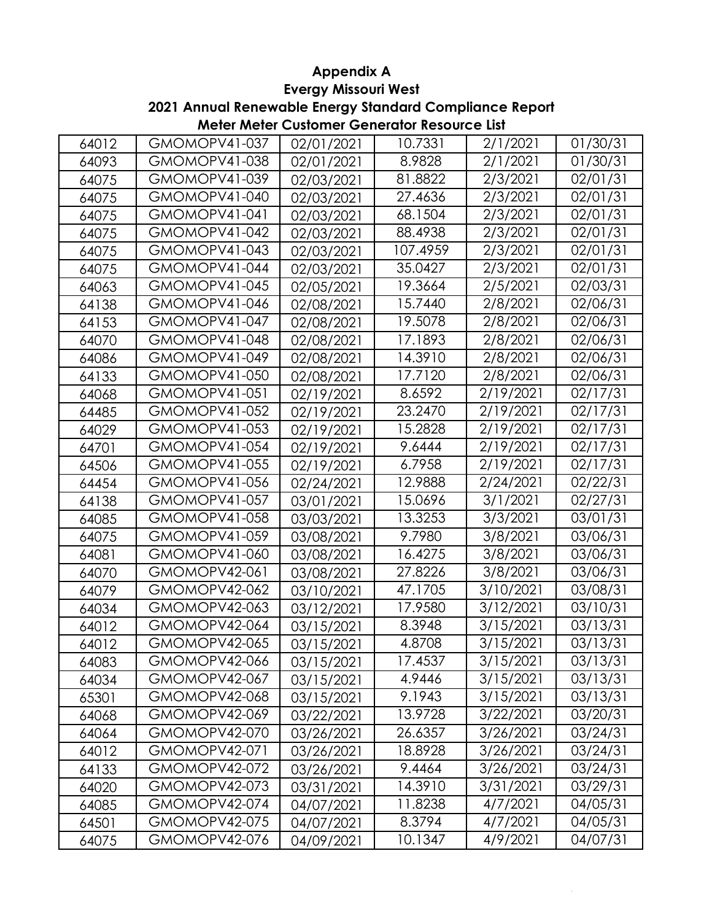# Appendix A
## Evergy Missouri West
## 2021 Annual Renewable Energy Standard Compliance Report
## Meter Meter Customer Generator Resource List

| | | | | | |
|---|---|---|---|---|---|
| 64012 | GMOMOPV41-037 | 02/01/2021 | 10.7331 | 2/1/2021 | 01/30/31 |
| 64093 | GMOMOPV41-038 | 02/01/2021 | 8.9828 | 2/1/2021 | 01/30/31 |
| 64075 | GMOMOPV41-039 | 02/03/2021 | 81.8822 | 2/3/2021 | 02/01/31 |
| 64075 | GMOMOPV41-040 | 02/03/2021 | 27.4636 | 2/3/2021 | 02/01/31 |
| 64075 | GMOMOPV41-041 | 02/03/2021 | 68.1504 | 2/3/2021 | 02/01/31 |
| 64075 | GMOMOPV41-042 | 02/03/2021 | 88.4938 | 2/3/2021 | 02/01/31 |
| 64075 | GMOMOPV41-043 | 02/03/2021 | 107.4959 | 2/3/2021 | 02/01/31 |
| 64075 | GMOMOPV41-044 | 02/03/2021 | 35.0427 | 2/3/2021 | 02/01/31 |
| 64063 | GMOMOPV41-045 | 02/05/2021 | 19.3664 | 2/5/2021 | 02/03/31 |
| 64138 | GMOMOPV41-046 | 02/08/2021 | 15.7440 | 2/8/2021 | 02/06/31 |
| 64153 | GMOMOPV41-047 | 02/08/2021 | 19.5078 | 2/8/2021 | 02/06/31 |
| 64070 | GMOMOPV41-048 | 02/08/2021 | 17.1893 | 2/8/2021 | 02/06/31 |
| 64086 | GMOMOPV41-049 | 02/08/2021 | 14.3910 | 2/8/2021 | 02/06/31 |
| 64133 | GMOMOPV41-050 | 02/08/2021 | 17.7120 | 2/8/2021 | 02/06/31 |
| 64068 | GMOMOPV41-051 | 02/19/2021 | 8.6592 | 2/19/2021 | 02/17/31 |
| 64485 | GMOMOPV41-052 | 02/19/2021 | 23.2470 | 2/19/2021 | 02/17/31 |
| 64029 | GMOMOPV41-053 | 02/19/2021 | 15.2828 | 2/19/2021 | 02/17/31 |
| 64701 | GMOMOPV41-054 | 02/19/2021 | 9.6444 | 2/19/2021 | 02/17/31 |
| 64506 | GMOMOPV41-055 | 02/19/2021 | 6.7958 | 2/19/2021 | 02/17/31 |
| 64454 | GMOMOPV41-056 | 02/24/2021 | 12.9888 | 2/24/2021 | 02/22/31 |
| 64138 | GMOMOPV41-057 | 03/01/2021 | 15.0696 | 3/1/2021 | 02/27/31 |
| 64085 | GMOMOPV41-058 | 03/03/2021 | 13.3253 | 3/3/2021 | 03/01/31 |
| 64075 | GMOMOPV41-059 | 03/08/2021 | 9.7980 | 3/8/2021 | 03/06/31 |
| 64081 | GMOMOPV41-060 | 03/08/2021 | 16.4275 | 3/8/2021 | 03/06/31 |
| 64070 | GMOMOPV42-061 | 03/08/2021 | 27.8226 | 3/8/2021 | 03/06/31 |
| 64079 | GMOMOPV42-062 | 03/10/2021 | 47.1705 | 3/10/2021 | 03/08/31 |
| 64034 | GMOMOPV42-063 | 03/12/2021 | 17.9580 | 3/12/2021 | 03/10/31 |
| 64012 | GMOMOPV42-064 | 03/15/2021 | 8.3948 | 3/15/2021 | 03/13/31 |
| 64012 | GMOMOPV42-065 | 03/15/2021 | 4.8708 | 3/15/2021 | 03/13/31 |
| 64083 | GMOMOPV42-066 | 03/15/2021 | 17.4537 | 3/15/2021 | 03/13/31 |
| 64034 | GMOMOPV42-067 | 03/15/2021 | 4.9446 | 3/15/2021 | 03/13/31 |
| 65301 | GMOMOPV42-068 | 03/15/2021 | 9.1943 | 3/15/2021 | 03/13/31 |
| 64068 | GMOMOPV42-069 | 03/22/2021 | 13.9728 | 3/22/2021 | 03/20/31 |
| 64064 | GMOMOPV42-070 | 03/26/2021 | 26.6357 | 3/26/2021 | 03/24/31 |
| 64012 | GMOMOPV42-071 | 03/26/2021 | 18.8928 | 3/26/2021 | 03/24/31 |
| 64133 | GMOMOPV42-072 | 03/26/2021 | 9.4464 | 3/26/2021 | 03/24/31 |
| 64020 | GMOMOPV42-073 | 03/31/2021 | 14.3910 | 3/31/2021 | 03/29/31 |
| 64085 | GMOMOPV42-074 | 04/07/2021 | 11.8238 | 4/7/2021 | 04/05/31 |
| 64501 | GMOMOPV42-075 | 04/07/2021 | 8.3794 | 4/7/2021 | 04/05/31 |
| 64075 | GMOMOPV42-076 | 04/09/2021 | 10.1347 | 4/9/2021 | 04/07/31 |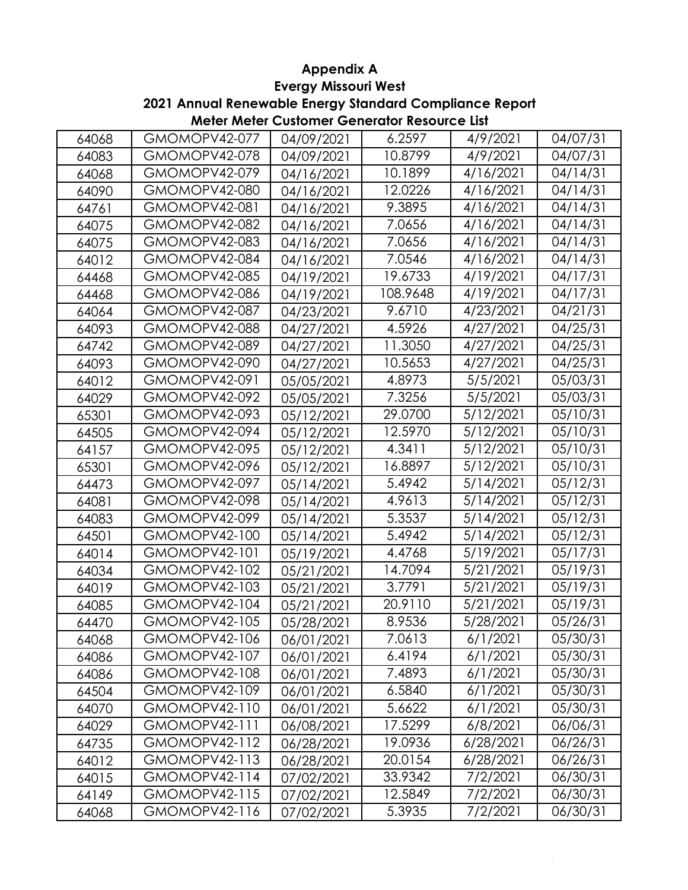## Appendix A
## Evergy Missouri West
## 2021 Annual Renewable Energy Standard Compliance Report
## Meter Meter Customer Generator Resource List

| | | | | | |
|---|---|---|---|---|---|
| 64068 | GMOMOPV42-077 | 04/09/2021 | 6.2597 | 4/9/2021 | 04/07/31 |
| 64083 | GMOMOPV42-078 | 04/09/2021 | 10.8799 | 4/9/2021 | 04/07/31 |
| 64068 | GMOMOPV42-079 | 04/16/2021 | 10.1899 | 4/16/2021 | 04/14/31 |
| 64090 | GMOMOPV42-080 | 04/16/2021 | 12.0226 | 4/16/2021 | 04/14/31 |
| 64761 | GMOMOPV42-081 | 04/16/2021 | 9.3895 | 4/16/2021 | 04/14/31 |
| 64075 | GMOMOPV42-082 | 04/16/2021 | 7.0656 | 4/16/2021 | 04/14/31 |
| 64075 | GMOMOPV42-083 | 04/16/2021 | 7.0656 | 4/16/2021 | 04/14/31 |
| 64012 | GMOMOPV42-084 | 04/16/2021 | 7.0546 | 4/16/2021 | 04/14/31 |
| 64468 | GMOMOPV42-085 | 04/19/2021 | 19.6733 | 4/19/2021 | 04/17/31 |
| 64468 | GMOMOPV42-086 | 04/19/2021 | 108.9648 | 4/19/2021 | 04/17/31 |
| 64064 | GMOMOPV42-087 | 04/23/2021 | 9.6710 | 4/23/2021 | 04/21/31 |
| 64093 | GMOMOPV42-088 | 04/27/2021 | 4.5926 | 4/27/2021 | 04/25/31 |
| 64742 | GMOMOPV42-089 | 04/27/2021 | 11.3050 | 4/27/2021 | 04/25/31 |
| 64093 | GMOMOPV42-090 | 04/27/2021 | 10.5653 | 4/27/2021 | 04/25/31 |
| 64012 | GMOMOPV42-091 | 05/05/2021 | 4.8973 | 5/5/2021 | 05/03/31 |
| 64029 | GMOMOPV42-092 | 05/05/2021 | 7.3256 | 5/5/2021 | 05/03/31 |
| 65301 | GMOMOPV42-093 | 05/12/2021 | 29.0700 | 5/12/2021 | 05/10/31 |
| 64505 | GMOMOPV42-094 | 05/12/2021 | 12.5970 | 5/12/2021 | 05/10/31 |
| 64157 | GMOMOPV42-095 | 05/12/2021 | 4.3411 | 5/12/2021 | 05/10/31 |
| 65301 | GMOMOPV42-096 | 05/12/2021 | 16.8897 | 5/12/2021 | 05/10/31 |
| 64473 | GMOMOPV42-097 | 05/14/2021 | 5.4942 | 5/14/2021 | 05/12/31 |
| 64081 | GMOMOPV42-098 | 05/14/2021 | 4.9613 | 5/14/2021 | 05/12/31 |
| 64083 | GMOMOPV42-099 | 05/14/2021 | 5.3537 | 5/14/2021 | 05/12/31 |
| 64501 | GMOMOPV42-100 | 05/14/2021 | 5.4942 | 5/14/2021 | 05/12/31 |
| 64014 | GMOMOPV42-101 | 05/19/2021 | 4.4768 | 5/19/2021 | 05/17/31 |
| 64034 | GMOMOPV42-102 | 05/21/2021 | 14.7094 | 5/21/2021 | 05/19/31 |
| 64019 | GMOMOPV42-103 | 05/21/2021 | 3.7791 | 5/21/2021 | 05/19/31 |
| 64085 | GMOMOPV42-104 | 05/21/2021 | 20.9110 | 5/21/2021 | 05/19/31 |
| 64470 | GMOMOPV42-105 | 05/28/2021 | 8.9536 | 5/28/2021 | 05/26/31 |
| 64068 | GMOMOPV42-106 | 06/01/2021 | 7.0613 | 6/1/2021 | 05/30/31 |
| 64086 | GMOMOPV42-107 | 06/01/2021 | 6.4194 | 6/1/2021 | 05/30/31 |
| 64086 | GMOMOPV42-108 | 06/01/2021 | 7.4893 | 6/1/2021 | 05/30/31 |
| 64504 | GMOMOPV42-109 | 06/01/2021 | 6.5840 | 6/1/2021 | 05/30/31 |
| 64070 | GMOMOPV42-110 | 06/01/2021 | 5.6622 | 6/1/2021 | 05/30/31 |
| 64029 | GMOMOPV42-111 | 06/08/2021 | 17.5299 | 6/8/2021 | 06/06/31 |
| 64735 | GMOMOPV42-112 | 06/28/2021 | 19.0936 | 6/28/2021 | 06/26/31 |
| 64012 | GMOMOPV42-113 | 06/28/2021 | 20.0154 | 6/28/2021 | 06/26/31 |
| 64015 | GMOMOPV42-114 | 07/02/2021 | 33.9342 | 7/2/2021 | 06/30/31 |
| 64149 | GMOMOPV42-115 | 07/02/2021 | 12.5849 | 7/2/2021 | 06/30/31 |
| 64068 | GMOMOPV42-116 | 07/02/2021 | 5.3935 | 7/2/2021 | 06/30/31 |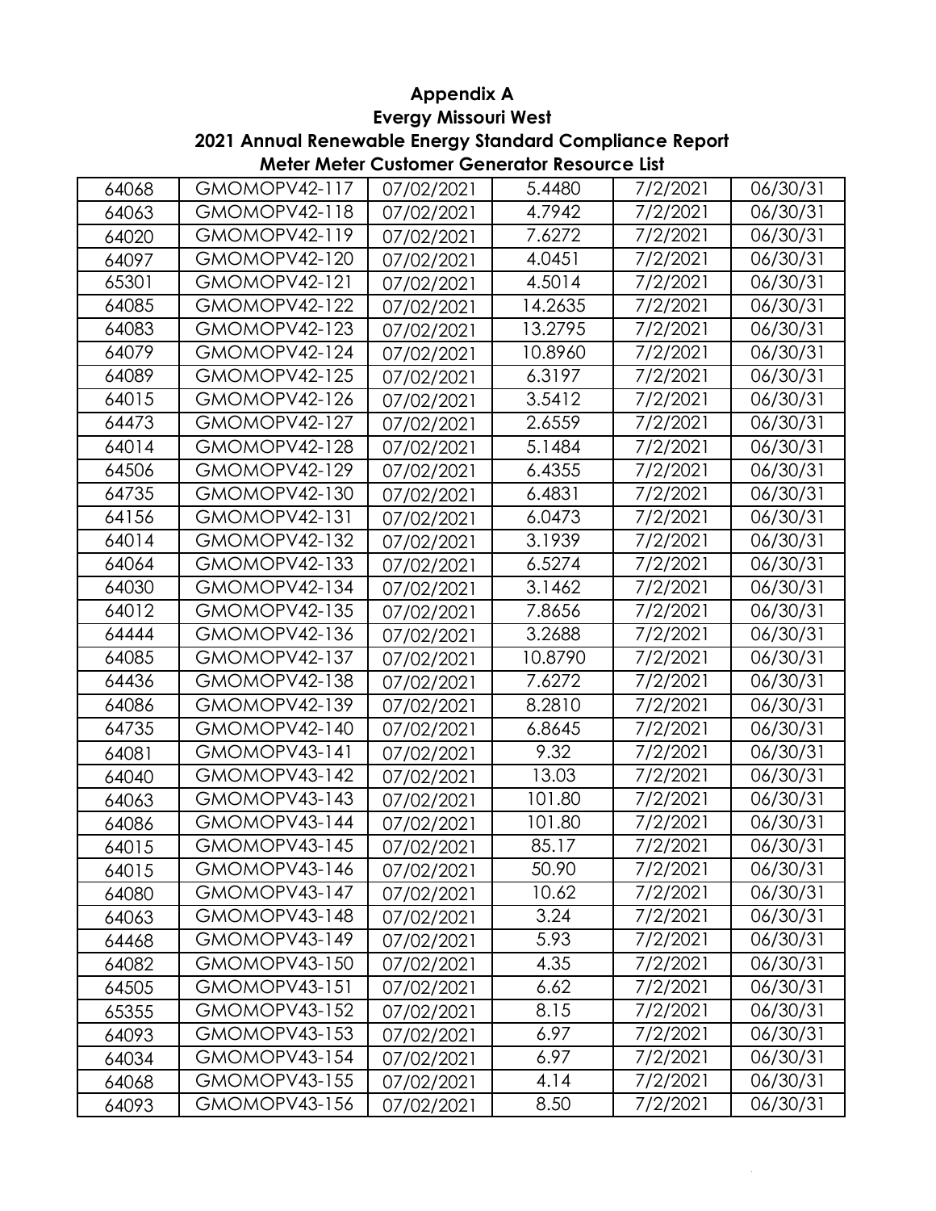## Appendix A
## Evergy Missouri West
## 2021 Annual Renewable Energy Standard Compliance Report
## Meter Meter Customer Generator Resource List

| | | | | | |
|---|---|---|---|---|---|
| 64068 | GMOMOPV42-117 | 07/02/2021 | 5.4480 | 7/2/2021 | 06/30/31 |
| 64063 | GMOMOPV42-118 | 07/02/2021 | 4.7942 | 7/2/2021 | 06/30/31 |
| 64020 | GMOMOPV42-119 | 07/02/2021 | 7.6272 | 7/2/2021 | 06/30/31 |
| 64097 | GMOMOPV42-120 | 07/02/2021 | 4.0451 | 7/2/2021 | 06/30/31 |
| 65301 | GMOMOPV42-121 | 07/02/2021 | 4.5014 | 7/2/2021 | 06/30/31 |
| 64085 | GMOMOPV42-122 | 07/02/2021 | 14.2635 | 7/2/2021 | 06/30/31 |
| 64083 | GMOMOPV42-123 | 07/02/2021 | 13.2795 | 7/2/2021 | 06/30/31 |
| 64079 | GMOMOPV42-124 | 07/02/2021 | 10.8960 | 7/2/2021 | 06/30/31 |
| 64089 | GMOMOPV42-125 | 07/02/2021 | 6.3197 | 7/2/2021 | 06/30/31 |
| 64015 | GMOMOPV42-126 | 07/02/2021 | 3.5412 | 7/2/2021 | 06/30/31 |
| 64473 | GMOMOPV42-127 | 07/02/2021 | 2.6559 | 7/2/2021 | 06/30/31 |
| 64014 | GMOMOPV42-128 | 07/02/2021 | 5.1484 | 7/2/2021 | 06/30/31 |
| 64506 | GMOMOPV42-129 | 07/02/2021 | 6.4355 | 7/2/2021 | 06/30/31 |
| 64735 | GMOMOPV42-130 | 07/02/2021 | 6.4831 | 7/2/2021 | 06/30/31 |
| 64156 | GMOMOPV42-131 | 07/02/2021 | 6.0473 | 7/2/2021 | 06/30/31 |
| 64014 | GMOMOPV42-132 | 07/02/2021 | 3.1939 | 7/2/2021 | 06/30/31 |
| 64064 | GMOMOPV42-133 | 07/02/2021 | 6.5274 | 7/2/2021 | 06/30/31 |
| 64030 | GMOMOPV42-134 | 07/02/2021 | 3.1462 | 7/2/2021 | 06/30/31 |
| 64012 | GMOMOPV42-135 | 07/02/2021 | 7.8656 | 7/2/2021 | 06/30/31 |
| 64444 | GMOMOPV42-136 | 07/02/2021 | 3.2688 | 7/2/2021 | 06/30/31 |
| 64085 | GMOMOPV42-137 | 07/02/2021 | 10.8790 | 7/2/2021 | 06/30/31 |
| 64436 | GMOMOPV42-138 | 07/02/2021 | 7.6272 | 7/2/2021 | 06/30/31 |
| 64086 | GMOMOPV42-139 | 07/02/2021 | 8.2810 | 7/2/2021 | 06/30/31 |
| 64735 | GMOMOPV42-140 | 07/02/2021 | 6.8645 | 7/2/2021 | 06/30/31 |
| 64081 | GMOMOPV43-141 | 07/02/2021 | 9.32 | 7/2/2021 | 06/30/31 |
| 64040 | GMOMOPV43-142 | 07/02/2021 | 13.03 | 7/2/2021 | 06/30/31 |
| 64063 | GMOMOPV43-143 | 07/02/2021 | 101.80 | 7/2/2021 | 06/30/31 |
| 64086 | GMOMOPV43-144 | 07/02/2021 | 101.80 | 7/2/2021 | 06/30/31 |
| 64015 | GMOMOPV43-145 | 07/02/2021 | 85.17 | 7/2/2021 | 06/30/31 |
| 64015 | GMOMOPV43-146 | 07/02/2021 | 50.90 | 7/2/2021 | 06/30/31 |
| 64080 | GMOMOPV43-147 | 07/02/2021 | 10.62 | 7/2/2021 | 06/30/31 |
| 64063 | GMOMOPV43-148 | 07/02/2021 | 3.24 | 7/2/2021 | 06/30/31 |
| 64468 | GMOMOPV43-149 | 07/02/2021 | 5.93 | 7/2/2021 | 06/30/31 |
| 64082 | GMOMOPV43-150 | 07/02/2021 | 4.35 | 7/2/2021 | 06/30/31 |
| 64505 | GMOMOPV43-151 | 07/02/2021 | 6.62 | 7/2/2021 | 06/30/31 |
| 65355 | GMOMOPV43-152 | 07/02/2021 | 8.15 | 7/2/2021 | 06/30/31 |
| 64093 | GMOMOPV43-153 | 07/02/2021 | 6.97 | 7/2/2021 | 06/30/31 |
| 64034 | GMOMOPV43-154 | 07/02/2021 | 6.97 | 7/2/2021 | 06/30/31 |
| 64068 | GMOMOPV43-155 | 07/02/2021 | 4.14 | 7/2/2021 | 06/30/31 |
| 64093 | GMOMOPV43-156 | 07/02/2021 | 8.50 | 7/2/2021 | 06/30/31 |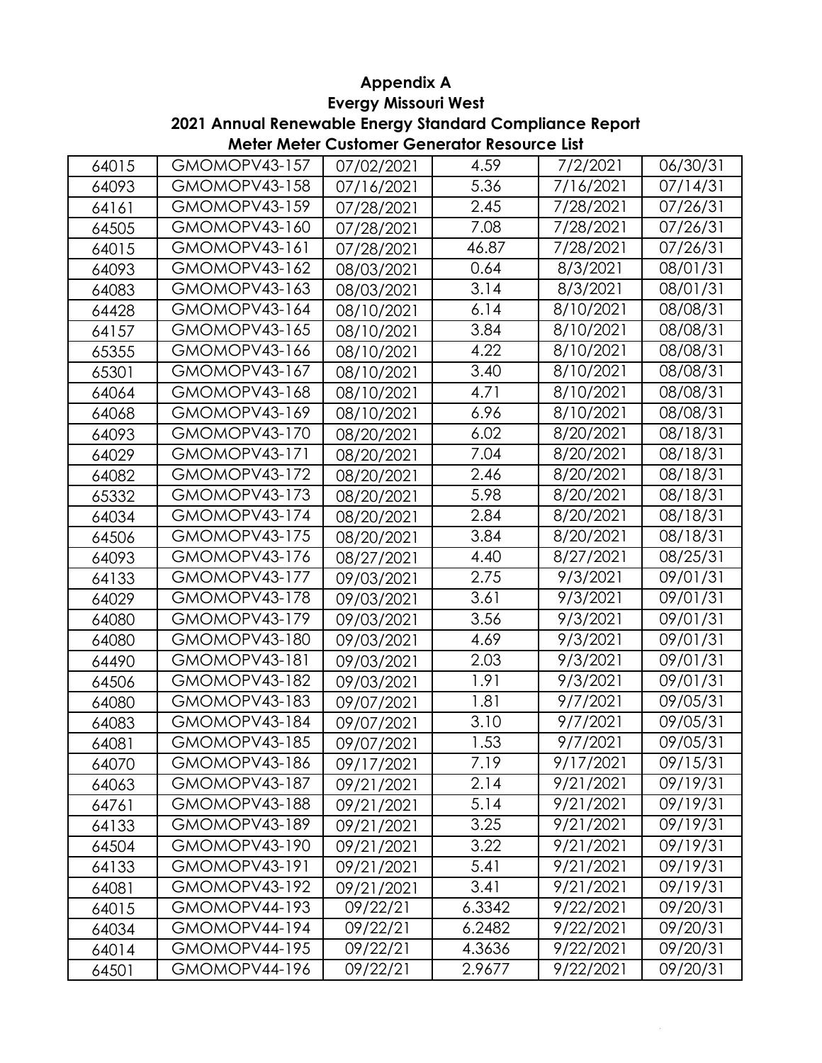**Appendix A**
**Evergy Missouri West**
**2021 Annual Renewable Energy Standard Compliance Report**
**Meter Meter Customer Generator Resource List**

| | | | | | |
|---|---|---|---|---|---|
| 64015 | GMOMOPV43-157 | 07/02/2021 | 4.59 | 7/2/2021 | 06/30/31 |
| 64093 | GMOMOPV43-158 | 07/16/2021 | 5.36 | 7/16/2021 | 07/14/31 |
| 64161 | GMOMOPV43-159 | 07/28/2021 | 2.45 | 7/28/2021 | 07/26/31 |
| 64505 | GMOMOPV43-160 | 07/28/2021 | 7.08 | 7/28/2021 | 07/26/31 |
| 64015 | GMOMOPV43-161 | 07/28/2021 | 46.87 | 7/28/2021 | 07/26/31 |
| 64093 | GMOMOPV43-162 | 08/03/2021 | 0.64 | 8/3/2021 | 08/01/31 |
| 64083 | GMOMOPV43-163 | 08/03/2021 | 3.14 | 8/3/2021 | 08/01/31 |
| 64428 | GMOMOPV43-164 | 08/10/2021 | 6.14 | 8/10/2021 | 08/08/31 |
| 64157 | GMOMOPV43-165 | 08/10/2021 | 3.84 | 8/10/2021 | 08/08/31 |
| 65355 | GMOMOPV43-166 | 08/10/2021 | 4.22 | 8/10/2021 | 08/08/31 |
| 65301 | GMOMOPV43-167 | 08/10/2021 | 3.40 | 8/10/2021 | 08/08/31 |
| 64064 | GMOMOPV43-168 | 08/10/2021 | 4.71 | 8/10/2021 | 08/08/31 |
| 64068 | GMOMOPV43-169 | 08/10/2021 | 6.96 | 8/10/2021 | 08/08/31 |
| 64093 | GMOMOPV43-170 | 08/20/2021 | 6.02 | 8/20/2021 | 08/18/31 |
| 64029 | GMOMOPV43-171 | 08/20/2021 | 7.04 | 8/20/2021 | 08/18/31 |
| 64082 | GMOMOPV43-172 | 08/20/2021 | 2.46 | 8/20/2021 | 08/18/31 |
| 65332 | GMOMOPV43-173 | 08/20/2021 | 5.98 | 8/20/2021 | 08/18/31 |
| 64034 | GMOMOPV43-174 | 08/20/2021 | 2.84 | 8/20/2021 | 08/18/31 |
| 64506 | GMOMOPV43-175 | 08/20/2021 | 3.84 | 8/20/2021 | 08/18/31 |
| 64093 | GMOMOPV43-176 | 08/27/2021 | 4.40 | 8/27/2021 | 08/25/31 |
| 64133 | GMOMOPV43-177 | 09/03/2021 | 2.75 | 9/3/2021 | 09/01/31 |
| 64029 | GMOMOPV43-178 | 09/03/2021 | 3.61 | 9/3/2021 | 09/01/31 |
| 64080 | GMOMOPV43-179 | 09/03/2021 | 3.56 | 9/3/2021 | 09/01/31 |
| 64080 | GMOMOPV43-180 | 09/03/2021 | 4.69 | 9/3/2021 | 09/01/31 |
| 64490 | GMOMOPV43-181 | 09/03/2021 | 2.03 | 9/3/2021 | 09/01/31 |
| 64506 | GMOMOPV43-182 | 09/03/2021 | 1.91 | 9/3/2021 | 09/01/31 |
| 64080 | GMOMOPV43-183 | 09/07/2021 | 1.81 | 9/7/2021 | 09/05/31 |
| 64083 | GMOMOPV43-184 | 09/07/2021 | 3.10 | 9/7/2021 | 09/05/31 |
| 64081 | GMOMOPV43-185 | 09/07/2021 | 1.53 | 9/7/2021 | 09/05/31 |
| 64070 | GMOMOPV43-186 | 09/17/2021 | 7.19 | 9/17/2021 | 09/15/31 |
| 64063 | GMOMOPV43-187 | 09/21/2021 | 2.14 | 9/21/2021 | 09/19/31 |
| 64761 | GMOMOPV43-188 | 09/21/2021 | 5.14 | 9/21/2021 | 09/19/31 |
| 64133 | GMOMOPV43-189 | 09/21/2021 | 3.25 | 9/21/2021 | 09/19/31 |
| 64504 | GMOMOPV43-190 | 09/21/2021 | 3.22 | 9/21/2021 | 09/19/31 |
| 64133 | GMOMOPV43-191 | 09/21/2021 | 5.41 | 9/21/2021 | 09/19/31 |
| 64081 | GMOMOPV43-192 | 09/21/2021 | 3.41 | 9/21/2021 | 09/19/31 |
| 64015 | GMOMOPV44-193 | 09/22/21 | 6.3342 | 9/22/2021 | 09/20/31 |
| 64034 | GMOMOPV44-194 | 09/22/21 | 6.2482 | 9/22/2021 | 09/20/31 |
| 64014 | GMOMOPV44-195 | 09/22/21 | 4.3636 | 9/22/2021 | 09/20/31 |
| 64501 | GMOMOPV44-196 | 09/22/21 | 2.9677 | 9/22/2021 | 09/20/31 |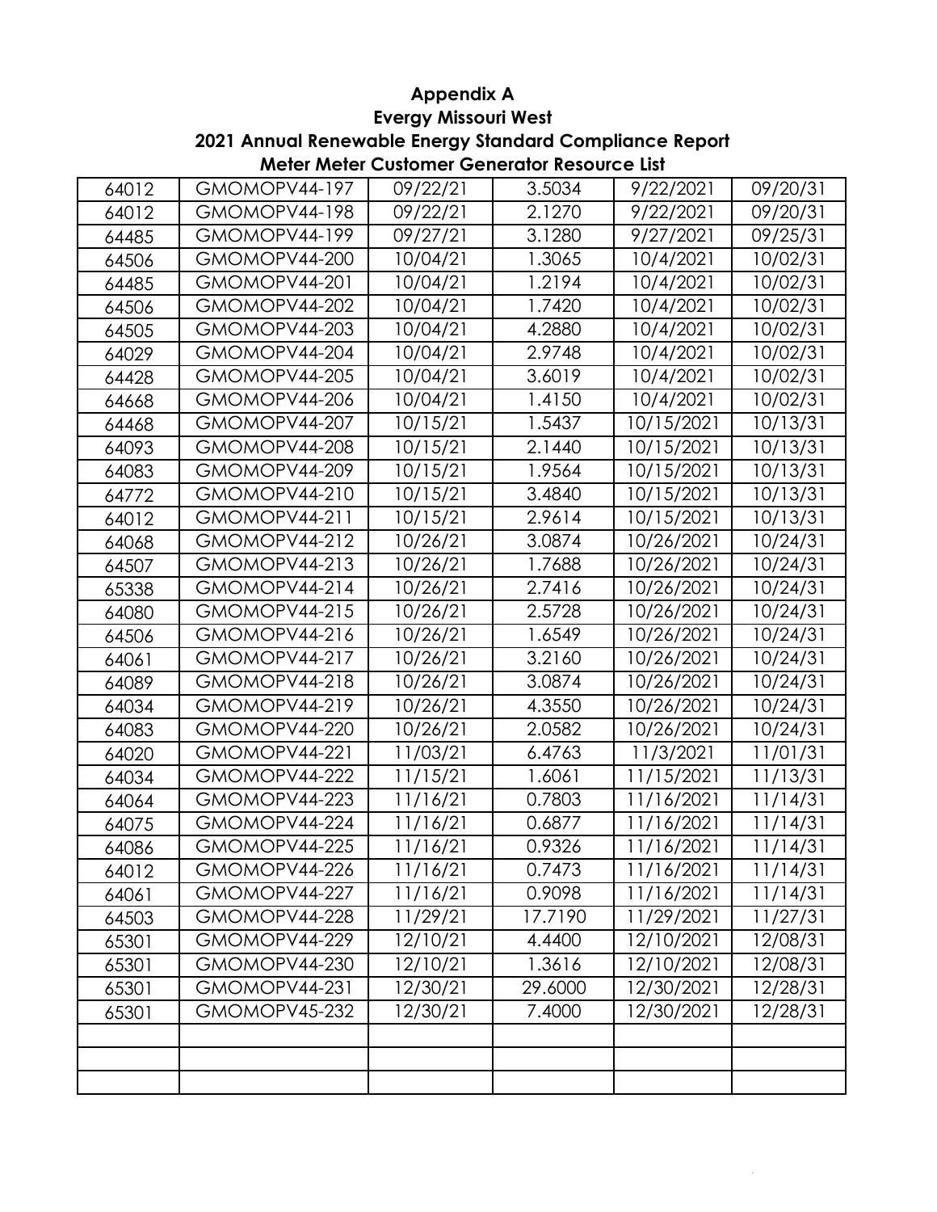# Appendix A
## Evergy Missouri West
## 2021 Annual Renewable Energy Standard Compliance Report
## Meter Meter Customer Generator Resource List

| | | | | | |
|---|---|---|---|---|---|
| 64012 | GMOMOPV44-197 | 09/22/21 | 3.5034 | 9/22/2021 | 09/20/31 |
| 64012 | GMOMOPV44-198 | 09/22/21 | 2.1270 | 9/22/2021 | 09/20/31 |
| 64485 | GMOMOPV44-199 | 09/27/21 | 3.1280 | 9/27/2021 | 09/25/31 |
| 64506 | GMOMOPV44-200 | 10/04/21 | 1.3065 | 10/4/2021 | 10/02/31 |
| 64485 | GMOMOPV44-201 | 10/04/21 | 1.2194 | 10/4/2021 | 10/02/31 |
| 64506 | GMOMOPV44-202 | 10/04/21 | 1.7420 | 10/4/2021 | 10/02/31 |
| 64505 | GMOMOPV44-203 | 10/04/21 | 4.2880 | 10/4/2021 | 10/02/31 |
| 64029 | GMOMOPV44-204 | 10/04/21 | 2.9748 | 10/4/2021 | 10/02/31 |
| 64428 | GMOMOPV44-205 | 10/04/21 | 3.6019 | 10/4/2021 | 10/02/31 |
| 64668 | GMOMOPV44-206 | 10/04/21 | 1.4150 | 10/4/2021 | 10/02/31 |
| 64468 | GMOMOPV44-207 | 10/15/21 | 1.5437 | 10/15/2021 | 10/13/31 |
| 64093 | GMOMOPV44-208 | 10/15/21 | 2.1440 | 10/15/2021 | 10/13/31 |
| 64083 | GMOMOPV44-209 | 10/15/21 | 1.9564 | 10/15/2021 | 10/13/31 |
| 64772 | GMOMOPV44-210 | 10/15/21 | 3.4840 | 10/15/2021 | 10/13/31 |
| 64012 | GMOMOPV44-211 | 10/15/21 | 2.9614 | 10/15/2021 | 10/13/31 |
| 64068 | GMOMOPV44-212 | 10/26/21 | 3.0874 | 10/26/2021 | 10/24/31 |
| 64507 | GMOMOPV44-213 | 10/26/21 | 1.7688 | 10/26/2021 | 10/24/31 |
| 65338 | GMOMOPV44-214 | 10/26/21 | 2.7416 | 10/26/2021 | 10/24/31 |
| 64080 | GMOMOPV44-215 | 10/26/21 | 2.5728 | 10/26/2021 | 10/24/31 |
| 64506 | GMOMOPV44-216 | 10/26/21 | 1.6549 | 10/26/2021 | 10/24/31 |
| 64061 | GMOMOPV44-217 | 10/26/21 | 3.2160 | 10/26/2021 | 10/24/31 |
| 64089 | GMOMOPV44-218 | 10/26/21 | 3.0874 | 10/26/2021 | 10/24/31 |
| 64034 | GMOMOPV44-219 | 10/26/21 | 4.3550 | 10/26/2021 | 10/24/31 |
| 64083 | GMOMOPV44-220 | 10/26/21 | 2.0582 | 10/26/2021 | 10/24/31 |
| 64020 | GMOMOPV44-221 | 11/03/21 | 6.4763 | 11/3/2021 | 11/01/31 |
| 64034 | GMOMOPV44-222 | 11/15/21 | 1.6061 | 11/15/2021 | 11/13/31 |
| 64064 | GMOMOPV44-223 | 11/16/21 | 0.7803 | 11/16/2021 | 11/14/31 |
| 64075 | GMOMOPV44-224 | 11/16/21 | 0.6877 | 11/16/2021 | 11/14/31 |
| 64086 | GMOMOPV44-225 | 11/16/21 | 0.9326 | 11/16/2021 | 11/14/31 |
| 64012 | GMOMOPV44-226 | 11/16/21 | 0.7473 | 11/16/2021 | 11/14/31 |
| 64061 | GMOMOPV44-227 | 11/16/21 | 0.9098 | 11/16/2021 | 11/14/31 |
| 64503 | GMOMOPV44-228 | 11/29/21 | 17.7190 | 11/29/2021 | 11/27/31 |
| 65301 | GMOMOPV44-229 | 12/10/21 | 4.4400 | 12/10/2021 | 12/08/31 |
| 65301 | GMOMOPV44-230 | 12/10/21 | 1.3616 | 12/10/2021 | 12/08/31 |
| 65301 | GMOMOPV44-231 | 12/30/21 | 29.6000 | 12/30/2021 | 12/28/31 |
| 65301 | GMOMOPV45-232 | 12/30/21 | 7.4000 | 12/30/2021 | 12/28/31 |
| | | | | | |
| | | | | | |
| | | | | | |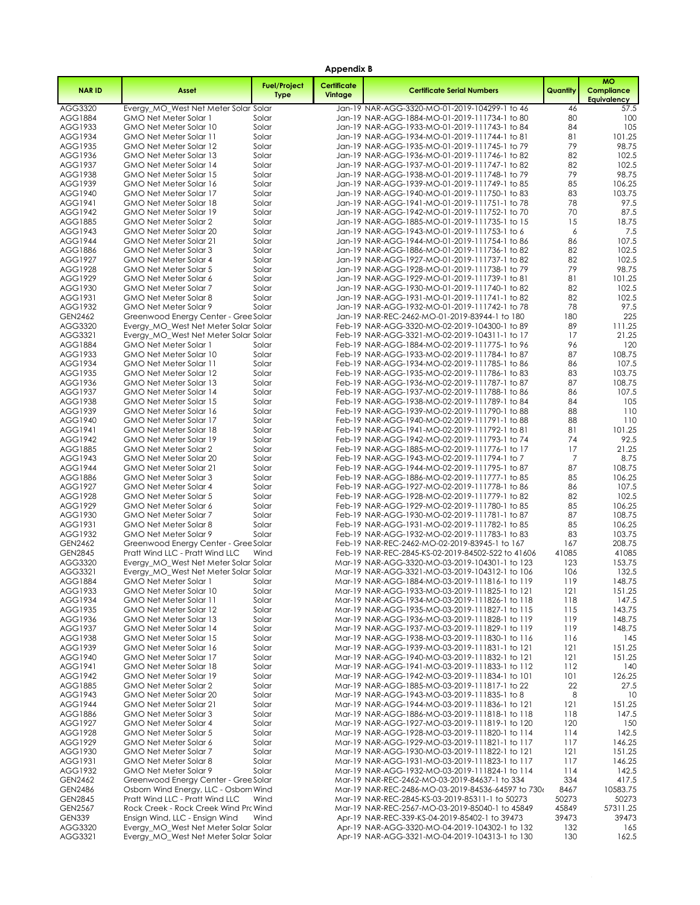**Appendix B**

| NAR ID | Asset | Fuel/Project Type | Certificate Vintage | Certificate Serial Numbers | Quantity | MO Compliance Equivalency |
|---|---|---|---|---|---|---|
| AGG3320 | Evergy_MO_West Net Meter Solar | Solar | Jan-19 | NAR-AGG-3320-MO-01-2019-104299-1 to 46 | 46 | 57.5 |
| AGG1884 | GMO Net Meter Solar 1 | Solar | Jan-19 | NAR-AGG-1884-MO-01-2019-111734-1 to 80 | 80 | 100 |
| AGG1933 | GMO Net Meter Solar 10 | Solar | Jan-19 | NAR-AGG-1933-MO-01-2019-111743-1 to 84 | 84 | 105 |
| AGG1934 | GMO Net Meter Solar 11 | Solar | Jan-19 | NAR-AGG-1934-MO-01-2019-111744-1 to 81 | 81 | 101.25 |
| AGG1935 | GMO Net Meter Solar 12 | Solar | Jan-19 | NAR-AGG-1935-MO-01-2019-111745-1 to 79 | 79 | 98.75 |
| AGG1936 | GMO Net Meter Solar 13 | Solar | Jan-19 | NAR-AGG-1936-MO-01-2019-111746-1 to 82 | 82 | 102.5 |
| AGG1937 | GMO Net Meter Solar 14 | Solar | Jan-19 | NAR-AGG-1937-MO-01-2019-111747-1 to 82 | 82 | 102.5 |
| AGG1938 | GMO Net Meter Solar 15 | Solar | Jan-19 | NAR-AGG-1938-MO-01-2019-111748-1 to 79 | 79 | 98.75 |
| AGG1939 | GMO Net Meter Solar 16 | Solar | Jan-19 | NAR-AGG-1939-MO-01-2019-111749-1 to 85 | 85 | 106.25 |
| AGG1940 | GMO Net Meter Solar 17 | Solar | Jan-19 | NAR-AGG-1940-MO-01-2019-111750-1 to 83 | 83 | 103.75 |
| AGG1941 | GMO Net Meter Solar 18 | Solar | Jan-19 | NAR-AGG-1941-MO-01-2019-111751-1 to 78 | 78 | 97.5 |
| AGG1942 | GMO Net Meter Solar 19 | Solar | Jan-19 | NAR-AGG-1942-MO-01-2019-111752-1 to 70 | 70 | 87.5 |
| AGG1885 | GMO Net Meter Solar 2 | Solar | Jan-19 | NAR-AGG-1885-MO-01-2019-111735-1 to 15 | 15 | 18.75 |
| AGG1943 | GMO Net Meter Solar 20 | Solar | Jan-19 | NAR-AGG-1943-MO-01-2019-111753-1 to 6 | 6 | 7.5 |
| AGG1944 | GMO Net Meter Solar 21 | Solar | Jan-19 | NAR-AGG-1944-MO-01-2019-111754-1 to 86 | 86 | 107.5 |
| AGG1886 | GMO Net Meter Solar 3 | Solar | Jan-19 | NAR-AGG-1886-MO-01-2019-111736-1 to 82 | 82 | 102.5 |
| AGG1927 | GMO Net Meter Solar 4 | Solar | Jan-19 | NAR-AGG-1927-MO-01-2019-111737-1 to 82 | 82 | 102.5 |
| AGG1928 | GMO Net Meter Solar 5 | Solar | Jan-19 | NAR-AGG-1928-MO-01-2019-111738-1 to 79 | 79 | 98.75 |
| AGG1929 | GMO Net Meter Solar 6 | Solar | Jan-19 | NAR-AGG-1929-MO-01-2019-111739-1 to 81 | 81 | 101.25 |
| AGG1930 | GMO Net Meter Solar 7 | Solar | Jan-19 | NAR-AGG-1930-MO-01-2019-111740-1 to 82 | 82 | 102.5 |
| AGG1931 | GMO Net Meter Solar 8 | Solar | Jan-19 | NAR-AGG-1931-MO-01-2019-111741-1 to 82 | 82 | 102.5 |
| AGG1932 | GMO Net Meter Solar 9 | Solar | Jan-19 | NAR-AGG-1932-MO-01-2019-111742-1 to 78 | 78 | 97.5 |
| GEN2462 | Greenwood Energy Center - Gree | Solar | Jan-19 | NAR-REC-2462-MO-01-2019-83944-1 to 180 | 180 | 225 |
| AGG3320 | Evergy_MO_West Net Meter Solar | Solar | Feb-19 | NAR-AGG-3320-MO-02-2019-104300-1 to 89 | 89 | 111.25 |
| AGG3321 | Evergy_MO_West Net Meter Solar | Solar | Feb-19 | NAR-AGG-3321-MO-02-2019-104311-1 to 17 | 17 | 21.25 |
| AGG1884 | GMO Net Meter Solar 1 | Solar | Feb-19 | NAR-AGG-1884-MO-02-2019-111775-1 to 96 | 96 | 120 |
| AGG1933 | GMO Net Meter Solar 10 | Solar | Feb-19 | NAR-AGG-1933-MO-02-2019-111784-1 to 87 | 87 | 108.75 |
| AGG1934 | GMO Net Meter Solar 11 | Solar | Feb-19 | NAR-AGG-1934-MO-02-2019-111785-1 to 86 | 86 | 107.5 |
| AGG1935 | GMO Net Meter Solar 12 | Solar | Feb-19 | NAR-AGG-1935-MO-02-2019-111786-1 to 83 | 83 | 103.75 |
| AGG1936 | GMO Net Meter Solar 13 | Solar | Feb-19 | NAR-AGG-1936-MO-02-2019-111787-1 to 87 | 87 | 108.75 |
| AGG1937 | GMO Net Meter Solar 14 | Solar | Feb-19 | NAR-AGG-1937-MO-02-2019-111788-1 to 86 | 86 | 107.5 |
| AGG1938 | GMO Net Meter Solar 15 | Solar | Feb-19 | NAR-AGG-1938-MO-02-2019-111789-1 to 84 | 84 | 105 |
| AGG1939 | GMO Net Meter Solar 16 | Solar | Feb-19 | NAR-AGG-1939-MO-02-2019-111790-1 to 88 | 88 | 110 |
| AGG1940 | GMO Net Meter Solar 17 | Solar | Feb-19 | NAR-AGG-1940-MO-02-2019-111791-1 to 88 | 88 | 110 |
| AGG1941 | GMO Net Meter Solar 18 | Solar | Feb-19 | NAR-AGG-1941-MO-02-2019-111792-1 to 81 | 81 | 101.25 |
| AGG1942 | GMO Net Meter Solar 19 | Solar | Feb-19 | NAR-AGG-1942-MO-02-2019-111793-1 to 74 | 74 | 92.5 |
| AGG1885 | GMO Net Meter Solar 2 | Solar | Feb-19 | NAR-AGG-1885-MO-02-2019-111776-1 to 17 | 17 | 21.25 |
| AGG1943 | GMO Net Meter Solar 20 | Solar | Feb-19 | NAR-AGG-1943-MO-02-2019-111794-1 to 7 | 7 | 8.75 |
| AGG1944 | GMO Net Meter Solar 21 | Solar | Feb-19 | NAR-AGG-1944-MO-02-2019-111795-1 to 87 | 87 | 108.75 |
| AGG1886 | GMO Net Meter Solar 3 | Solar | Feb-19 | NAR-AGG-1886-MO-02-2019-111777-1 to 85 | 85 | 106.25 |
| AGG1927 | GMO Net Meter Solar 4 | Solar | Feb-19 | NAR-AGG-1927-MO-02-2019-111778-1 to 86 | 86 | 107.5 |
| AGG1928 | GMO Net Meter Solar 5 | Solar | Feb-19 | NAR-AGG-1928-MO-02-2019-111779-1 to 82 | 82 | 102.5 |
| AGG1929 | GMO Net Meter Solar 6 | Solar | Feb-19 | NAR-AGG-1929-MO-02-2019-111780-1 to 85 | 85 | 106.25 |
| AGG1930 | GMO Net Meter Solar 7 | Solar | Feb-19 | NAR-AGG-1930-MO-02-2019-111781-1 to 87 | 87 | 108.75 |
| AGG1931 | GMO Net Meter Solar 8 | Solar | Feb-19 | NAR-AGG-1931-MO-02-2019-111782-1 to 85 | 85 | 106.25 |
| AGG1932 | GMO Net Meter Solar 9 | Solar | Feb-19 | NAR-AGG-1932-MO-02-2019-111783-1 to 83 | 83 | 103.75 |
| GEN2462 | Greenwood Energy Center - Gree | Solar | Feb-19 | NAR-REC-2462-MO-02-2019-83945-1 to 167 | 167 | 208.75 |
| GEN2845 | Pratt Wind LLC - Pratt Wind LLC | Wind | Feb-19 | NAR-REC-2845-KS-02-2019-84502-522 to 41606 | 41085 | 41085 |
| AGG3320 | Evergy_MO_West Net Meter Solar | Solar | Mar-19 | NAR-AGG-3320-MO-03-2019-104301-1 to 123 | 123 | 153.75 |
| AGG3321 | Evergy_MO_West Net Meter Solar | Solar | Mar-19 | NAR-AGG-3321-MO-03-2019-104312-1 to 106 | 106 | 132.5 |
| AGG1884 | GMO Net Meter Solar 1 | Solar | Mar-19 | NAR-AGG-1884-MO-03-2019-111816-1 to 119 | 119 | 148.75 |
| AGG1933 | GMO Net Meter Solar 10 | Solar | Mar-19 | NAR-AGG-1933-MO-03-2019-111825-1 to 121 | 121 | 151.25 |
| AGG1934 | GMO Net Meter Solar 11 | Solar | Mar-19 | NAR-AGG-1934-MO-03-2019-111826-1 to 118 | 118 | 147.5 |
| AGG1935 | GMO Net Meter Solar 12 | Solar | Mar-19 | NAR-AGG-1935-MO-03-2019-111827-1 to 115 | 115 | 143.75 |
| AGG1936 | GMO Net Meter Solar 13 | Solar | Mar-19 | NAR-AGG-1936-MO-03-2019-111828-1 to 119 | 119 | 148.75 |
| AGG1937 | GMO Net Meter Solar 14 | Solar | Mar-19 | NAR-AGG-1937-MO-03-2019-111829-1 to 119 | 119 | 148.75 |
| AGG1938 | GMO Net Meter Solar 15 | Solar | Mar-19 | NAR-AGG-1938-MO-03-2019-111830-1 to 116 | 116 | 145 |
| AGG1939 | GMO Net Meter Solar 16 | Solar | Mar-19 | NAR-AGG-1939-MO-03-2019-111831-1 to 121 | 121 | 151.25 |
| AGG1940 | GMO Net Meter Solar 17 | Solar | Mar-19 | NAR-AGG-1940-MO-03-2019-111832-1 to 121 | 121 | 151.25 |
| AGG1941 | GMO Net Meter Solar 18 | Solar | Mar-19 | NAR-AGG-1941-MO-03-2019-111833-1 to 112 | 112 | 140 |
| AGG1942 | GMO Net Meter Solar 19 | Solar | Mar-19 | NAR-AGG-1942-MO-03-2019-111834-1 to 101 | 101 | 126.25 |
| AGG1885 | GMO Net Meter Solar 2 | Solar | Mar-19 | NAR-AGG-1885-MO-03-2019-111817-1 to 22 | 22 | 27.5 |
| AGG1943 | GMO Net Meter Solar 20 | Solar | Mar-19 | NAR-AGG-1943-MO-03-2019-111835-1 to 8 | 8 | 10 |
| AGG1944 | GMO Net Meter Solar 21 | Solar | Mar-19 | NAR-AGG-1944-MO-03-2019-111836-1 to 121 | 121 | 151.25 |
| AGG1886 | GMO Net Meter Solar 3 | Solar | Mar-19 | NAR-AGG-1886-MO-03-2019-111818-1 to 118 | 118 | 147.5 |
| AGG1927 | GMO Net Meter Solar 4 | Solar | Mar-19 | NAR-AGG-1927-MO-03-2019-111819-1 to 120 | 120 | 150 |
| AGG1928 | GMO Net Meter Solar 5 | Solar | Mar-19 | NAR-AGG-1928-MO-03-2019-111820-1 to 114 | 114 | 142.5 |
| AGG1929 | GMO Net Meter Solar 6 | Solar | Mar-19 | NAR-AGG-1929-MO-03-2019-111821-1 to 117 | 117 | 146.25 |
| AGG1930 | GMO Net Meter Solar 7 | Solar | Mar-19 | NAR-AGG-1930-MO-03-2019-111822-1 to 121 | 121 | 151.25 |
| AGG1931 | GMO Net Meter Solar 8 | Solar | Mar-19 | NAR-AGG-1931-MO-03-2019-111823-1 to 117 | 117 | 146.25 |
| AGG1932 | GMO Net Meter Solar 9 | Solar | Mar-19 | NAR-AGG-1932-MO-03-2019-111824-1 to 114 | 114 | 142.5 |
| GEN2462 | Greenwood Energy Center - Gree | Solar | Mar-19 | NAR-REC-2462-MO-03-2019-84637-1 to 334 | 334 | 417.5 |
| GEN2486 | Osborn Wind Energy, LLC - Osborn | Wind | Mar-19 | NAR-REC-2486-MO-03-2019-84536-64597 to 730 | 8467 | 10583.75 |
| GEN2845 | Pratt Wind LLC - Pratt Wind LLC | Wind | Mar-19 | NAR-REC-2845-KS-03-2019-85311-1 to 50273 | 50273 | 50273 |
| GEN2567 | Rock Creek - Rock Creek Wind Pro | Wind | Mar-19 | NAR-REC-2567-MO-03-2019-85040-1 to 45849 | 45849 | 57311.25 |
| GEN339 | Ensign Wind, LLC - Ensign Wind | Wind | Apr-19 | NAR-REC-339-KS-04-2019-85402-1 to 39473 | 39473 | 39473 |
| AGG3320 | Evergy_MO_West Net Meter Solar | Solar | Apr-19 | NAR-AGG-3320-MO-04-2019-104302-1 to 132 | 132 | 165 |
| AGG3321 | Evergy_MO_West Net Meter Solar | Solar | Apr-19 | NAR-AGG-3321-MO-04-2019-104313-1 to 130 | 130 | 162.5 |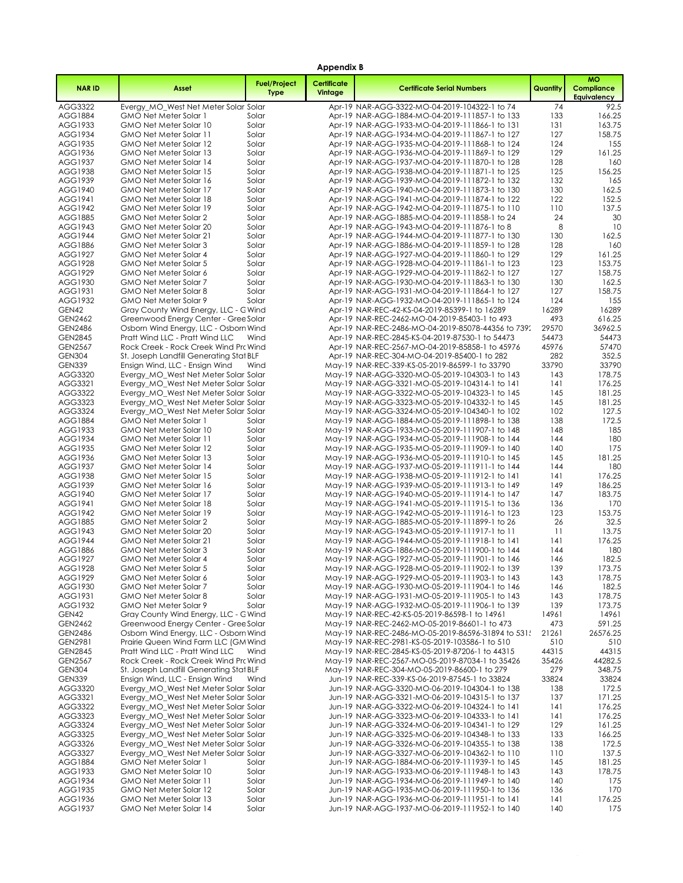**Appendix B**

| NAR ID | Asset | Fuel/Project Type | Certificate Vintage | Certificate Serial Numbers | Quantity | MO Compliance Equivalency |
|---|---|---|---|---|---|---|
| AGG3322 | Evergy_MO_West Net Meter Solar | Solar | Apr-19 | NAR-AGG-3322-MO-04-2019-104322-1 to 74 | 74 | 92.5 |
| AGG1884 | GMO Net Meter Solar 1 | Solar | Apr-19 | NAR-AGG-1884-MO-04-2019-111857-1 to 133 | 133 | 166.25 |
| AGG1933 | GMO Net Meter Solar 10 | Solar | Apr-19 | NAR-AGG-1933-MO-04-2019-111866-1 to 131 | 131 | 163.75 |
| AGG1934 | GMO Net Meter Solar 11 | Solar | Apr-19 | NAR-AGG-1934-MO-04-2019-111867-1 to 127 | 127 | 158.75 |
| AGG1935 | GMO Net Meter Solar 12 | Solar | Apr-19 | NAR-AGG-1935-MO-04-2019-111868-1 to 124 | 124 | 155 |
| AGG1936 | GMO Net Meter Solar 13 | Solar | Apr-19 | NAR-AGG-1936-MO-04-2019-111869-1 to 129 | 129 | 161.25 |
| AGG1937 | GMO Net Meter Solar 14 | Solar | Apr-19 | NAR-AGG-1937-MO-04-2019-111870-1 to 128 | 128 | 160 |
| AGG1938 | GMO Net Meter Solar 15 | Solar | Apr-19 | NAR-AGG-1938-MO-04-2019-111871-1 to 125 | 125 | 156.25 |
| AGG1939 | GMO Net Meter Solar 16 | Solar | Apr-19 | NAR-AGG-1939-MO-04-2019-111872-1 to 132 | 132 | 165 |
| AGG1940 | GMO Net Meter Solar 17 | Solar | Apr-19 | NAR-AGG-1940-MO-04-2019-111873-1 to 130 | 130 | 162.5 |
| AGG1941 | GMO Net Meter Solar 18 | Solar | Apr-19 | NAR-AGG-1941-MO-04-2019-111874-1 to 122 | 122 | 152.5 |
| AGG1942 | GMO Net Meter Solar 19 | Solar | Apr-19 | NAR-AGG-1942-MO-04-2019-111875-1 to 110 | 110 | 137.5 |
| AGG1885 | GMO Net Meter Solar 2 | Solar | Apr-19 | NAR-AGG-1885-MO-04-2019-111858-1 to 24 | 24 | 30 |
| AGG1943 | GMO Net Meter Solar 20 | Solar | Apr-19 | NAR-AGG-1943-MO-04-2019-111876-1 to 8 | 8 | 10 |
| AGG1944 | GMO Net Meter Solar 21 | Solar | Apr-19 | NAR-AGG-1944-MO-04-2019-111877-1 to 130 | 130 | 162.5 |
| AGG1886 | GMO Net Meter Solar 3 | Solar | Apr-19 | NAR-AGG-1886-MO-04-2019-111859-1 to 128 | 128 | 160 |
| AGG1927 | GMO Net Meter Solar 4 | Solar | Apr-19 | NAR-AGG-1927-MO-04-2019-111860-1 to 129 | 129 | 161.25 |
| AGG1928 | GMO Net Meter Solar 5 | Solar | Apr-19 | NAR-AGG-1928-MO-04-2019-111861-1 to 123 | 123 | 153.75 |
| AGG1929 | GMO Net Meter Solar 6 | Solar | Apr-19 | NAR-AGG-1929-MO-04-2019-111862-1 to 127 | 127 | 158.75 |
| AGG1930 | GMO Net Meter Solar 7 | Solar | Apr-19 | NAR-AGG-1930-MO-04-2019-111863-1 to 130 | 130 | 162.5 |
| AGG1931 | GMO Net Meter Solar 8 | Solar | Apr-19 | NAR-AGG-1931-MO-04-2019-111864-1 to 127 | 127 | 158.75 |
| AGG1932 | GMO Net Meter Solar 9 | Solar | Apr-19 | NAR-AGG-1932-MO-04-2019-111865-1 to 124 | 124 | 155 |
| GEN42 | Gray County Wind Energy, LLC - G | Wind | Apr-19 | NAR-REC-42-KS-04-2019-85399-1 to 16289 | 16289 | 16289 |
| GEN2462 | Greenwood Energy Center - Gree | Solar | Apr-19 | NAR-REC-2462-MO-04-2019-85403-1 to 493 | 493 | 616.25 |
| GEN2486 | Osborn Wind Energy, LLC - Osborn | Wind | Apr-19 | NAR-REC-2486-MO-04-2019-85078-44356 to 739: | 29570 | 36962.5 |
| GEN2845 | Pratt Wind LLC - Pratt Wind LLC | Wind | Apr-19 | NAR-REC-2845-KS-04-2019-87530-1 to 54473 | 54473 | 54473 |
| GEN2567 | Rock Creek - Rock Creek Wind Pro | Wind | Apr-19 | NAR-REC-2567-MO-04-2019-85858-1 to 45976 | 45976 | 57470 |
| GEN304 | St. Joseph Landfill Generating Stat | BLF | Apr-19 | NAR-REC-304-MO-04-2019-85400-1 to 282 | 282 | 352.5 |
| GEN339 | Ensign Wind, LLC - Ensign Wind | Wind | May-19 | NAR-REC-339-KS-05-2019-86599-1 to 33790 | 33790 | 33790 |
| AGG3320 | Evergy_MO_West Net Meter Solar | Solar | May-19 | NAR-AGG-3320-MO-05-2019-104303-1 to 143 | 143 | 178.75 |
| AGG3321 | Evergy_MO_West Net Meter Solar | Solar | May-19 | NAR-AGG-3321-MO-05-2019-104314-1 to 141 | 141 | 176.25 |
| AGG3322 | Evergy_MO_West Net Meter Solar | Solar | May-19 | NAR-AGG-3322-MO-05-2019-104323-1 to 145 | 145 | 181.25 |
| AGG3323 | Evergy_MO_West Net Meter Solar | Solar | May-19 | NAR-AGG-3323-MO-05-2019-104332-1 to 145 | 145 | 181.25 |
| AGG3324 | Evergy_MO_West Net Meter Solar | Solar | May-19 | NAR-AGG-3324-MO-05-2019-104340-1 to 102 | 102 | 127.5 |
| AGG1884 | GMO Net Meter Solar 1 | Solar | May-19 | NAR-AGG-1884-MO-05-2019-111898-1 to 138 | 138 | 172.5 |
| AGG1933 | GMO Net Meter Solar 10 | Solar | May-19 | NAR-AGG-1933-MO-05-2019-111907-1 to 148 | 148 | 185 |
| AGG1934 | GMO Net Meter Solar 11 | Solar | May-19 | NAR-AGG-1934-MO-05-2019-111908-1 to 144 | 144 | 180 |
| AGG1935 | GMO Net Meter Solar 12 | Solar | May-19 | NAR-AGG-1935-MO-05-2019-111909-1 to 140 | 140 | 175 |
| AGG1936 | GMO Net Meter Solar 13 | Solar | May-19 | NAR-AGG-1936-MO-05-2019-111910-1 to 145 | 145 | 181.25 |
| AGG1937 | GMO Net Meter Solar 14 | Solar | May-19 | NAR-AGG-1937-MO-05-2019-111911-1 to 144 | 144 | 180 |
| AGG1938 | GMO Net Meter Solar 15 | Solar | May-19 | NAR-AGG-1938-MO-05-2019-111912-1 to 141 | 141 | 176.25 |
| AGG1939 | GMO Net Meter Solar 16 | Solar | May-19 | NAR-AGG-1939-MO-05-2019-111913-1 to 149 | 149 | 186.25 |
| AGG1940 | GMO Net Meter Solar 17 | Solar | May-19 | NAR-AGG-1940-MO-05-2019-111914-1 to 147 | 147 | 183.75 |
| AGG1941 | GMO Net Meter Solar 18 | Solar | May-19 | NAR-AGG-1941-MO-05-2019-111915-1 to 136 | 136 | 170 |
| AGG1942 | GMO Net Meter Solar 19 | Solar | May-19 | NAR-AGG-1942-MO-05-2019-111916-1 to 123 | 123 | 153.75 |
| AGG1885 | GMO Net Meter Solar 2 | Solar | May-19 | NAR-AGG-1885-MO-05-2019-111899-1 to 26 | 26 | 32.5 |
| AGG1943 | GMO Net Meter Solar 20 | Solar | May-19 | NAR-AGG-1943-MO-05-2019-111917-1 to 11 | 11 | 13.75 |
| AGG1944 | GMO Net Meter Solar 21 | Solar | May-19 | NAR-AGG-1944-MO-05-2019-111918-1 to 141 | 141 | 176.25 |
| AGG1886 | GMO Net Meter Solar 3 | Solar | May-19 | NAR-AGG-1886-MO-05-2019-111900-1 to 144 | 144 | 180 |
| AGG1927 | GMO Net Meter Solar 4 | Solar | May-19 | NAR-AGG-1927-MO-05-2019-111901-1 to 146 | 146 | 182.5 |
| AGG1928 | GMO Net Meter Solar 5 | Solar | May-19 | NAR-AGG-1928-MO-05-2019-111902-1 to 139 | 139 | 173.75 |
| AGG1929 | GMO Net Meter Solar 6 | Solar | May-19 | NAR-AGG-1929-MO-05-2019-111903-1 to 143 | 143 | 178.75 |
| AGG1930 | GMO Net Meter Solar 7 | Solar | May-19 | NAR-AGG-1930-MO-05-2019-111904-1 to 146 | 146 | 182.5 |
| AGG1931 | GMO Net Meter Solar 8 | Solar | May-19 | NAR-AGG-1931-MO-05-2019-111905-1 to 143 | 143 | 178.75 |
| AGG1932 | GMO Net Meter Solar 9 | Solar | May-19 | NAR-AGG-1932-MO-05-2019-111906-1 to 139 | 139 | 173.75 |
| GEN42 | Gray County Wind Energy, LLC - G | Wind | May-19 | NAR-REC-42-KS-05-2019-86598-1 to 14961 | 14961 | 14961 |
| GEN2462 | Greenwood Energy Center - Gree | Solar | May-19 | NAR-REC-2462-MO-05-2019-86601-1 to 473 | 473 | 591.25 |
| GEN2486 | Osborn Wind Energy, LLC - Osborn | Wind | May-19 | NAR-REC-2486-MO-05-2019-86596-31894 to 531! | 21261 | 26576.25 |
| GEN2981 | Prairie Queen Wind Farm LLC (GM | Wind | May-19 | NAR-REC-2981-KS-05-2019-103586-1 to 510 | 510 | 510 |
| GEN2845 | Pratt Wind LLC - Pratt Wind LLC | Wind | May-19 | NAR-REC-2845-KS-05-2019-87206-1 to 44315 | 44315 | 44315 |
| GEN2567 | Rock Creek - Rock Creek Wind Pro | Wind | May-19 | NAR-REC-2567-MO-05-2019-87034-1 to 35426 | 35426 | 44282.5 |
| GEN304 | St. Joseph Landfill Generating Stat | BLF | May-19 | NAR-REC-304-MO-05-2019-86600-1 to 279 | 279 | 348.75 |
| GEN339 | Ensign Wind, LLC - Ensign Wind | Wind | Jun-19 | NAR-REC-339-KS-06-2019-87545-1 to 33824 | 33824 | 33824 |
| AGG3320 | Evergy_MO_West Net Meter Solar | Solar | Jun-19 | NAR-AGG-3320-MO-06-2019-104304-1 to 138 | 138 | 172.5 |
| AGG3321 | Evergy_MO_West Net Meter Solar | Solar | Jun-19 | NAR-AGG-3321-MO-06-2019-104315-1 to 137 | 137 | 171.25 |
| AGG3322 | Evergy_MO_West Net Meter Solar | Solar | Jun-19 | NAR-AGG-3322-MO-06-2019-104324-1 to 141 | 141 | 176.25 |
| AGG3323 | Evergy_MO_West Net Meter Solar | Solar | Jun-19 | NAR-AGG-3323-MO-06-2019-104333-1 to 141 | 141 | 176.25 |
| AGG3324 | Evergy_MO_West Net Meter Solar | Solar | Jun-19 | NAR-AGG-3324-MO-06-2019-104341-1 to 129 | 129 | 161.25 |
| AGG3325 | Evergy_MO_West Net Meter Solar | Solar | Jun-19 | NAR-AGG-3325-MO-06-2019-104348-1 to 133 | 133 | 166.25 |
| AGG3326 | Evergy_MO_West Net Meter Solar | Solar | Jun-19 | NAR-AGG-3326-MO-06-2019-104355-1 to 138 | 138 | 172.5 |
| AGG3327 | Evergy_MO_West Net Meter Solar | Solar | Jun-19 | NAR-AGG-3327-MO-06-2019-104362-1 to 110 | 110 | 137.5 |
| AGG1884 | GMO Net Meter Solar 1 | Solar | Jun-19 | NAR-AGG-1884-MO-06-2019-111939-1 to 145 | 145 | 181.25 |
| AGG1933 | GMO Net Meter Solar 10 | Solar | Jun-19 | NAR-AGG-1933-MO-06-2019-111948-1 to 143 | 143 | 178.75 |
| AGG1934 | GMO Net Meter Solar 11 | Solar | Jun-19 | NAR-AGG-1934-MO-06-2019-111949-1 to 140 | 140 | 175 |
| AGG1935 | GMO Net Meter Solar 12 | Solar | Jun-19 | NAR-AGG-1935-MO-06-2019-111950-1 to 136 | 136 | 170 |
| AGG1936 | GMO Net Meter Solar 13 | Solar | Jun-19 | NAR-AGG-1936-MO-06-2019-111951-1 to 141 | 141 | 176.25 |
| AGG1937 | GMO Net Meter Solar 14 | Solar | Jun-19 | NAR-AGG-1937-MO-06-2019-111952-1 to 140 | 140 | 175 |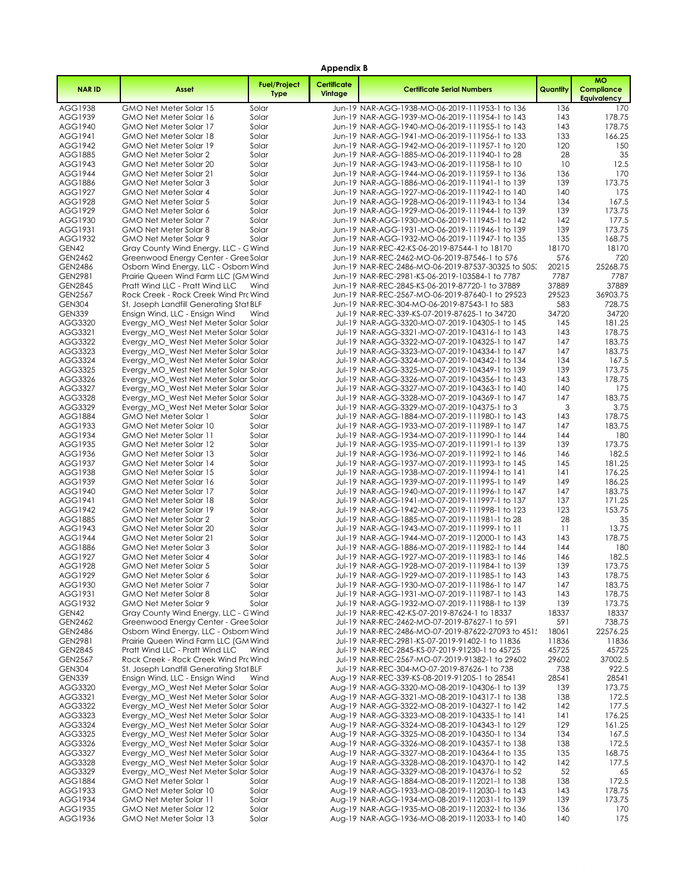**Appendix B**

| NAR ID | Asset | Fuel/Project Type | Certificate Vintage | Certificate Serial Numbers | Quantity | MO Compliance Equivalency |
|---|---|---|---|---|---|---|
| AGG1938 | GMO Net Meter Solar 15 | Solar | Jun-19 | NAR-AGG-1938-MO-06-2019-111953-1 to 136 | 136 | 170 |
| AGG1939 | GMO Net Meter Solar 16 | Solar | Jun-19 | NAR-AGG-1939-MO-06-2019-111954-1 to 143 | 143 | 178.75 |
| AGG1940 | GMO Net Meter Solar 17 | Solar | Jun-19 | NAR-AGG-1940-MO-06-2019-111955-1 to 143 | 143 | 178.75 |
| AGG1941 | GMO Net Meter Solar 18 | Solar | Jun-19 | NAR-AGG-1941-MO-06-2019-111956-1 to 133 | 133 | 166.25 |
| AGG1942 | GMO Net Meter Solar 19 | Solar | Jun-19 | NAR-AGG-1942-MO-06-2019-111957-1 to 120 | 120 | 150 |
| AGG1885 | GMO Net Meter Solar 2 | Solar | Jun-19 | NAR-AGG-1885-MO-06-2019-111940-1 to 28 | 28 | 35 |
| AGG1943 | GMO Net Meter Solar 20 | Solar | Jun-19 | NAR-AGG-1943-MO-06-2019-111958-1 to 10 | 10 | 12.5 |
| AGG1944 | GMO Net Meter Solar 21 | Solar | Jun-19 | NAR-AGG-1944-MO-06-2019-111959-1 to 136 | 136 | 170 |
| AGG1886 | GMO Net Meter Solar 3 | Solar | Jun-19 | NAR-AGG-1886-MO-06-2019-111941-1 to 139 | 139 | 173.75 |
| AGG1927 | GMO Net Meter Solar 4 | Solar | Jun-19 | NAR-AGG-1927-MO-06-2019-111942-1 to 140 | 140 | 175 |
| AGG1928 | GMO Net Meter Solar 5 | Solar | Jun-19 | NAR-AGG-1928-MO-06-2019-111943-1 to 134 | 134 | 167.5 |
| AGG1929 | GMO Net Meter Solar 6 | Solar | Jun-19 | NAR-AGG-1929-MO-06-2019-111944-1 to 139 | 139 | 173.75 |
| AGG1930 | GMO Net Meter Solar 7 | Solar | Jun-19 | NAR-AGG-1930-MO-06-2019-111945-1 to 142 | 142 | 177.5 |
| AGG1931 | GMO Net Meter Solar 8 | Solar | Jun-19 | NAR-AGG-1931-MO-06-2019-111946-1 to 139 | 139 | 173.75 |
| AGG1932 | GMO Net Meter Solar 9 | Solar | Jun-19 | NAR-AGG-1932-MO-06-2019-111947-1 to 135 | 135 | 168.75 |
| GEN42 | Gray County Wind Energy, LLC - G | Wind | Jun-19 | NAR-REC-42-KS-06-2019-87544-1 to 18170 | 18170 | 18170 |
| GEN2462 | Greenwood Energy Center - Gree | Solar | Jun-19 | NAR-REC-2462-MO-06-2019-87546-1 to 576 | 576 | 720 |
| GEN2486 | Osborn Wind Energy, LLC - Osborn | Wind | Jun-19 | NAR-REC-2486-MO-06-2019-87537-30325 to 505 | 20215 | 25268.75 |
| GEN2981 | Prairie Queen Wind Farm LLC (GM | Wind | Jun-19 | NAR-REC-2981-KS-06-2019-103584-1 to 7787 | 7787 | 7787 |
| GEN2845 | Pratt Wind LLC - Pratt Wind LLC | Wind | Jun-19 | NAR-REC-2845-KS-06-2019-87720-1 to 37889 | 37889 | 37889 |
| GEN2567 | Rock Creek - Rock Creek Wind Pro | Wind | Jun-19 | NAR-REC-2567-MO-06-2019-87640-1 to 29523 | 29523 | 36903.75 |
| GEN304 | St. Joseph Landfill Generating Stat | BLF | Jun-19 | NAR-REC-304-MO-06-2019-87543-1 to 583 | 583 | 728.75 |
| GEN339 | Ensign Wind, LLC - Ensign Wind | Wind | Jul-19 | NAR-REC-339-KS-07-2019-87625-1 to 34720 | 34720 | 34720 |
| AGG3320 | Evergy_MO_West Net Meter Solar | Solar | Jul-19 | NAR-AGG-3320-MO-07-2019-104305-1 to 145 | 145 | 181.25 |
| AGG3321 | Evergy_MO_West Net Meter Solar | Solar | Jul-19 | NAR-AGG-3321-MO-07-2019-104316-1 to 143 | 143 | 178.75 |
| AGG3322 | Evergy_MO_West Net Meter Solar | Solar | Jul-19 | NAR-AGG-3322-MO-07-2019-104325-1 to 147 | 147 | 183.75 |
| AGG3323 | Evergy_MO_West Net Meter Solar | Solar | Jul-19 | NAR-AGG-3323-MO-07-2019-104334-1 to 147 | 147 | 183.75 |
| AGG3324 | Evergy_MO_West Net Meter Solar | Solar | Jul-19 | NAR-AGG-3324-MO-07-2019-104342-1 to 134 | 134 | 167.5 |
| AGG3325 | Evergy_MO_West Net Meter Solar | Solar | Jul-19 | NAR-AGG-3325-MO-07-2019-104349-1 to 139 | 139 | 173.75 |
| AGG3326 | Evergy_MO_West Net Meter Solar | Solar | Jul-19 | NAR-AGG-3326-MO-07-2019-104356-1 to 143 | 143 | 178.75 |
| AGG3327 | Evergy_MO_West Net Meter Solar | Solar | Jul-19 | NAR-AGG-3327-MO-07-2019-104363-1 to 140 | 140 | 175 |
| AGG3328 | Evergy_MO_West Net Meter Solar | Solar | Jul-19 | NAR-AGG-3328-MO-07-2019-104369-1 to 147 | 147 | 183.75 |
| AGG3329 | Evergy_MO_West Net Meter Solar | Solar | Jul-19 | NAR-AGG-3329-MO-07-2019-104375-1 to 3 | 3 | 3.75 |
| AGG1884 | GMO Net Meter Solar 1 | Solar | Jul-19 | NAR-AGG-1884-MO-07-2019-111980-1 to 143 | 143 | 178.75 |
| AGG1933 | GMO Net Meter Solar 10 | Solar | Jul-19 | NAR-AGG-1933-MO-07-2019-111989-1 to 147 | 147 | 183.75 |
| AGG1934 | GMO Net Meter Solar 11 | Solar | Jul-19 | NAR-AGG-1934-MO-07-2019-111990-1 to 144 | 144 | 180 |
| AGG1935 | GMO Net Meter Solar 12 | Solar | Jul-19 | NAR-AGG-1935-MO-07-2019-111991-1 to 139 | 139 | 173.75 |
| AGG1936 | GMO Net Meter Solar 13 | Solar | Jul-19 | NAR-AGG-1936-MO-07-2019-111992-1 to 146 | 146 | 182.5 |
| AGG1937 | GMO Net Meter Solar 14 | Solar | Jul-19 | NAR-AGG-1937-MO-07-2019-111993-1 to 145 | 145 | 181.25 |
| AGG1938 | GMO Net Meter Solar 15 | Solar | Jul-19 | NAR-AGG-1938-MO-07-2019-111994-1 to 141 | 141 | 176.25 |
| AGG1939 | GMO Net Meter Solar 16 | Solar | Jul-19 | NAR-AGG-1939-MO-07-2019-111995-1 to 149 | 149 | 186.25 |
| AGG1940 | GMO Net Meter Solar 17 | Solar | Jul-19 | NAR-AGG-1940-MO-07-2019-111996-1 to 147 | 147 | 183.75 |
| AGG1941 | GMO Net Meter Solar 18 | Solar | Jul-19 | NAR-AGG-1941-MO-07-2019-111997-1 to 137 | 137 | 171.25 |
| AGG1942 | GMO Net Meter Solar 19 | Solar | Jul-19 | NAR-AGG-1942-MO-07-2019-111998-1 to 123 | 123 | 153.75 |
| AGG1885 | GMO Net Meter Solar 2 | Solar | Jul-19 | NAR-AGG-1885-MO-07-2019-111981-1 to 28 | 28 | 35 |
| AGG1943 | GMO Net Meter Solar 20 | Solar | Jul-19 | NAR-AGG-1943-MO-07-2019-111999-1 to 11 | 11 | 13.75 |
| AGG1944 | GMO Net Meter Solar 21 | Solar | Jul-19 | NAR-AGG-1944-MO-07-2019-112000-1 to 143 | 143 | 178.75 |
| AGG1886 | GMO Net Meter Solar 3 | Solar | Jul-19 | NAR-AGG-1886-MO-07-2019-111982-1 to 144 | 144 | 180 |
| AGG1927 | GMO Net Meter Solar 4 | Solar | Jul-19 | NAR-AGG-1927-MO-07-2019-111983-1 to 146 | 146 | 182.5 |
| AGG1928 | GMO Net Meter Solar 5 | Solar | Jul-19 | NAR-AGG-1928-MO-07-2019-111984-1 to 139 | 139 | 173.75 |
| AGG1929 | GMO Net Meter Solar 6 | Solar | Jul-19 | NAR-AGG-1929-MO-07-2019-111985-1 to 143 | 143 | 178.75 |
| AGG1930 | GMO Net Meter Solar 7 | Solar | Jul-19 | NAR-AGG-1930-MO-07-2019-111986-1 to 147 | 147 | 183.75 |
| AGG1931 | GMO Net Meter Solar 8 | Solar | Jul-19 | NAR-AGG-1931-MO-07-2019-111987-1 to 143 | 143 | 178.75 |
| AGG1932 | GMO Net Meter Solar 9 | Solar | Jul-19 | NAR-AGG-1932-MO-07-2019-111988-1 to 139 | 139 | 173.75 |
| GEN42 | Gray County Wind Energy, LLC - G | Wind | Jul-19 | NAR-REC-42-KS-07-2019-87624-1 to 18337 | 18337 | 18337 |
| GEN2462 | Greenwood Energy Center - Gree | Solar | Jul-19 | NAR-REC-2462-MO-07-2019-87627-1 to 591 | 591 | 738.75 |
| GEN2486 | Osborn Wind Energy, LLC - Osborn | Wind | Jul-19 | NAR-REC-2486-MO-07-2019-87622-27093 to 451 | 18061 | 22576.25 |
| GEN2981 | Prairie Queen Wind Farm LLC (GM | Wind | Jul-19 | NAR-REC-2981-KS-07-2019-91402-1 to 11836 | 11836 | 11836 |
| GEN2845 | Pratt Wind LLC - Pratt Wind LLC | Wind | Jul-19 | NAR-REC-2845-KS-07-2019-91230-1 to 45725 | 45725 | 45725 |
| GEN2567 | Rock Creek - Rock Creek Wind Pro | Wind | Jul-19 | NAR-REC-2567-MO-07-2019-91382-1 to 29602 | 29602 | 37002.5 |
| GEN304 | St. Joseph Landfill Generating Stat | BLF | Jul-19 | NAR-REC-304-MO-07-2019-87626-1 to 738 | 738 | 922.5 |
| GEN339 | Ensign Wind, LLC - Ensign Wind | Wind | Aug-19 | NAR-REC-339-KS-08-2019-91205-1 to 28541 | 28541 | 28541 |
| AGG3320 | Evergy_MO_West Net Meter Solar | Solar | Aug-19 | NAR-AGG-3320-MO-08-2019-104306-1 to 139 | 139 | 173.75 |
| AGG3321 | Evergy_MO_West Net Meter Solar | Solar | Aug-19 | NAR-AGG-3321-MO-08-2019-104317-1 to 138 | 138 | 172.5 |
| AGG3322 | Evergy_MO_West Net Meter Solar | Solar | Aug-19 | NAR-AGG-3322-MO-08-2019-104327-1 to 142 | 142 | 177.5 |
| AGG3323 | Evergy_MO_West Net Meter Solar | Solar | Aug-19 | NAR-AGG-3323-MO-08-2019-104335-1 to 141 | 141 | 176.25 |
| AGG3324 | Evergy_MO_West Net Meter Solar | Solar | Aug-19 | NAR-AGG-3324-MO-08-2019-104343-1 to 129 | 129 | 161.25 |
| AGG3325 | Evergy_MO_West Net Meter Solar | Solar | Aug-19 | NAR-AGG-3325-MO-08-2019-104350-1 to 134 | 134 | 167.5 |
| AGG3326 | Evergy_MO_West Net Meter Solar | Solar | Aug-19 | NAR-AGG-3326-MO-08-2019-104357-1 to 138 | 138 | 172.5 |
| AGG3327 | Evergy_MO_West Net Meter Solar | Solar | Aug-19 | NAR-AGG-3327-MO-08-2019-104364-1 to 135 | 135 | 168.75 |
| AGG3328 | Evergy_MO_West Net Meter Solar | Solar | Aug-19 | NAR-AGG-3328-MO-08-2019-104370-1 to 142 | 142 | 177.5 |
| AGG3329 | Evergy_MO_West Net Meter Solar | Solar | Aug-19 | NAR-AGG-3329-MO-08-2019-104376-1 to 52 | 52 | 65 |
| AGG1884 | GMO Net Meter Solar 1 | Solar | Aug-19 | NAR-AGG-1884-MO-08-2019-112021-1 to 138 | 138 | 172.5 |
| AGG1933 | GMO Net Meter Solar 10 | Solar | Aug-19 | NAR-AGG-1933-MO-08-2019-112030-1 to 143 | 143 | 178.75 |
| AGG1934 | GMO Net Meter Solar 11 | Solar | Aug-19 | NAR-AGG-1934-MO-08-2019-112031-1 to 139 | 139 | 173.75 |
| AGG1935 | GMO Net Meter Solar 12 | Solar | Aug-19 | NAR-AGG-1935-MO-08-2019-112032-1 to 136 | 136 | 170 |
| AGG1936 | GMO Net Meter Solar 13 | Solar | Aug-19 | NAR-AGG-1936-MO-08-2019-112033-1 to 140 | 140 | 175 |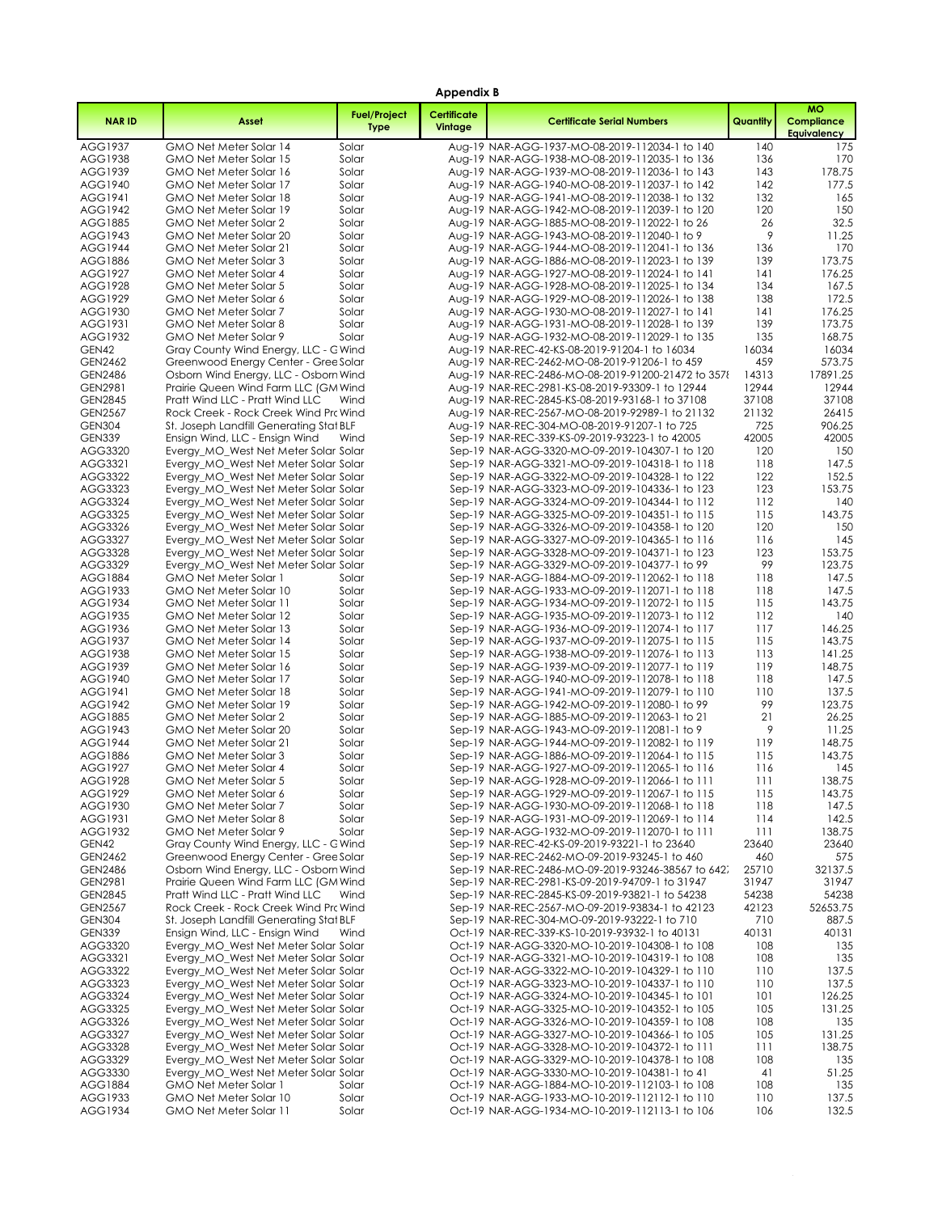**Appendix B**

| NAR ID | Asset | Fuel/Project Type | Certificate Vintage | Certificate Serial Numbers | Quantity | MO Compliance Equivalency |
|---|---|---|---|---|---|---|
| AGG1937 | GMO Net Meter Solar 14 | Solar | Aug-19 | NAR-AGG-1937-MO-08-2019-112034-1 to 140 | 140 | 175 |
| AGG1938 | GMO Net Meter Solar 15 | Solar | Aug-19 | NAR-AGG-1938-MO-08-2019-112035-1 to 136 | 136 | 170 |
| AGG1939 | GMO Net Meter Solar 16 | Solar | Aug-19 | NAR-AGG-1939-MO-08-2019-112036-1 to 143 | 143 | 178.75 |
| AGG1940 | GMO Net Meter Solar 17 | Solar | Aug-19 | NAR-AGG-1940-MO-08-2019-112037-1 to 142 | 142 | 177.5 |
| AGG1941 | GMO Net Meter Solar 18 | Solar | Aug-19 | NAR-AGG-1941-MO-08-2019-112038-1 to 132 | 132 | 165 |
| AGG1942 | GMO Net Meter Solar 19 | Solar | Aug-19 | NAR-AGG-1942-MO-08-2019-112039-1 to 120 | 120 | 150 |
| AGG1885 | GMO Net Meter Solar 2 | Solar | Aug-19 | NAR-AGG-1885-MO-08-2019-112022-1 to 26 | 26 | 32.5 |
| AGG1943 | GMO Net Meter Solar 20 | Solar | Aug-19 | NAR-AGG-1943-MO-08-2019-112040-1 to 9 | 9 | 11.25 |
| AGG1944 | GMO Net Meter Solar 21 | Solar | Aug-19 | NAR-AGG-1944-MO-08-2019-112041-1 to 136 | 136 | 170 |
| AGG1886 | GMO Net Meter Solar 3 | Solar | Aug-19 | NAR-AGG-1886-MO-08-2019-112023-1 to 139 | 139 | 173.75 |
| AGG1927 | GMO Net Meter Solar 4 | Solar | Aug-19 | NAR-AGG-1927-MO-08-2019-112024-1 to 141 | 141 | 176.25 |
| AGG1928 | GMO Net Meter Solar 5 | Solar | Aug-19 | NAR-AGG-1928-MO-08-2019-112025-1 to 134 | 134 | 167.5 |
| AGG1929 | GMO Net Meter Solar 6 | Solar | Aug-19 | NAR-AGG-1929-MO-08-2019-112026-1 to 138 | 138 | 172.5 |
| AGG1930 | GMO Net Meter Solar 7 | Solar | Aug-19 | NAR-AGG-1930-MO-08-2019-112027-1 to 141 | 141 | 176.25 |
| AGG1931 | GMO Net Meter Solar 8 | Solar | Aug-19 | NAR-AGG-1931-MO-08-2019-112028-1 to 139 | 139 | 173.75 |
| AGG1932 | GMO Net Meter Solar 9 | Solar | Aug-19 | NAR-AGG-1932-MO-08-2019-112029-1 to 135 | 135 | 168.75 |
| GEN42 | Gray County Wind Energy, LLC - G | Wind | Aug-19 | NAR-REC-42-KS-08-2019-91204-1 to 16034 | 16034 | 16034 |
| GEN2462 | Greenwood Energy Center - Gree | Solar | Aug-19 | NAR-REC-2462-MO-08-2019-91206-1 to 459 | 459 | 573.75 |
| GEN2486 | Osborn Wind Energy, LLC - Osborn | Wind | Aug-19 | NAR-REC-2486-MO-08-2019-91200-21472 to 3578 | 14313 | 17891.25 |
| GEN2981 | Prairie Queen Wind Farm LLC (GM | Wind | Aug-19 | NAR-REC-2981-KS-08-2019-93309-1 to 12944 | 12944 | 12944 |
| GEN2845 | Pratt Wind LLC - Pratt Wind LLC | Wind | Aug-19 | NAR-REC-2845-KS-08-2019-93168-1 to 37108 | 37108 | 37108 |
| GEN2567 | Rock Creek - Rock Creek Wind Pro | Wind | Aug-19 | NAR-REC-2567-MO-08-2019-92989-1 to 21132 | 21132 | 26415 |
| GEN304 | St. Joseph Landfill Generating Stat | BLF | Aug-19 | NAR-REC-304-MO-08-2019-91207-1 to 725 | 725 | 906.25 |
| GEN339 | Ensign Wind, LLC - Ensign Wind | Wind | Sep-19 | NAR-REC-339-KS-09-2019-93223-1 to 42005 | 42005 | 42005 |
| AGG3320 | Evergy_MO_West Net Meter Solar | Solar | Sep-19 | NAR-AGG-3320-MO-09-2019-104307-1 to 120 | 120 | 150 |
| AGG3321 | Evergy_MO_West Net Meter Solar | Solar | Sep-19 | NAR-AGG-3321-MO-09-2019-104318-1 to 118 | 118 | 147.5 |
| AGG3322 | Evergy_MO_West Net Meter Solar | Solar | Sep-19 | NAR-AGG-3322-MO-09-2019-104328-1 to 122 | 122 | 152.5 |
| AGG3323 | Evergy_MO_West Net Meter Solar | Solar | Sep-19 | NAR-AGG-3323-MO-09-2019-104336-1 to 123 | 123 | 153.75 |
| AGG3324 | Evergy_MO_West Net Meter Solar | Solar | Sep-19 | NAR-AGG-3324-MO-09-2019-104344-1 to 112 | 112 | 140 |
| AGG3325 | Evergy_MO_West Net Meter Solar | Solar | Sep-19 | NAR-AGG-3325-MO-09-2019-104351-1 to 115 | 115 | 143.75 |
| AGG3326 | Evergy_MO_West Net Meter Solar | Solar | Sep-19 | NAR-AGG-3326-MO-09-2019-104358-1 to 120 | 120 | 150 |
| AGG3327 | Evergy_MO_West Net Meter Solar | Solar | Sep-19 | NAR-AGG-3327-MO-09-2019-104365-1 to 116 | 116 | 145 |
| AGG3328 | Evergy_MO_West Net Meter Solar | Solar | Sep-19 | NAR-AGG-3328-MO-09-2019-104371-1 to 123 | 123 | 153.75 |
| AGG3329 | Evergy_MO_West Net Meter Solar | Solar | Sep-19 | NAR-AGG-3329-MO-09-2019-104377-1 to 99 | 99 | 123.75 |
| AGG1884 | GMO Net Meter Solar 1 | Solar | Sep-19 | NAR-AGG-1884-MO-09-2019-112062-1 to 118 | 118 | 147.5 |
| AGG1933 | GMO Net Meter Solar 10 | Solar | Sep-19 | NAR-AGG-1933-MO-09-2019-112071-1 to 118 | 118 | 147.5 |
| AGG1934 | GMO Net Meter Solar 11 | Solar | Sep-19 | NAR-AGG-1934-MO-09-2019-112072-1 to 115 | 115 | 143.75 |
| AGG1935 | GMO Net Meter Solar 12 | Solar | Sep-19 | NAR-AGG-1935-MO-09-2019-112073-1 to 112 | 112 | 140 |
| AGG1936 | GMO Net Meter Solar 13 | Solar | Sep-19 | NAR-AGG-1936-MO-09-2019-112074-1 to 117 | 117 | 146.25 |
| AGG1937 | GMO Net Meter Solar 14 | Solar | Sep-19 | NAR-AGG-1937-MO-09-2019-112075-1 to 115 | 115 | 143.75 |
| AGG1938 | GMO Net Meter Solar 15 | Solar | Sep-19 | NAR-AGG-1938-MO-09-2019-112076-1 to 113 | 113 | 141.25 |
| AGG1939 | GMO Net Meter Solar 16 | Solar | Sep-19 | NAR-AGG-1939-MO-09-2019-112077-1 to 119 | 119 | 148.75 |
| AGG1940 | GMO Net Meter Solar 17 | Solar | Sep-19 | NAR-AGG-1940-MO-09-2019-112078-1 to 118 | 118 | 147.5 |
| AGG1941 | GMO Net Meter Solar 18 | Solar | Sep-19 | NAR-AGG-1941-MO-09-2019-112079-1 to 110 | 110 | 137.5 |
| AGG1942 | GMO Net Meter Solar 19 | Solar | Sep-19 | NAR-AGG-1942-MO-09-2019-112080-1 to 99 | 99 | 123.75 |
| AGG1885 | GMO Net Meter Solar 2 | Solar | Sep-19 | NAR-AGG-1885-MO-09-2019-112063-1 to 21 | 21 | 26.25 |
| AGG1943 | GMO Net Meter Solar 20 | Solar | Sep-19 | NAR-AGG-1943-MO-09-2019-112081-1 to 9 | 9 | 11.25 |
| AGG1944 | GMO Net Meter Solar 21 | Solar | Sep-19 | NAR-AGG-1944-MO-09-2019-112082-1 to 119 | 119 | 148.75 |
| AGG1886 | GMO Net Meter Solar 3 | Solar | Sep-19 | NAR-AGG-1886-MO-09-2019-112064-1 to 115 | 115 | 143.75 |
| AGG1927 | GMO Net Meter Solar 4 | Solar | Sep-19 | NAR-AGG-1927-MO-09-2019-112065-1 to 116 | 116 | 145 |
| AGG1928 | GMO Net Meter Solar 5 | Solar | Sep-19 | NAR-AGG-1928-MO-09-2019-112066-1 to 111 | 111 | 138.75 |
| AGG1929 | GMO Net Meter Solar 6 | Solar | Sep-19 | NAR-AGG-1929-MO-09-2019-112067-1 to 115 | 115 | 143.75 |
| AGG1930 | GMO Net Meter Solar 7 | Solar | Sep-19 | NAR-AGG-1930-MO-09-2019-112068-1 to 118 | 118 | 147.5 |
| AGG1931 | GMO Net Meter Solar 8 | Solar | Sep-19 | NAR-AGG-1931-MO-09-2019-112069-1 to 114 | 114 | 142.5 |
| AGG1932 | GMO Net Meter Solar 9 | Solar | Sep-19 | NAR-AGG-1932-MO-09-2019-112070-1 to 111 | 111 | 138.75 |
| GEN42 | Gray County Wind Energy, LLC - G | Wind | Sep-19 | NAR-REC-42-KS-09-2019-93221-1 to 23640 | 23640 | 23640 |
| GEN2462 | Greenwood Energy Center - Gree | Solar | Sep-19 | NAR-REC-2462-MO-09-2019-93245-1 to 460 | 460 | 575 |
| GEN2486 | Osborn Wind Energy, LLC - Osborn | Wind | Sep-19 | NAR-REC-2486-MO-09-2019-93246-38567 to 642 | 25710 | 32137.5 |
| GEN2981 | Prairie Queen Wind Farm LLC (GM | Wind | Sep-19 | NAR-REC-2981-KS-09-2019-94709-1 to 31947 | 31947 | 31947 |
| GEN2845 | Pratt Wind LLC - Pratt Wind LLC | Wind | Sep-19 | NAR-REC-2845-KS-09-2019-93821-1 to 54238 | 54238 | 54238 |
| GEN2567 | Rock Creek - Rock Creek Wind Pro | Wind | Sep-19 | NAR-REC-2567-MO-09-2019-93834-1 to 42123 | 42123 | 52653.75 |
| GEN304 | St. Joseph Landfill Generating Stat | BLF | Sep-19 | NAR-REC-304-MO-09-2019-93222-1 to 710 | 710 | 887.5 |
| GEN339 | Ensign Wind, LLC - Ensign Wind | Wind | Oct-19 | NAR-REC-339-KS-10-2019-93932-1 to 40131 | 40131 | 40131 |
| AGG3320 | Evergy_MO_West Net Meter Solar | Solar | Oct-19 | NAR-AGG-3320-MO-10-2019-104308-1 to 108 | 108 | 135 |
| AGG3321 | Evergy_MO_West Net Meter Solar | Solar | Oct-19 | NAR-AGG-3321-MO-10-2019-104319-1 to 108 | 108 | 135 |
| AGG3322 | Evergy_MO_West Net Meter Solar | Solar | Oct-19 | NAR-AGG-3322-MO-10-2019-104329-1 to 110 | 110 | 137.5 |
| AGG3323 | Evergy_MO_West Net Meter Solar | Solar | Oct-19 | NAR-AGG-3323-MO-10-2019-104337-1 to 110 | 110 | 137.5 |
| AGG3324 | Evergy_MO_West Net Meter Solar | Solar | Oct-19 | NAR-AGG-3324-MO-10-2019-104345-1 to 101 | 101 | 126.25 |
| AGG3325 | Evergy_MO_West Net Meter Solar | Solar | Oct-19 | NAR-AGG-3325-MO-10-2019-104352-1 to 105 | 105 | 131.25 |
| AGG3326 | Evergy_MO_West Net Meter Solar | Solar | Oct-19 | NAR-AGG-3326-MO-10-2019-104359-1 to 108 | 108 | 135 |
| AGG3327 | Evergy_MO_West Net Meter Solar | Solar | Oct-19 | NAR-AGG-3327-MO-10-2019-104366-1 to 105 | 105 | 131.25 |
| AGG3328 | Evergy_MO_West Net Meter Solar | Solar | Oct-19 | NAR-AGG-3328-MO-10-2019-104372-1 to 111 | 111 | 138.75 |
| AGG3329 | Evergy_MO_West Net Meter Solar | Solar | Oct-19 | NAR-AGG-3329-MO-10-2019-104378-1 to 108 | 108 | 135 |
| AGG3330 | Evergy_MO_West Net Meter Solar | Solar | Oct-19 | NAR-AGG-3330-MO-10-2019-104381-1 to 41 | 41 | 51.25 |
| AGG1884 | GMO Net Meter Solar 1 | Solar | Oct-19 | NAR-AGG-1884-MO-10-2019-112103-1 to 108 | 108 | 135 |
| AGG1933 | GMO Net Meter Solar 10 | Solar | Oct-19 | NAR-AGG-1933-MO-10-2019-112112-1 to 110 | 110 | 137.5 |
| AGG1934 | GMO Net Meter Solar 11 | Solar | Oct-19 | NAR-AGG-1934-MO-10-2019-112113-1 to 106 | 106 | 132.5 |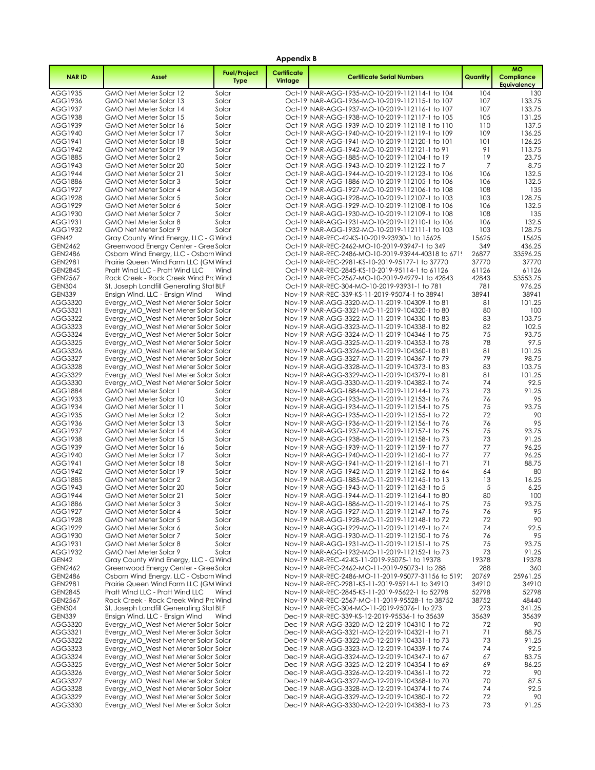**Appendix B**

| NAR ID | Asset | Fuel/Project Type | Certificate Vintage | Certificate Serial Numbers | Quantity | MO Compliance Equivalency |
|---|---|---|---|---|---|---|
| AGG1935 | GMO Net Meter Solar 12 | Solar | Oct-19 | NAR-AGG-1935-MO-10-2019-112114-1 to 104 | 104 | 130 |
| AGG1936 | GMO Net Meter Solar 13 | Solar | Oct-19 | NAR-AGG-1936-MO-10-2019-112115-1 to 107 | 107 | 133.75 |
| AGG1937 | GMO Net Meter Solar 14 | Solar | Oct-19 | NAR-AGG-1937-MO-10-2019-112116-1 to 107 | 107 | 133.75 |
| AGG1938 | GMO Net Meter Solar 15 | Solar | Oct-19 | NAR-AGG-1938-MO-10-2019-112117-1 to 105 | 105 | 131.25 |
| AGG1939 | GMO Net Meter Solar 16 | Solar | Oct-19 | NAR-AGG-1939-MO-10-2019-112118-1 to 110 | 110 | 137.5 |
| AGG1940 | GMO Net Meter Solar 17 | Solar | Oct-19 | NAR-AGG-1940-MO-10-2019-112119-1 to 109 | 109 | 136.25 |
| AGG1941 | GMO Net Meter Solar 18 | Solar | Oct-19 | NAR-AGG-1941-MO-10-2019-112120-1 to 101 | 101 | 126.25 |
| AGG1942 | GMO Net Meter Solar 19 | Solar | Oct-19 | NAR-AGG-1942-MO-10-2019-112121-1 to 91 | 91 | 113.75 |
| AGG1885 | GMO Net Meter Solar 2 | Solar | Oct-19 | NAR-AGG-1885-MO-10-2019-112104-1 to 19 | 19 | 23.75 |
| AGG1943 | GMO Net Meter Solar 20 | Solar | Oct-19 | NAR-AGG-1943-MO-10-2019-112122-1 to 7 | 7 | 8.75 |
| AGG1944 | GMO Net Meter Solar 21 | Solar | Oct-19 | NAR-AGG-1944-MO-10-2019-112123-1 to 106 | 106 | 132.5 |
| AGG1886 | GMO Net Meter Solar 3 | Solar | Oct-19 | NAR-AGG-1886-MO-10-2019-112105-1 to 106 | 106 | 132.5 |
| AGG1927 | GMO Net Meter Solar 4 | Solar | Oct-19 | NAR-AGG-1927-MO-10-2019-112106-1 to 108 | 108 | 135 |
| AGG1928 | GMO Net Meter Solar 5 | Solar | Oct-19 | NAR-AGG-1928-MO-10-2019-112107-1 to 103 | 103 | 128.75 |
| AGG1929 | GMO Net Meter Solar 6 | Solar | Oct-19 | NAR-AGG-1929-MO-10-2019-112108-1 to 106 | 106 | 132.5 |
| AGG1930 | GMO Net Meter Solar 7 | Solar | Oct-19 | NAR-AGG-1930-MO-10-2019-112109-1 to 108 | 108 | 135 |
| AGG1931 | GMO Net Meter Solar 8 | Solar | Oct-19 | NAR-AGG-1931-MO-10-2019-112110-1 to 106 | 106 | 132.5 |
| AGG1932 | GMO Net Meter Solar 9 | Solar | Oct-19 | NAR-AGG-1932-MO-10-2019-112111-1 to 103 | 103 | 128.75 |
| GEN42 | Gray County Wind Energy, LLC - G | Wind | Oct-19 | NAR-REC-42-KS-10-2019-93930-1 to 15625 | 15625 | 15625 |
| GEN2462 | Greenwood Energy Center - Gree | Solar | Oct-19 | NAR-REC-2462-MO-10-2019-93947-1 to 349 | 349 | 436.25 |
| GEN2486 | Osborn Wind Energy, LLC - Osborn | Wind | Oct-19 | NAR-REC-2486-MO-10-2019-93944-40318 to 671 | 26877 | 33596.25 |
| GEN2981 | Prairie Queen Wind Farm LLC (GM | Wind | Oct-19 | NAR-REC-2981-KS-10-2019-95177-1 to 37770 | 37770 | 37770 |
| GEN2845 | Pratt Wind LLC - Pratt Wind LLC | Wind | Oct-19 | NAR-REC-2845-KS-10-2019-95114-1 to 61126 | 61126 | 61126 |
| GEN2567 | Rock Creek - Rock Creek Wind Pro | Wind | Oct-19 | NAR-REC-2567-MO-10-2019-94979-1 to 42843 | 42843 | 53553.75 |
| GEN304 | St. Joseph Landfill Generating Stat | BLF | Oct-19 | NAR-REC-304-MO-10-2019-93931-1 to 781 | 781 | 976.25 |
| GEN339 | Ensign Wind, LLC - Ensign Wind | Wind | Nov-19 | NAR-REC-339-KS-11-2019-95074-1 to 38941 | 38941 | 38941 |
| AGG3320 | Evergy_MO_West Net Meter Solar | Solar | Nov-19 | NAR-AGG-3320-MO-11-2019-104309-1 to 81 | 81 | 101.25 |
| AGG3321 | Evergy_MO_West Net Meter Solar | Solar | Nov-19 | NAR-AGG-3321-MO-11-2019-104320-1 to 80 | 80 | 100 |
| AGG3322 | Evergy_MO_West Net Meter Solar | Solar | Nov-19 | NAR-AGG-3322-MO-11-2019-104330-1 to 83 | 83 | 103.75 |
| AGG3323 | Evergy_MO_West Net Meter Solar | Solar | Nov-19 | NAR-AGG-3323-MO-11-2019-104338-1 to 82 | 82 | 102.5 |
| AGG3324 | Evergy_MO_West Net Meter Solar | Solar | Nov-19 | NAR-AGG-3324-MO-11-2019-104346-1 to 75 | 75 | 93.75 |
| AGG3325 | Evergy_MO_West Net Meter Solar | Solar | Nov-19 | NAR-AGG-3325-MO-11-2019-104353-1 to 78 | 78 | 97.5 |
| AGG3326 | Evergy_MO_West Net Meter Solar | Solar | Nov-19 | NAR-AGG-3326-MO-11-2019-104360-1 to 81 | 81 | 101.25 |
| AGG3327 | Evergy_MO_West Net Meter Solar | Solar | Nov-19 | NAR-AGG-3327-MO-11-2019-104367-1 to 79 | 79 | 98.75 |
| AGG3328 | Evergy_MO_West Net Meter Solar | Solar | Nov-19 | NAR-AGG-3328-MO-11-2019-104373-1 to 83 | 83 | 103.75 |
| AGG3329 | Evergy_MO_West Net Meter Solar | Solar | Nov-19 | NAR-AGG-3329-MO-11-2019-104379-1 to 81 | 81 | 101.25 |
| AGG3330 | Evergy_MO_West Net Meter Solar | Solar | Nov-19 | NAR-AGG-3330-MO-11-2019-104382-1 to 74 | 74 | 92.5 |
| AGG1884 | GMO Net Meter Solar 1 | Solar | Nov-19 | NAR-AGG-1884-MO-11-2019-112144-1 to 73 | 73 | 91.25 |
| AGG1933 | GMO Net Meter Solar 10 | Solar | Nov-19 | NAR-AGG-1933-MO-11-2019-112153-1 to 76 | 76 | 95 |
| AGG1934 | GMO Net Meter Solar 11 | Solar | Nov-19 | NAR-AGG-1934-MO-11-2019-112154-1 to 75 | 75 | 93.75 |
| AGG1935 | GMO Net Meter Solar 12 | Solar | Nov-19 | NAR-AGG-1935-MO-11-2019-112155-1 to 72 | 72 | 90 |
| AGG1936 | GMO Net Meter Solar 13 | Solar | Nov-19 | NAR-AGG-1936-MO-11-2019-112156-1 to 76 | 76 | 95 |
| AGG1937 | GMO Net Meter Solar 14 | Solar | Nov-19 | NAR-AGG-1937-MO-11-2019-112157-1 to 75 | 75 | 93.75 |
| AGG1938 | GMO Net Meter Solar 15 | Solar | Nov-19 | NAR-AGG-1938-MO-11-2019-112158-1 to 73 | 73 | 91.25 |
| AGG1939 | GMO Net Meter Solar 16 | Solar | Nov-19 | NAR-AGG-1939-MO-11-2019-112159-1 to 77 | 77 | 96.25 |
| AGG1940 | GMO Net Meter Solar 17 | Solar | Nov-19 | NAR-AGG-1940-MO-11-2019-112160-1 to 77 | 77 | 96.25 |
| AGG1941 | GMO Net Meter Solar 18 | Solar | Nov-19 | NAR-AGG-1941-MO-11-2019-112161-1 to 71 | 71 | 88.75 |
| AGG1942 | GMO Net Meter Solar 19 | Solar | Nov-19 | NAR-AGG-1942-MO-11-2019-112162-1 to 64 | 64 | 80 |
| AGG1885 | GMO Net Meter Solar 2 | Solar | Nov-19 | NAR-AGG-1885-MO-11-2019-112145-1 to 13 | 13 | 16.25 |
| AGG1943 | GMO Net Meter Solar 20 | Solar | Nov-19 | NAR-AGG-1943-MO-11-2019-112163-1 to 5 | 5 | 6.25 |
| AGG1944 | GMO Net Meter Solar 21 | Solar | Nov-19 | NAR-AGG-1944-MO-11-2019-112164-1 to 80 | 80 | 100 |
| AGG1886 | GMO Net Meter Solar 3 | Solar | Nov-19 | NAR-AGG-1886-MO-11-2019-112146-1 to 75 | 75 | 93.75 |
| AGG1927 | GMO Net Meter Solar 4 | Solar | Nov-19 | NAR-AGG-1927-MO-11-2019-112147-1 to 76 | 76 | 95 |
| AGG1928 | GMO Net Meter Solar 5 | Solar | Nov-19 | NAR-AGG-1928-MO-11-2019-112148-1 to 72 | 72 | 90 |
| AGG1929 | GMO Net Meter Solar 6 | Solar | Nov-19 | NAR-AGG-1929-MO-11-2019-112149-1 to 74 | 74 | 92.5 |
| AGG1930 | GMO Net Meter Solar 7 | Solar | Nov-19 | NAR-AGG-1930-MO-11-2019-112150-1 to 76 | 76 | 95 |
| AGG1931 | GMO Net Meter Solar 8 | Solar | Nov-19 | NAR-AGG-1931-MO-11-2019-112151-1 to 75 | 75 | 93.75 |
| AGG1932 | GMO Net Meter Solar 9 | Solar | Nov-19 | NAR-AGG-1932-MO-11-2019-112152-1 to 73 | 73 | 91.25 |
| GEN42 | Gray County Wind Energy, LLC - G | Wind | Nov-19 | NAR-REC-42-KS-11-2019-95075-1 to 19378 | 19378 | 19378 |
| GEN2462 | Greenwood Energy Center - Gree | Solar | Nov-19 | NAR-REC-2462-MO-11-2019-95073-1 to 288 | 288 | 360 |
| GEN2486 | Osborn Wind Energy, LLC - Osborn | Wind | Nov-19 | NAR-REC-2486-MO-11-2019-95077-31156 to 519 | 20769 | 25961.25 |
| GEN2981 | Prairie Queen Wind Farm LLC (GM | Wind | Nov-19 | NAR-REC-2981-KS-11-2019-95914-1 to 34910 | 34910 | 34910 |
| GEN2845 | Pratt Wind LLC - Pratt Wind LLC | Wind | Nov-19 | NAR-REC-2845-KS-11-2019-95622-1 to 52798 | 52798 | 52798 |
| GEN2567 | Rock Creek - Rock Creek Wind Pro | Wind | Nov-19 | NAR-REC-2567-MO-11-2019-95528-1 to 38752 | 38752 | 48440 |
| GEN304 | St. Joseph Landfill Generating Stat | BLF | Nov-19 | NAR-REC-304-MO-11-2019-95076-1 to 273 | 273 | 341.25 |
| GEN339 | Ensign Wind, LLC - Ensign Wind | Wind | Dec-19 | NAR-REC-339-KS-12-2019-95536-1 to 35639 | 35639 | 35639 |
| AGG3320 | Evergy_MO_West Net Meter Solar | Solar | Dec-19 | NAR-AGG-3320-MO-12-2019-104310-1 to 72 | 72 | 90 |
| AGG3321 | Evergy_MO_West Net Meter Solar | Solar | Dec-19 | NAR-AGG-3321-MO-12-2019-104321-1 to 71 | 71 | 88.75 |
| AGG3322 | Evergy_MO_West Net Meter Solar | Solar | Dec-19 | NAR-AGG-3322-MO-12-2019-104331-1 to 73 | 73 | 91.25 |
| AGG3323 | Evergy_MO_West Net Meter Solar | Solar | Dec-19 | NAR-AGG-3323-MO-12-2019-104339-1 to 74 | 74 | 92.5 |
| AGG3324 | Evergy_MO_West Net Meter Solar | Solar | Dec-19 | NAR-AGG-3324-MO-12-2019-104347-1 to 67 | 67 | 83.75 |
| AGG3325 | Evergy_MO_West Net Meter Solar | Solar | Dec-19 | NAR-AGG-3325-MO-12-2019-104354-1 to 69 | 69 | 86.25 |
| AGG3326 | Evergy_MO_West Net Meter Solar | Solar | Dec-19 | NAR-AGG-3326-MO-12-2019-104361-1 to 72 | 72 | 90 |
| AGG3327 | Evergy_MO_West Net Meter Solar | Solar | Dec-19 | NAR-AGG-3327-MO-12-2019-104368-1 to 70 | 70 | 87.5 |
| AGG3328 | Evergy_MO_West Net Meter Solar | Solar | Dec-19 | NAR-AGG-3328-MO-12-2019-104374-1 to 74 | 74 | 92.5 |
| AGG3329 | Evergy_MO_West Net Meter Solar | Solar | Dec-19 | NAR-AGG-3329-MO-12-2019-104380-1 to 72 | 72 | 90 |
| AGG3330 | Evergy_MO_West Net Meter Solar | Solar | Dec-19 | NAR-AGG-3330-MO-12-2019-104383-1 to 73 | 73 | 91.25 |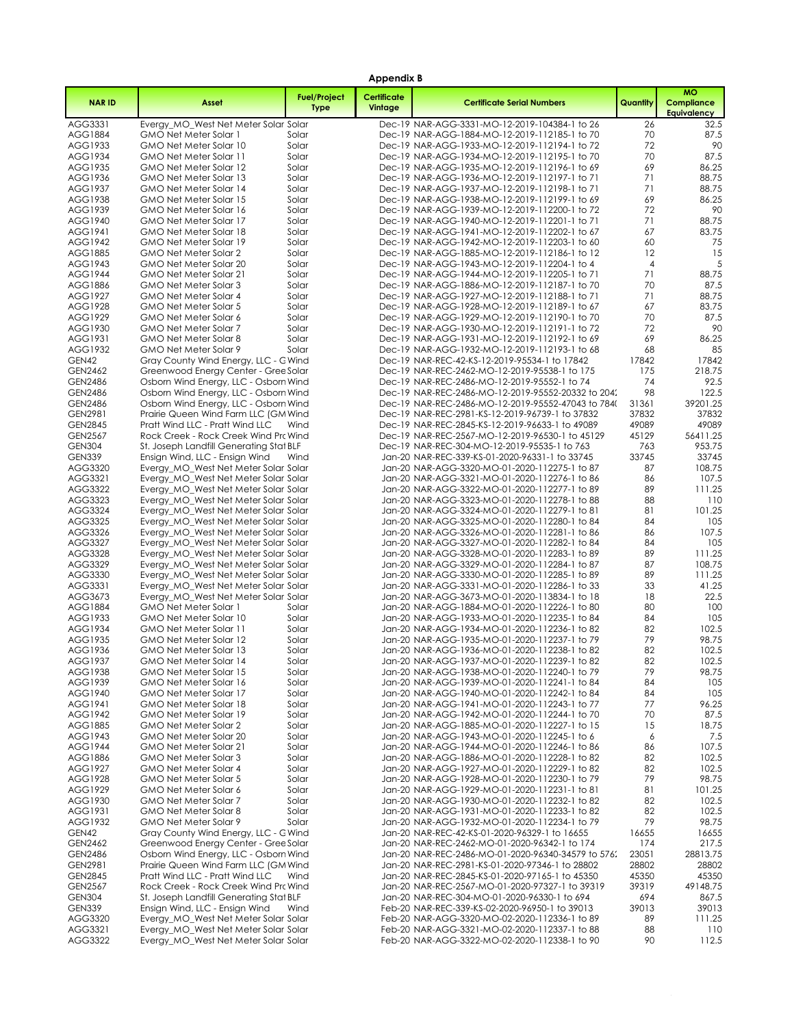**Appendix B**

| NAR ID | Asset | Fuel/Project Type | Certificate Vintage | Certificate Serial Numbers | Quantity | MO Compliance Equivalency |
|---|---|---|---|---|---|---|
| AGG3331 | Evergy_MO_West Net Meter Solar | Solar | Dec-19 | NAR-AGG-3331-MO-12-2019-104384-1 to 26 | 26 | 32.5 |
| AGG1884 | GMO Net Meter Solar 1 | Solar | Dec-19 | NAR-AGG-1884-MO-12-2019-112185-1 to 70 | 70 | 87.5 |
| AGG1933 | GMO Net Meter Solar 10 | Solar | Dec-19 | NAR-AGG-1933-MO-12-2019-112194-1 to 72 | 72 | 90 |
| AGG1934 | GMO Net Meter Solar 11 | Solar | Dec-19 | NAR-AGG-1934-MO-12-2019-112195-1 to 70 | 70 | 87.5 |
| AGG1935 | GMO Net Meter Solar 12 | Solar | Dec-19 | NAR-AGG-1935-MO-12-2019-112196-1 to 69 | 69 | 86.25 |
| AGG1936 | GMO Net Meter Solar 13 | Solar | Dec-19 | NAR-AGG-1936-MO-12-2019-112197-1 to 71 | 71 | 88.75 |
| AGG1937 | GMO Net Meter Solar 14 | Solar | Dec-19 | NAR-AGG-1937-MO-12-2019-112198-1 to 71 | 71 | 88.75 |
| AGG1938 | GMO Net Meter Solar 15 | Solar | Dec-19 | NAR-AGG-1938-MO-12-2019-112199-1 to 69 | 69 | 86.25 |
| AGG1939 | GMO Net Meter Solar 16 | Solar | Dec-19 | NAR-AGG-1939-MO-12-2019-112200-1 to 72 | 72 | 90 |
| AGG1940 | GMO Net Meter Solar 17 | Solar | Dec-19 | NAR-AGG-1940-MO-12-2019-112201-1 to 71 | 71 | 88.75 |
| AGG1941 | GMO Net Meter Solar 18 | Solar | Dec-19 | NAR-AGG-1941-MO-12-2019-112202-1 to 67 | 67 | 83.75 |
| AGG1942 | GMO Net Meter Solar 19 | Solar | Dec-19 | NAR-AGG-1942-MO-12-2019-112203-1 to 60 | 60 | 75 |
| AGG1885 | GMO Net Meter Solar 2 | Solar | Dec-19 | NAR-AGG-1885-MO-12-2019-112186-1 to 12 | 12 | 15 |
| AGG1943 | GMO Net Meter Solar 20 | Solar | Dec-19 | NAR-AGG-1943-MO-12-2019-112204-1 to 4 | 4 | 5 |
| AGG1944 | GMO Net Meter Solar 21 | Solar | Dec-19 | NAR-AGG-1944-MO-12-2019-112205-1 to 71 | 71 | 88.75 |
| AGG1886 | GMO Net Meter Solar 3 | Solar | Dec-19 | NAR-AGG-1886-MO-12-2019-112187-1 to 70 | 70 | 87.5 |
| AGG1927 | GMO Net Meter Solar 4 | Solar | Dec-19 | NAR-AGG-1927-MO-12-2019-112188-1 to 71 | 71 | 88.75 |
| AGG1928 | GMO Net Meter Solar 5 | Solar | Dec-19 | NAR-AGG-1928-MO-12-2019-112189-1 to 67 | 67 | 83.75 |
| AGG1929 | GMO Net Meter Solar 6 | Solar | Dec-19 | NAR-AGG-1929-MO-12-2019-112190-1 to 70 | 70 | 87.5 |
| AGG1930 | GMO Net Meter Solar 7 | Solar | Dec-19 | NAR-AGG-1930-MO-12-2019-112191-1 to 72 | 72 | 90 |
| AGG1931 | GMO Net Meter Solar 8 | Solar | Dec-19 | NAR-AGG-1931-MO-12-2019-112192-1 to 69 | 69 | 86.25 |
| AGG1932 | GMO Net Meter Solar 9 | Solar | Dec-19 | NAR-AGG-1932-MO-12-2019-112193-1 to 68 | 68 | 85 |
| GEN42 | Gray County Wind Energy, LLC - G | Wind | Dec-19 | NAR-REC-42-KS-12-2019-95534-1 to 17842 | 17842 | 17842 |
| GEN2462 | Greenwood Energy Center - Gree | Solar | Dec-19 | NAR-REC-2462-MO-12-2019-95538-1 to 175 | 175 | 218.75 |
| GEN2486 | Osborn Wind Energy, LLC - Osborn | Wind | Dec-19 | NAR-REC-2486-MO-12-2019-95552-1 to 74 | 74 | 92.5 |
| GEN2486 | Osborn Wind Energy, LLC - Osborn | Wind | Dec-19 | NAR-REC-2486-MO-12-2019-95552-20332 to 204 | 98 | 122.5 |
| GEN2486 | Osborn Wind Energy, LLC - Osborn | Wind | Dec-19 | NAR-REC-2486-MO-12-2019-95552-47043 to 784 | 31361 | 39201.25 |
| GEN2981 | Prairie Queen Wind Farm LLC (GM | Wind | Dec-19 | NAR-REC-2981-KS-12-2019-96739-1 to 37832 | 37832 | 37832 |
| GEN2845 | Pratt Wind LLC - Pratt Wind LLC | Wind | Dec-19 | NAR-REC-2845-KS-12-2019-96633-1 to 49089 | 49089 | 49089 |
| GEN2567 | Rock Creek - Rock Creek Wind Pro | Wind | Dec-19 | NAR-REC-2567-MO-12-2019-96530-1 to 45129 | 45129 | 56411.25 |
| GEN304 | St. Joseph Landfill Generating Stat | BLF | Dec-19 | NAR-REC-304-MO-12-2019-95535-1 to 763 | 763 | 953.75 |
| GEN339 | Ensign Wind, LLC - Ensign Wind | Wind | Jan-20 | NAR-REC-339-KS-01-2020-96331-1 to 33745 | 33745 | 33745 |
| AGG3320 | Evergy_MO_West Net Meter Solar | Solar | Jan-20 | NAR-AGG-3320-MO-01-2020-112275-1 to 87 | 87 | 108.75 |
| AGG3321 | Evergy_MO_West Net Meter Solar | Solar | Jan-20 | NAR-AGG-3321-MO-01-2020-112276-1 to 86 | 86 | 107.5 |
| AGG3322 | Evergy_MO_West Net Meter Solar | Solar | Jan-20 | NAR-AGG-3322-MO-01-2020-112277-1 to 89 | 89 | 111.25 |
| AGG3323 | Evergy_MO_West Net Meter Solar | Solar | Jan-20 | NAR-AGG-3323-MO-01-2020-112278-1 to 88 | 88 | 110 |
| AGG3324 | Evergy_MO_West Net Meter Solar | Solar | Jan-20 | NAR-AGG-3324-MO-01-2020-112279-1 to 81 | 81 | 101.25 |
| AGG3325 | Evergy_MO_West Net Meter Solar | Solar | Jan-20 | NAR-AGG-3325-MO-01-2020-112280-1 to 84 | 84 | 105 |
| AGG3326 | Evergy_MO_West Net Meter Solar | Solar | Jan-20 | NAR-AGG-3326-MO-01-2020-112281-1 to 86 | 86 | 107.5 |
| AGG3327 | Evergy_MO_West Net Meter Solar | Solar | Jan-20 | NAR-AGG-3327-MO-01-2020-112282-1 to 84 | 84 | 105 |
| AGG3328 | Evergy_MO_West Net Meter Solar | Solar | Jan-20 | NAR-AGG-3328-MO-01-2020-112283-1 to 89 | 89 | 111.25 |
| AGG3329 | Evergy_MO_West Net Meter Solar | Solar | Jan-20 | NAR-AGG-3329-MO-01-2020-112284-1 to 87 | 87 | 108.75 |
| AGG3330 | Evergy_MO_West Net Meter Solar | Solar | Jan-20 | NAR-AGG-3330-MO-01-2020-112285-1 to 89 | 89 | 111.25 |
| AGG3331 | Evergy_MO_West Net Meter Solar | Solar | Jan-20 | NAR-AGG-3331-MO-01-2020-112286-1 to 33 | 33 | 41.25 |
| AGG3673 | Evergy_MO_West Net Meter Solar | Solar | Jan-20 | NAR-AGG-3673-MO-01-2020-113834-1 to 18 | 18 | 22.5 |
| AGG1884 | GMO Net Meter Solar 1 | Solar | Jan-20 | NAR-AGG-1884-MO-01-2020-112226-1 to 80 | 80 | 100 |
| AGG1933 | GMO Net Meter Solar 10 | Solar | Jan-20 | NAR-AGG-1933-MO-01-2020-112235-1 to 84 | 84 | 105 |
| AGG1934 | GMO Net Meter Solar 11 | Solar | Jan-20 | NAR-AGG-1934-MO-01-2020-112236-1 to 82 | 82 | 102.5 |
| AGG1935 | GMO Net Meter Solar 12 | Solar | Jan-20 | NAR-AGG-1935-MO-01-2020-112237-1 to 79 | 79 | 98.75 |
| AGG1936 | GMO Net Meter Solar 13 | Solar | Jan-20 | NAR-AGG-1936-MO-01-2020-112238-1 to 82 | 82 | 102.5 |
| AGG1937 | GMO Net Meter Solar 14 | Solar | Jan-20 | NAR-AGG-1937-MO-01-2020-112239-1 to 82 | 82 | 102.5 |
| AGG1938 | GMO Net Meter Solar 15 | Solar | Jan-20 | NAR-AGG-1938-MO-01-2020-112240-1 to 79 | 79 | 98.75 |
| AGG1939 | GMO Net Meter Solar 16 | Solar | Jan-20 | NAR-AGG-1939-MO-01-2020-112241-1 to 84 | 84 | 105 |
| AGG1940 | GMO Net Meter Solar 17 | Solar | Jan-20 | NAR-AGG-1940-MO-01-2020-112242-1 to 84 | 84 | 105 |
| AGG1941 | GMO Net Meter Solar 18 | Solar | Jan-20 | NAR-AGG-1941-MO-01-2020-112243-1 to 77 | 77 | 96.25 |
| AGG1942 | GMO Net Meter Solar 19 | Solar | Jan-20 | NAR-AGG-1942-MO-01-2020-112244-1 to 70 | 70 | 87.5 |
| AGG1885 | GMO Net Meter Solar 2 | Solar | Jan-20 | NAR-AGG-1885-MO-01-2020-112227-1 to 15 | 15 | 18.75 |
| AGG1943 | GMO Net Meter Solar 20 | Solar | Jan-20 | NAR-AGG-1943-MO-01-2020-112245-1 to 6 | 6 | 7.5 |
| AGG1944 | GMO Net Meter Solar 21 | Solar | Jan-20 | NAR-AGG-1944-MO-01-2020-112246-1 to 86 | 86 | 107.5 |
| AGG1886 | GMO Net Meter Solar 3 | Solar | Jan-20 | NAR-AGG-1886-MO-01-2020-112228-1 to 82 | 82 | 102.5 |
| AGG1927 | GMO Net Meter Solar 4 | Solar | Jan-20 | NAR-AGG-1927-MO-01-2020-112229-1 to 82 | 82 | 102.5 |
| AGG1928 | GMO Net Meter Solar 5 | Solar | Jan-20 | NAR-AGG-1928-MO-01-2020-112230-1 to 79 | 79 | 98.75 |
| AGG1929 | GMO Net Meter Solar 6 | Solar | Jan-20 | NAR-AGG-1929-MO-01-2020-112231-1 to 81 | 81 | 101.25 |
| AGG1930 | GMO Net Meter Solar 7 | Solar | Jan-20 | NAR-AGG-1930-MO-01-2020-112232-1 to 82 | 82 | 102.5 |
| AGG1931 | GMO Net Meter Solar 8 | Solar | Jan-20 | NAR-AGG-1931-MO-01-2020-112233-1 to 82 | 82 | 102.5 |
| AGG1932 | GMO Net Meter Solar 9 | Solar | Jan-20 | NAR-AGG-1932-MO-01-2020-112234-1 to 79 | 79 | 98.75 |
| GEN42 | Gray County Wind Energy, LLC - G | Wind | Jan-20 | NAR-REC-42-KS-01-2020-96329-1 to 16655 | 16655 | 16655 |
| GEN2462 | Greenwood Energy Center - Gree | Solar | Jan-20 | NAR-REC-2462-MO-01-2020-96342-1 to 174 | 174 | 217.5 |
| GEN2486 | Osborn Wind Energy, LLC - Osborn | Wind | Jan-20 | NAR-REC-2486-MO-01-2020-96340-34579 to 576 | 23051 | 28813.75 |
| GEN2981 | Prairie Queen Wind Farm LLC (GM | Wind | Jan-20 | NAR-REC-2981-KS-01-2020-97346-1 to 28802 | 28802 | 28802 |
| GEN2845 | Pratt Wind LLC - Pratt Wind LLC | Wind | Jan-20 | NAR-REC-2845-KS-01-2020-97165-1 to 45350 | 45350 | 45350 |
| GEN2567 | Rock Creek - Rock Creek Wind Pro | Wind | Jan-20 | NAR-REC-2567-MO-01-2020-97327-1 to 39319 | 39319 | 49148.75 |
| GEN304 | St. Joseph Landfill Generating Stat | BLF | Jan-20 | NAR-REC-304-MO-01-2020-96330-1 to 694 | 694 | 867.5 |
| GEN339 | Ensign Wind, LLC - Ensign Wind | Wind | Feb-20 | NAR-REC-339-KS-02-2020-96950-1 to 39013 | 39013 | 39013 |
| AGG3320 | Evergy_MO_West Net Meter Solar | Solar | Feb-20 | NAR-AGG-3320-MO-02-2020-112336-1 to 89 | 89 | 111.25 |
| AGG3321 | Evergy_MO_West Net Meter Solar | Solar | Feb-20 | NAR-AGG-3321-MO-02-2020-112337-1 to 88 | 88 | 110 |
| AGG3322 | Evergy_MO_West Net Meter Solar | Solar | Feb-20 | NAR-AGG-3322-MO-02-2020-112338-1 to 90 | 90 | 112.5 |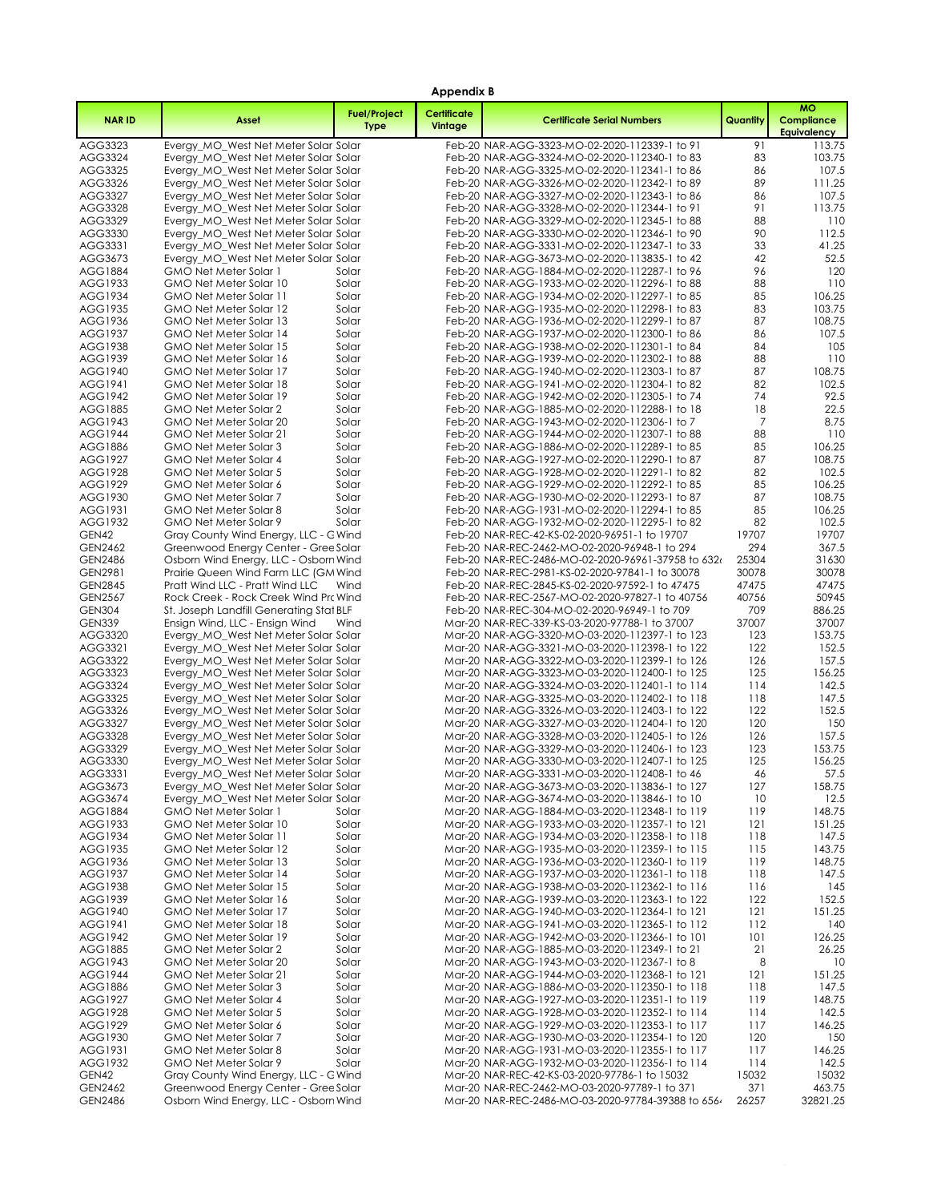**Appendix B**

| NAR ID | Asset | Fuel/Project Type | Certificate Vintage | Certificate Serial Numbers | Quantity | MO Compliance Equivalency |
|---|---|---|---|---|---|---|
| AGG3323 | Evergy_MO_West Net Meter Solar | Solar | Feb-20 | NAR-AGG-3323-MO-02-2020-112339-1 to 91 | 91 | 113.75 |
| AGG3324 | Evergy_MO_West Net Meter Solar | Solar | Feb-20 | NAR-AGG-3324-MO-02-2020-112340-1 to 83 | 83 | 103.75 |
| AGG3325 | Evergy_MO_West Net Meter Solar | Solar | Feb-20 | NAR-AGG-3325-MO-02-2020-112341-1 to 86 | 86 | 107.5 |
| AGG3326 | Evergy_MO_West Net Meter Solar | Solar | Feb-20 | NAR-AGG-3326-MO-02-2020-112342-1 to 89 | 89 | 111.25 |
| AGG3327 | Evergy_MO_West Net Meter Solar | Solar | Feb-20 | NAR-AGG-3327-MO-02-2020-112343-1 to 86 | 86 | 107.5 |
| AGG3328 | Evergy_MO_West Net Meter Solar | Solar | Feb-20 | NAR-AGG-3328-MO-02-2020-112344-1 to 91 | 91 | 113.75 |
| AGG3329 | Evergy_MO_West Net Meter Solar | Solar | Feb-20 | NAR-AGG-3329-MO-02-2020-112345-1 to 88 | 88 | 110 |
| AGG3330 | Evergy_MO_West Net Meter Solar | Solar | Feb-20 | NAR-AGG-3330-MO-02-2020-112346-1 to 90 | 90 | 112.5 |
| AGG3331 | Evergy_MO_West Net Meter Solar | Solar | Feb-20 | NAR-AGG-3331-MO-02-2020-112347-1 to 33 | 33 | 41.25 |
| AGG3673 | Evergy_MO_West Net Meter Solar | Solar | Feb-20 | NAR-AGG-3673-MO-02-2020-113835-1 to 42 | 42 | 52.5 |
| AGG1884 | GMO Net Meter Solar 1 | Solar | Feb-20 | NAR-AGG-1884-MO-02-2020-112287-1 to 96 | 96 | 120 |
| AGG1933 | GMO Net Meter Solar 10 | Solar | Feb-20 | NAR-AGG-1933-MO-02-2020-112296-1 to 88 | 88 | 110 |
| AGG1934 | GMO Net Meter Solar 11 | Solar | Feb-20 | NAR-AGG-1934-MO-02-2020-112297-1 to 85 | 85 | 106.25 |
| AGG1935 | GMO Net Meter Solar 12 | Solar | Feb-20 | NAR-AGG-1935-MO-02-2020-112298-1 to 83 | 83 | 103.75 |
| AGG1936 | GMO Net Meter Solar 13 | Solar | Feb-20 | NAR-AGG-1936-MO-02-2020-112299-1 to 87 | 87 | 108.75 |
| AGG1937 | GMO Net Meter Solar 14 | Solar | Feb-20 | NAR-AGG-1937-MO-02-2020-112300-1 to 86 | 86 | 107.5 |
| AGG1938 | GMO Net Meter Solar 15 | Solar | Feb-20 | NAR-AGG-1938-MO-02-2020-112301-1 to 84 | 84 | 105 |
| AGG1939 | GMO Net Meter Solar 16 | Solar | Feb-20 | NAR-AGG-1939-MO-02-2020-112302-1 to 88 | 88 | 110 |
| AGG1940 | GMO Net Meter Solar 17 | Solar | Feb-20 | NAR-AGG-1940-MO-02-2020-112303-1 to 87 | 87 | 108.75 |
| AGG1941 | GMO Net Meter Solar 18 | Solar | Feb-20 | NAR-AGG-1941-MO-02-2020-112304-1 to 82 | 82 | 102.5 |
| AGG1942 | GMO Net Meter Solar 19 | Solar | Feb-20 | NAR-AGG-1942-MO-02-2020-112305-1 to 74 | 74 | 92.5 |
| AGG1885 | GMO Net Meter Solar 2 | Solar | Feb-20 | NAR-AGG-1885-MO-02-2020-112288-1 to 18 | 18 | 22.5 |
| AGG1943 | GMO Net Meter Solar 20 | Solar | Feb-20 | NAR-AGG-1943-MO-02-2020-112306-1 to 7 | 7 | 8.75 |
| AGG1944 | GMO Net Meter Solar 21 | Solar | Feb-20 | NAR-AGG-1944-MO-02-2020-112307-1 to 88 | 88 | 110 |
| AGG1886 | GMO Net Meter Solar 3 | Solar | Feb-20 | NAR-AGG-1886-MO-02-2020-112289-1 to 85 | 85 | 106.25 |
| AGG1927 | GMO Net Meter Solar 4 | Solar | Feb-20 | NAR-AGG-1927-MO-02-2020-112290-1 to 87 | 87 | 108.75 |
| AGG1928 | GMO Net Meter Solar 5 | Solar | Feb-20 | NAR-AGG-1928-MO-02-2020-112291-1 to 82 | 82 | 102.5 |
| AGG1929 | GMO Net Meter Solar 6 | Solar | Feb-20 | NAR-AGG-1929-MO-02-2020-112292-1 to 85 | 85 | 106.25 |
| AGG1930 | GMO Net Meter Solar 7 | Solar | Feb-20 | NAR-AGG-1930-MO-02-2020-112293-1 to 87 | 87 | 108.75 |
| AGG1931 | GMO Net Meter Solar 8 | Solar | Feb-20 | NAR-AGG-1931-MO-02-2020-112294-1 to 85 | 85 | 106.25 |
| AGG1932 | GMO Net Meter Solar 9 | Solar | Feb-20 | NAR-AGG-1932-MO-02-2020-112295-1 to 82 | 82 | 102.5 |
| GEN42 | Gray County Wind Energy, LLC - G | Wind | Feb-20 | NAR-REC-42-KS-02-2020-96951-1 to 19707 | 19707 | 19707 |
| GEN2462 | Greenwood Energy Center - Gree | Solar | Feb-20 | NAR-REC-2462-MO-02-2020-96948-1 to 294 | 294 | 367.5 |
| GEN2486 | Osborn Wind Energy, LLC - Osborn | Wind | Feb-20 | NAR-REC-2486-MO-02-2020-96961-37958 to 632 | 25304 | 31630 |
| GEN2981 | Prairie Queen Wind Farm LLC (GM | Wind | Feb-20 | NAR-REC-2981-KS-02-2020-97841-1 to 30078 | 30078 | 30078 |
| GEN2845 | Pratt Wind LLC - Pratt Wind LLC | Wind | Feb-20 | NAR-REC-2845-KS-02-2020-97592-1 to 47475 | 47475 | 47475 |
| GEN2567 | Rock Creek - Rock Creek Wind Pro | Wind | Feb-20 | NAR-REC-2567-MO-02-2020-97827-1 to 40756 | 40756 | 50945 |
| GEN304 | St. Joseph Landfill Generating Stat | BLF | Feb-20 | NAR-REC-304-MO-02-2020-96949-1 to 709 | 709 | 886.25 |
| GEN339 | Ensign Wind, LLC - Ensign Wind | Wind | Mar-20 | NAR-REC-339-KS-03-2020-97788-1 to 37007 | 37007 | 37007 |
| AGG3320 | Evergy_MO_West Net Meter Solar | Solar | Mar-20 | NAR-AGG-3320-MO-03-2020-112397-1 to 123 | 123 | 153.75 |
| AGG3321 | Evergy_MO_West Net Meter Solar | Solar | Mar-20 | NAR-AGG-3321-MO-03-2020-112398-1 to 122 | 122 | 152.5 |
| AGG3322 | Evergy_MO_West Net Meter Solar | Solar | Mar-20 | NAR-AGG-3322-MO-03-2020-112399-1 to 126 | 126 | 157.5 |
| AGG3323 | Evergy_MO_West Net Meter Solar | Solar | Mar-20 | NAR-AGG-3323-MO-03-2020-112400-1 to 125 | 125 | 156.25 |
| AGG3324 | Evergy_MO_West Net Meter Solar | Solar | Mar-20 | NAR-AGG-3324-MO-03-2020-112401-1 to 114 | 114 | 142.5 |
| AGG3325 | Evergy_MO_West Net Meter Solar | Solar | Mar-20 | NAR-AGG-3325-MO-03-2020-112402-1 to 118 | 118 | 147.5 |
| AGG3326 | Evergy_MO_West Net Meter Solar | Solar | Mar-20 | NAR-AGG-3326-MO-03-2020-112403-1 to 122 | 122 | 152.5 |
| AGG3327 | Evergy_MO_West Net Meter Solar | Solar | Mar-20 | NAR-AGG-3327-MO-03-2020-112404-1 to 120 | 120 | 150 |
| AGG3328 | Evergy_MO_West Net Meter Solar | Solar | Mar-20 | NAR-AGG-3328-MO-03-2020-112405-1 to 126 | 126 | 157.5 |
| AGG3329 | Evergy_MO_West Net Meter Solar | Solar | Mar-20 | NAR-AGG-3329-MO-03-2020-112406-1 to 123 | 123 | 153.75 |
| AGG3330 | Evergy_MO_West Net Meter Solar | Solar | Mar-20 | NAR-AGG-3330-MO-03-2020-112407-1 to 125 | 125 | 156.25 |
| AGG3331 | Evergy_MO_West Net Meter Solar | Solar | Mar-20 | NAR-AGG-3331-MO-03-2020-112408-1 to 46 | 46 | 57.5 |
| AGG3673 | Evergy_MO_West Net Meter Solar | Solar | Mar-20 | NAR-AGG-3673-MO-03-2020-113836-1 to 127 | 127 | 158.75 |
| AGG3674 | Evergy_MO_West Net Meter Solar | Solar | Mar-20 | NAR-AGG-3674-MO-03-2020-113846-1 to 10 | 10 | 12.5 |
| AGG1884 | GMO Net Meter Solar 1 | Solar | Mar-20 | NAR-AGG-1884-MO-03-2020-112348-1 to 119 | 119 | 148.75 |
| AGG1933 | GMO Net Meter Solar 10 | Solar | Mar-20 | NAR-AGG-1933-MO-03-2020-112357-1 to 121 | 121 | 151.25 |
| AGG1934 | GMO Net Meter Solar 11 | Solar | Mar-20 | NAR-AGG-1934-MO-03-2020-112358-1 to 118 | 118 | 147.5 |
| AGG1935 | GMO Net Meter Solar 12 | Solar | Mar-20 | NAR-AGG-1935-MO-03-2020-112359-1 to 115 | 115 | 143.75 |
| AGG1936 | GMO Net Meter Solar 13 | Solar | Mar-20 | NAR-AGG-1936-MO-03-2020-112360-1 to 119 | 119 | 148.75 |
| AGG1937 | GMO Net Meter Solar 14 | Solar | Mar-20 | NAR-AGG-1937-MO-03-2020-112361-1 to 118 | 118 | 147.5 |
| AGG1938 | GMO Net Meter Solar 15 | Solar | Mar-20 | NAR-AGG-1938-MO-03-2020-112362-1 to 116 | 116 | 145 |
| AGG1939 | GMO Net Meter Solar 16 | Solar | Mar-20 | NAR-AGG-1939-MO-03-2020-112363-1 to 122 | 122 | 152.5 |
| AGG1940 | GMO Net Meter Solar 17 | Solar | Mar-20 | NAR-AGG-1940-MO-03-2020-112364-1 to 121 | 121 | 151.25 |
| AGG1941 | GMO Net Meter Solar 18 | Solar | Mar-20 | NAR-AGG-1941-MO-03-2020-112365-1 to 112 | 112 | 140 |
| AGG1942 | GMO Net Meter Solar 19 | Solar | Mar-20 | NAR-AGG-1942-MO-03-2020-112366-1 to 101 | 101 | 126.25 |
| AGG1885 | GMO Net Meter Solar 2 | Solar | Mar-20 | NAR-AGG-1885-MO-03-2020-112349-1 to 21 | 21 | 26.25 |
| AGG1943 | GMO Net Meter Solar 20 | Solar | Mar-20 | NAR-AGG-1943-MO-03-2020-112367-1 to 8 | 8 | 10 |
| AGG1944 | GMO Net Meter Solar 21 | Solar | Mar-20 | NAR-AGG-1944-MO-03-2020-112368-1 to 121 | 121 | 151.25 |
| AGG1886 | GMO Net Meter Solar 3 | Solar | Mar-20 | NAR-AGG-1886-MO-03-2020-112350-1 to 118 | 118 | 147.5 |
| AGG1927 | GMO Net Meter Solar 4 | Solar | Mar-20 | NAR-AGG-1927-MO-03-2020-112351-1 to 119 | 119 | 148.75 |
| AGG1928 | GMO Net Meter Solar 5 | Solar | Mar-20 | NAR-AGG-1928-MO-03-2020-112352-1 to 114 | 114 | 142.5 |
| AGG1929 | GMO Net Meter Solar 6 | Solar | Mar-20 | NAR-AGG-1929-MO-03-2020-112353-1 to 117 | 117 | 146.25 |
| AGG1930 | GMO Net Meter Solar 7 | Solar | Mar-20 | NAR-AGG-1930-MO-03-2020-112354-1 to 120 | 120 | 150 |
| AGG1931 | GMO Net Meter Solar 8 | Solar | Mar-20 | NAR-AGG-1931-MO-03-2020-112355-1 to 117 | 117 | 146.25 |
| AGG1932 | GMO Net Meter Solar 9 | Solar | Mar-20 | NAR-AGG-1932-MO-03-2020-112356-1 to 114 | 114 | 142.5 |
| GEN42 | Gray County Wind Energy, LLC - G | Wind | Mar-20 | NAR-REC-42-KS-03-2020-97786-1 to 15032 | 15032 | 15032 |
| GEN2462 | Greenwood Energy Center - Gree | Solar | Mar-20 | NAR-REC-2462-MO-03-2020-97789-1 to 371 | 371 | 463.75 |
| GEN2486 | Osborn Wind Energy, LLC - Osborn | Wind | Mar-20 | NAR-REC-2486-MO-03-2020-97784-39388 to 656 | 26257 | 32821.25 |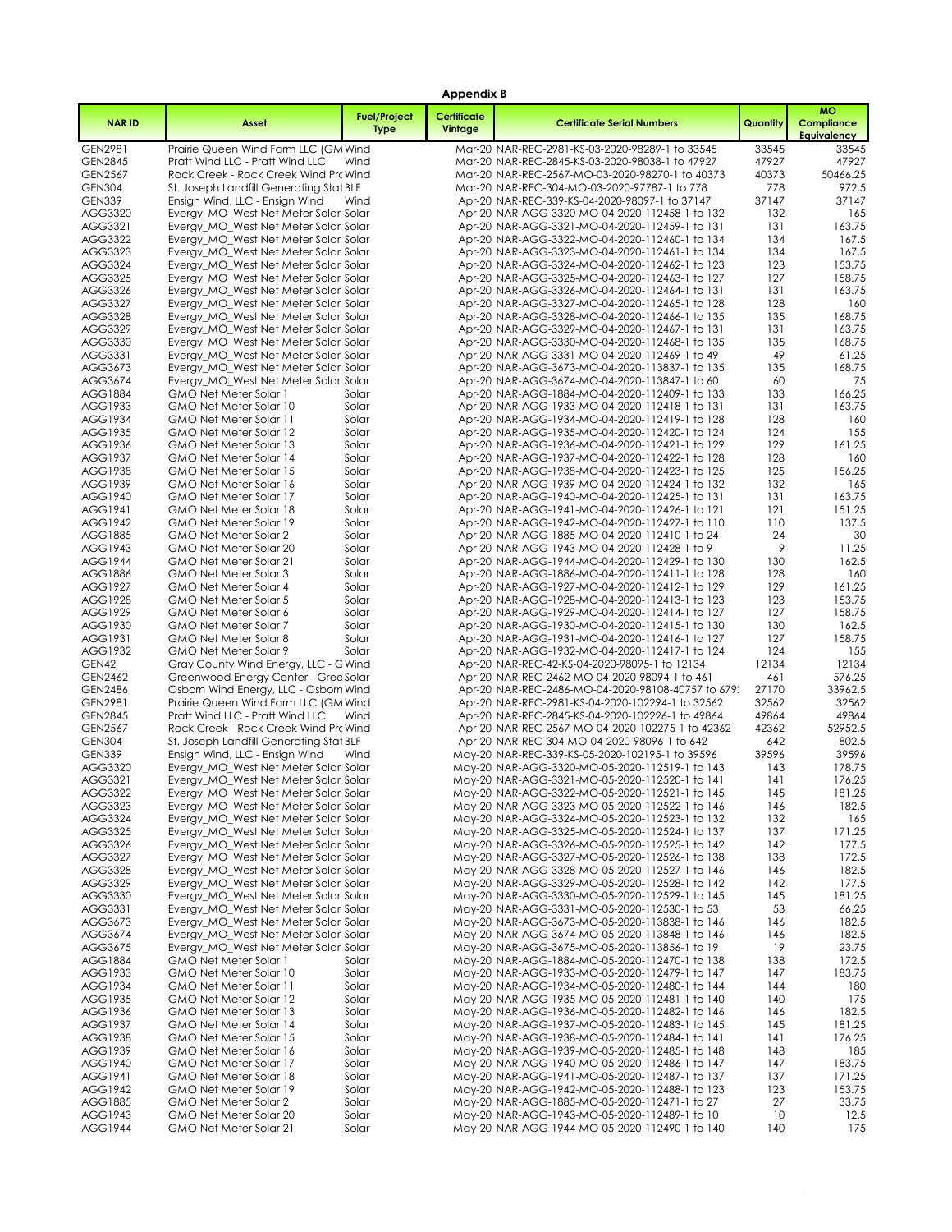**Appendix B**

| NAR ID | Asset | Fuel/Project Type | Certificate Vintage | Certificate Serial Numbers | Quantity | MO Compliance Equivalency |
|---|---|---|---|---|---|---|
| GEN2981 | Prairie Queen Wind Farm LLC (GM | Wind | Mar-20 | NAR-REC-2981-KS-03-2020-98289-1 to 33545 | 33545 | 33545 |
| GEN2845 | Pratt Wind LLC - Pratt Wind LLC | Wind | Mar-20 | NAR-REC-2845-KS-03-2020-98038-1 to 47927 | 47927 | 47927 |
| GEN2567 | Rock Creek - Rock Creek Wind Pro | Wind | Mar-20 | NAR-REC-2567-MO-03-2020-98270-1 to 40373 | 40373 | 50466.25 |
| GEN304 | St. Joseph Landfill Generating Stat | BLF | Mar-20 | NAR-REC-304-MO-03-2020-97787-1 to 778 | 778 | 972.5 |
| GEN339 | Ensign Wind, LLC - Ensign Wind | Wind | Apr-20 | NAR-REC-339-KS-04-2020-98097-1 to 37147 | 37147 | 37147 |
| AGG3320 | Evergy_MO_West Net Meter Solar | Solar | Apr-20 | NAR-AGG-3320-MO-04-2020-112458-1 to 132 | 132 | 165 |
| AGG3321 | Evergy_MO_West Net Meter Solar | Solar | Apr-20 | NAR-AGG-3321-MO-04-2020-112459-1 to 131 | 131 | 163.75 |
| AGG3322 | Evergy_MO_West Net Meter Solar | Solar | Apr-20 | NAR-AGG-3322-MO-04-2020-112460-1 to 134 | 134 | 167.5 |
| AGG3323 | Evergy_MO_West Net Meter Solar | Solar | Apr-20 | NAR-AGG-3323-MO-04-2020-112461-1 to 134 | 134 | 167.5 |
| AGG3324 | Evergy_MO_West Net Meter Solar | Solar | Apr-20 | NAR-AGG-3324-MO-04-2020-112462-1 to 123 | 123 | 153.75 |
| AGG3325 | Evergy_MO_West Net Meter Solar | Solar | Apr-20 | NAR-AGG-3325-MO-04-2020-112463-1 to 127 | 127 | 158.75 |
| AGG3326 | Evergy_MO_West Net Meter Solar | Solar | Apr-20 | NAR-AGG-3326-MO-04-2020-112464-1 to 131 | 131 | 163.75 |
| AGG3327 | Evergy_MO_West Net Meter Solar | Solar | Apr-20 | NAR-AGG-3327-MO-04-2020-112465-1 to 128 | 128 | 160 |
| AGG3328 | Evergy_MO_West Net Meter Solar | Solar | Apr-20 | NAR-AGG-3328-MO-04-2020-112466-1 to 135 | 135 | 168.75 |
| AGG3329 | Evergy_MO_West Net Meter Solar | Solar | Apr-20 | NAR-AGG-3329-MO-04-2020-112467-1 to 131 | 131 | 163.75 |
| AGG3330 | Evergy_MO_West Net Meter Solar | Solar | Apr-20 | NAR-AGG-3330-MO-04-2020-112468-1 to 135 | 135 | 168.75 |
| AGG3331 | Evergy_MO_West Net Meter Solar | Solar | Apr-20 | NAR-AGG-3331-MO-04-2020-112469-1 to 49 | 49 | 61.25 |
| AGG3673 | Evergy_MO_West Net Meter Solar | Solar | Apr-20 | NAR-AGG-3673-MO-04-2020-113837-1 to 135 | 135 | 168.75 |
| AGG3674 | Evergy_MO_West Net Meter Solar | Solar | Apr-20 | NAR-AGG-3674-MO-04-2020-113847-1 to 60 | 60 | 75 |
| AGG1884 | GMO Net Meter Solar 1 | Solar | Apr-20 | NAR-AGG-1884-MO-04-2020-112409-1 to 133 | 133 | 166.25 |
| AGG1933 | GMO Net Meter Solar 10 | Solar | Apr-20 | NAR-AGG-1933-MO-04-2020-112418-1 to 131 | 131 | 163.75 |
| AGG1934 | GMO Net Meter Solar 11 | Solar | Apr-20 | NAR-AGG-1934-MO-04-2020-112419-1 to 128 | 128 | 160 |
| AGG1935 | GMO Net Meter Solar 12 | Solar | Apr-20 | NAR-AGG-1935-MO-04-2020-112420-1 to 124 | 124 | 155 |
| AGG1936 | GMO Net Meter Solar 13 | Solar | Apr-20 | NAR-AGG-1936-MO-04-2020-112421-1 to 129 | 129 | 161.25 |
| AGG1937 | GMO Net Meter Solar 14 | Solar | Apr-20 | NAR-AGG-1937-MO-04-2020-112422-1 to 128 | 128 | 160 |
| AGG1938 | GMO Net Meter Solar 15 | Solar | Apr-20 | NAR-AGG-1938-MO-04-2020-112423-1 to 125 | 125 | 156.25 |
| AGG1939 | GMO Net Meter Solar 16 | Solar | Apr-20 | NAR-AGG-1939-MO-04-2020-112424-1 to 132 | 132 | 165 |
| AGG1940 | GMO Net Meter Solar 17 | Solar | Apr-20 | NAR-AGG-1940-MO-04-2020-112425-1 to 131 | 131 | 163.75 |
| AGG1941 | GMO Net Meter Solar 18 | Solar | Apr-20 | NAR-AGG-1941-MO-04-2020-112426-1 to 121 | 121 | 151.25 |
| AGG1942 | GMO Net Meter Solar 19 | Solar | Apr-20 | NAR-AGG-1942-MO-04-2020-112427-1 to 110 | 110 | 137.5 |
| AGG1885 | GMO Net Meter Solar 2 | Solar | Apr-20 | NAR-AGG-1885-MO-04-2020-112410-1 to 24 | 24 | 30 |
| AGG1943 | GMO Net Meter Solar 20 | Solar | Apr-20 | NAR-AGG-1943-MO-04-2020-112428-1 to 9 | 9 | 11.25 |
| AGG1944 | GMO Net Meter Solar 21 | Solar | Apr-20 | NAR-AGG-1944-MO-04-2020-112429-1 to 130 | 130 | 162.5 |
| AGG1886 | GMO Net Meter Solar 3 | Solar | Apr-20 | NAR-AGG-1886-MO-04-2020-112411-1 to 128 | 128 | 160 |
| AGG1927 | GMO Net Meter Solar 4 | Solar | Apr-20 | NAR-AGG-1927-MO-04-2020-112412-1 to 129 | 129 | 161.25 |
| AGG1928 | GMO Net Meter Solar 5 | Solar | Apr-20 | NAR-AGG-1928-MO-04-2020-112413-1 to 123 | 123 | 153.75 |
| AGG1929 | GMO Net Meter Solar 6 | Solar | Apr-20 | NAR-AGG-1929-MO-04-2020-112414-1 to 127 | 127 | 158.75 |
| AGG1930 | GMO Net Meter Solar 7 | Solar | Apr-20 | NAR-AGG-1930-MO-04-2020-112415-1 to 130 | 130 | 162.5 |
| AGG1931 | GMO Net Meter Solar 8 | Solar | Apr-20 | NAR-AGG-1931-MO-04-2020-112416-1 to 127 | 127 | 158.75 |
| AGG1932 | GMO Net Meter Solar 9 | Solar | Apr-20 | NAR-AGG-1932-MO-04-2020-112417-1 to 124 | 124 | 155 |
| GEN42 | Gray County Wind Energy, LLC - G | Wind | Apr-20 | NAR-REC-42-KS-04-2020-98095-1 to 12134 | 12134 | 12134 |
| GEN2462 | Greenwood Energy Center - Gree | Solar | Apr-20 | NAR-REC-2462-MO-04-2020-98094-1 to 461 | 461 | 576.25 |
| GEN2486 | Osborn Wind Energy, LLC - Osborn | Wind | Apr-20 | NAR-REC-2486-MO-04-2020-98108-40757 to 679: | 27170 | 33962.5 |
| GEN2981 | Prairie Queen Wind Farm LLC (GM | Wind | Apr-20 | NAR-REC-2981-KS-04-2020-102294-1 to 32562 | 32562 | 32562 |
| GEN2845 | Pratt Wind LLC - Pratt Wind LLC | Wind | Apr-20 | NAR-REC-2845-KS-04-2020-102226-1 to 49864 | 49864 | 49864 |
| GEN2567 | Rock Creek - Rock Creek Wind Pro | Wind | Apr-20 | NAR-REC-2567-MO-04-2020-102275-1 to 42362 | 42362 | 52952.5 |
| GEN304 | St. Joseph Landfill Generating Stat | BLF | Apr-20 | NAR-REC-304-MO-04-2020-98096-1 to 642 | 642 | 802.5 |
| GEN339 | Ensign Wind, LLC - Ensign Wind | Wind | May-20 | NAR-REC-339-KS-05-2020-102195-1 to 39596 | 39596 | 39596 |
| AGG3320 | Evergy_MO_West Net Meter Solar | Solar | May-20 | NAR-AGG-3320-MO-05-2020-112519-1 to 143 | 143 | 178.75 |
| AGG3321 | Evergy_MO_West Net Meter Solar | Solar | May-20 | NAR-AGG-3321-MO-05-2020-112520-1 to 141 | 141 | 176.25 |
| AGG3322 | Evergy_MO_West Net Meter Solar | Solar | May-20 | NAR-AGG-3322-MO-05-2020-112521-1 to 145 | 145 | 181.25 |
| AGG3323 | Evergy_MO_West Net Meter Solar | Solar | May-20 | NAR-AGG-3323-MO-05-2020-112522-1 to 146 | 146 | 182.5 |
| AGG3324 | Evergy_MO_West Net Meter Solar | Solar | May-20 | NAR-AGG-3324-MO-05-2020-112523-1 to 132 | 132 | 165 |
| AGG3325 | Evergy_MO_West Net Meter Solar | Solar | May-20 | NAR-AGG-3325-MO-05-2020-112524-1 to 137 | 137 | 171.25 |
| AGG3326 | Evergy_MO_West Net Meter Solar | Solar | May-20 | NAR-AGG-3326-MO-05-2020-112525-1 to 142 | 142 | 177.5 |
| AGG3327 | Evergy_MO_West Net Meter Solar | Solar | May-20 | NAR-AGG-3327-MO-05-2020-112526-1 to 138 | 138 | 172.5 |
| AGG3328 | Evergy_MO_West Net Meter Solar | Solar | May-20 | NAR-AGG-3328-MO-05-2020-112527-1 to 146 | 146 | 182.5 |
| AGG3329 | Evergy_MO_West Net Meter Solar | Solar | May-20 | NAR-AGG-3329-MO-05-2020-112528-1 to 142 | 142 | 177.5 |
| AGG3330 | Evergy_MO_West Net Meter Solar | Solar | May-20 | NAR-AGG-3330-MO-05-2020-112529-1 to 145 | 145 | 181.25 |
| AGG3331 | Evergy_MO_West Net Meter Solar | Solar | May-20 | NAR-AGG-3331-MO-05-2020-112530-1 to 53 | 53 | 66.25 |
| AGG3673 | Evergy_MO_West Net Meter Solar | Solar | May-20 | NAR-AGG-3673-MO-05-2020-113838-1 to 146 | 146 | 182.5 |
| AGG3674 | Evergy_MO_West Net Meter Solar | Solar | May-20 | NAR-AGG-3674-MO-05-2020-113848-1 to 146 | 146 | 182.5 |
| AGG3675 | Evergy_MO_West Net Meter Solar | Solar | May-20 | NAR-AGG-3675-MO-05-2020-113856-1 to 19 | 19 | 23.75 |
| AGG1884 | GMO Net Meter Solar 1 | Solar | May-20 | NAR-AGG-1884-MO-05-2020-112470-1 to 138 | 138 | 172.5 |
| AGG1933 | GMO Net Meter Solar 10 | Solar | May-20 | NAR-AGG-1933-MO-05-2020-112479-1 to 147 | 147 | 183.75 |
| AGG1934 | GMO Net Meter Solar 11 | Solar | May-20 | NAR-AGG-1934-MO-05-2020-112480-1 to 144 | 144 | 180 |
| AGG1935 | GMO Net Meter Solar 12 | Solar | May-20 | NAR-AGG-1935-MO-05-2020-112481-1 to 140 | 140 | 175 |
| AGG1936 | GMO Net Meter Solar 13 | Solar | May-20 | NAR-AGG-1936-MO-05-2020-112482-1 to 146 | 146 | 182.5 |
| AGG1937 | GMO Net Meter Solar 14 | Solar | May-20 | NAR-AGG-1937-MO-05-2020-112483-1 to 145 | 145 | 181.25 |
| AGG1938 | GMO Net Meter Solar 15 | Solar | May-20 | NAR-AGG-1938-MO-05-2020-112484-1 to 141 | 141 | 176.25 |
| AGG1939 | GMO Net Meter Solar 16 | Solar | May-20 | NAR-AGG-1939-MO-05-2020-112485-1 to 148 | 148 | 185 |
| AGG1940 | GMO Net Meter Solar 17 | Solar | May-20 | NAR-AGG-1940-MO-05-2020-112486-1 to 147 | 147 | 183.75 |
| AGG1941 | GMO Net Meter Solar 18 | Solar | May-20 | NAR-AGG-1941-MO-05-2020-112487-1 to 137 | 137 | 171.25 |
| AGG1942 | GMO Net Meter Solar 19 | Solar | May-20 | NAR-AGG-1942-MO-05-2020-112488-1 to 123 | 123 | 153.75 |
| AGG1885 | GMO Net Meter Solar 2 | Solar | May-20 | NAR-AGG-1885-MO-05-2020-112471-1 to 27 | 27 | 33.75 |
| AGG1943 | GMO Net Meter Solar 20 | Solar | May-20 | NAR-AGG-1943-MO-05-2020-112489-1 to 10 | 10 | 12.5 |
| AGG1944 | GMO Net Meter Solar 21 | Solar | May-20 | NAR-AGG-1944-MO-05-2020-112490-1 to 140 | 140 | 175 |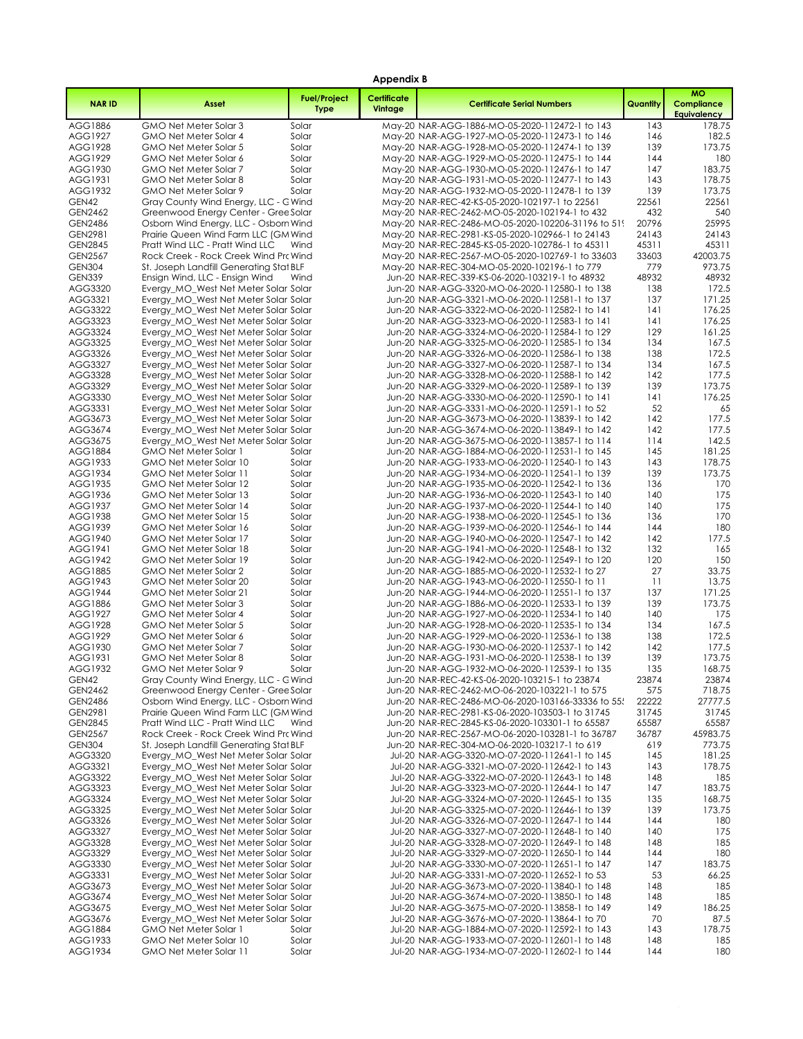**Appendix B**

| NAR ID | Asset | Fuel/Project Type | Certificate Vintage | Certificate Serial Numbers | Quantity | MO Compliance Equivalency |
|---|---|---|---|---|---|---|
| AGG1886 | GMO Net Meter Solar 3 | Solar | May-20 | NAR-AGG-1886-MO-05-2020-112472-1 to 143 | 143 | 178.75 |
| AGG1927 | GMO Net Meter Solar 4 | Solar | May-20 | NAR-AGG-1927-MO-05-2020-112473-1 to 146 | 146 | 182.5 |
| AGG1928 | GMO Net Meter Solar 5 | Solar | May-20 | NAR-AGG-1928-MO-05-2020-112474-1 to 139 | 139 | 173.75 |
| AGG1929 | GMO Net Meter Solar 6 | Solar | May-20 | NAR-AGG-1929-MO-05-2020-112475-1 to 144 | 144 | 180 |
| AGG1930 | GMO Net Meter Solar 7 | Solar | May-20 | NAR-AGG-1930-MO-05-2020-112476-1 to 147 | 147 | 183.75 |
| AGG1931 | GMO Net Meter Solar 8 | Solar | May-20 | NAR-AGG-1931-MO-05-2020-112477-1 to 143 | 143 | 178.75 |
| AGG1932 | GMO Net Meter Solar 9 | Solar | May-20 | NAR-AGG-1932-MO-05-2020-112478-1 to 139 | 139 | 173.75 |
| GEN42 | Gray County Wind Energy, LLC - G | Wind | May-20 | NAR-REC-42-KS-05-2020-102197-1 to 22561 | 22561 | 22561 |
| GEN2462 | Greenwood Energy Center - Gree | Solar | May-20 | NAR-REC-2462-MO-05-2020-102194-1 to 432 | 432 | 540 |
| GEN2486 | Osborn Wind Energy, LLC - Osborn | Wind | May-20 | NAR-REC-2486-MO-05-2020-102206-31196 to 51 | 20796 | 25995 |
| GEN2981 | Prairie Queen Wind Farm LLC (GM | Wind | May-20 | NAR-REC-2981-KS-05-2020-102966-1 to 24143 | 24143 | 24143 |
| GEN2845 | Pratt Wind LLC - Pratt Wind LLC | Wind | May-20 | NAR-REC-2845-KS-05-2020-102786-1 to 45311 | 45311 | 45311 |
| GEN2567 | Rock Creek - Rock Creek Wind Pro | Wind | May-20 | NAR-REC-2567-MO-05-2020-102769-1 to 33603 | 33603 | 42003.75 |
| GEN304 | St. Joseph Landfill Generating Stat | BLF | May-20 | NAR-REC-304-MO-05-2020-102196-1 to 779 | 779 | 973.75 |
| GEN339 | Ensign Wind, LLC - Ensign Wind | Wind | Jun-20 | NAR-REC-339-KS-06-2020-103219-1 to 48932 | 48932 | 48932 |
| AGG3320 | Evergy_MO_West Net Meter Solar | Solar | Jun-20 | NAR-AGG-3320-MO-06-2020-112580-1 to 138 | 138 | 172.5 |
| AGG3321 | Evergy_MO_West Net Meter Solar | Solar | Jun-20 | NAR-AGG-3321-MO-06-2020-112581-1 to 137 | 137 | 171.25 |
| AGG3322 | Evergy_MO_West Net Meter Solar | Solar | Jun-20 | NAR-AGG-3322-MO-06-2020-112582-1 to 141 | 141 | 176.25 |
| AGG3323 | Evergy_MO_West Net Meter Solar | Solar | Jun-20 | NAR-AGG-3323-MO-06-2020-112583-1 to 141 | 141 | 176.25 |
| AGG3324 | Evergy_MO_West Net Meter Solar | Solar | Jun-20 | NAR-AGG-3324-MO-06-2020-112584-1 to 129 | 129 | 161.25 |
| AGG3325 | Evergy_MO_West Net Meter Solar | Solar | Jun-20 | NAR-AGG-3325-MO-06-2020-112585-1 to 134 | 134 | 167.5 |
| AGG3326 | Evergy_MO_West Net Meter Solar | Solar | Jun-20 | NAR-AGG-3326-MO-06-2020-112586-1 to 138 | 138 | 172.5 |
| AGG3327 | Evergy_MO_West Net Meter Solar | Solar | Jun-20 | NAR-AGG-3327-MO-06-2020-112587-1 to 134 | 134 | 167.5 |
| AGG3328 | Evergy_MO_West Net Meter Solar | Solar | Jun-20 | NAR-AGG-3328-MO-06-2020-112588-1 to 142 | 142 | 177.5 |
| AGG3329 | Evergy_MO_West Net Meter Solar | Solar | Jun-20 | NAR-AGG-3329-MO-06-2020-112589-1 to 139 | 139 | 173.75 |
| AGG3330 | Evergy_MO_West Net Meter Solar | Solar | Jun-20 | NAR-AGG-3330-MO-06-2020-112590-1 to 141 | 141 | 176.25 |
| AGG3331 | Evergy_MO_West Net Meter Solar | Solar | Jun-20 | NAR-AGG-3331-MO-06-2020-112591-1 to 52 | 52 | 65 |
| AGG3673 | Evergy_MO_West Net Meter Solar | Solar | Jun-20 | NAR-AGG-3673-MO-06-2020-113839-1 to 142 | 142 | 177.5 |
| AGG3674 | Evergy_MO_West Net Meter Solar | Solar | Jun-20 | NAR-AGG-3674-MO-06-2020-113849-1 to 142 | 142 | 177.5 |
| AGG3675 | Evergy_MO_West Net Meter Solar | Solar | Jun-20 | NAR-AGG-3675-MO-06-2020-113857-1 to 114 | 114 | 142.5 |
| AGG1884 | GMO Net Meter Solar 1 | Solar | Jun-20 | NAR-AGG-1884-MO-06-2020-112531-1 to 145 | 145 | 181.25 |
| AGG1933 | GMO Net Meter Solar 10 | Solar | Jun-20 | NAR-AGG-1933-MO-06-2020-112540-1 to 143 | 143 | 178.75 |
| AGG1934 | GMO Net Meter Solar 11 | Solar | Jun-20 | NAR-AGG-1934-MO-06-2020-112541-1 to 139 | 139 | 173.75 |
| AGG1935 | GMO Net Meter Solar 12 | Solar | Jun-20 | NAR-AGG-1935-MO-06-2020-112542-1 to 136 | 136 | 170 |
| AGG1936 | GMO Net Meter Solar 13 | Solar | Jun-20 | NAR-AGG-1936-MO-06-2020-112543-1 to 140 | 140 | 175 |
| AGG1937 | GMO Net Meter Solar 14 | Solar | Jun-20 | NAR-AGG-1937-MO-06-2020-112544-1 to 140 | 140 | 175 |
| AGG1938 | GMO Net Meter Solar 15 | Solar | Jun-20 | NAR-AGG-1938-MO-06-2020-112545-1 to 136 | 136 | 170 |
| AGG1939 | GMO Net Meter Solar 16 | Solar | Jun-20 | NAR-AGG-1939-MO-06-2020-112546-1 to 144 | 144 | 180 |
| AGG1940 | GMO Net Meter Solar 17 | Solar | Jun-20 | NAR-AGG-1940-MO-06-2020-112547-1 to 142 | 142 | 177.5 |
| AGG1941 | GMO Net Meter Solar 18 | Solar | Jun-20 | NAR-AGG-1941-MO-06-2020-112548-1 to 132 | 132 | 165 |
| AGG1942 | GMO Net Meter Solar 19 | Solar | Jun-20 | NAR-AGG-1942-MO-06-2020-112549-1 to 120 | 120 | 150 |
| AGG1885 | GMO Net Meter Solar 2 | Solar | Jun-20 | NAR-AGG-1885-MO-06-2020-112532-1 to 27 | 27 | 33.75 |
| AGG1943 | GMO Net Meter Solar 20 | Solar | Jun-20 | NAR-AGG-1943-MO-06-2020-112550-1 to 11 | 11 | 13.75 |
| AGG1944 | GMO Net Meter Solar 21 | Solar | Jun-20 | NAR-AGG-1944-MO-06-2020-112551-1 to 137 | 137 | 171.25 |
| AGG1886 | GMO Net Meter Solar 3 | Solar | Jun-20 | NAR-AGG-1886-MO-06-2020-112533-1 to 139 | 139 | 173.75 |
| AGG1927 | GMO Net Meter Solar 4 | Solar | Jun-20 | NAR-AGG-1927-MO-06-2020-112534-1 to 140 | 140 | 175 |
| AGG1928 | GMO Net Meter Solar 5 | Solar | Jun-20 | NAR-AGG-1928-MO-06-2020-112535-1 to 134 | 134 | 167.5 |
| AGG1929 | GMO Net Meter Solar 6 | Solar | Jun-20 | NAR-AGG-1929-MO-06-2020-112536-1 to 138 | 138 | 172.5 |
| AGG1930 | GMO Net Meter Solar 7 | Solar | Jun-20 | NAR-AGG-1930-MO-06-2020-112537-1 to 142 | 142 | 177.5 |
| AGG1931 | GMO Net Meter Solar 8 | Solar | Jun-20 | NAR-AGG-1931-MO-06-2020-112538-1 to 139 | 139 | 173.75 |
| AGG1932 | GMO Net Meter Solar 9 | Solar | Jun-20 | NAR-AGG-1932-MO-06-2020-112539-1 to 135 | 135 | 168.75 |
| GEN42 | Gray County Wind Energy, LLC - G | Wind | Jun-20 | NAR-REC-42-KS-06-2020-103215-1 to 23874 | 23874 | 23874 |
| GEN2462 | Greenwood Energy Center - Gree | Solar | Jun-20 | NAR-REC-2462-MO-06-2020-103221-1 to 575 | 575 | 718.75 |
| GEN2486 | Osborn Wind Energy, LLC - Osborn | Wind | Jun-20 | NAR-REC-2486-MO-06-2020-103166-33336 to 55 | 22222 | 27777.5 |
| GEN2981 | Prairie Queen Wind Farm LLC (GM | Wind | Jun-20 | NAR-REC-2981-KS-06-2020-103503-1 to 31745 | 31745 | 31745 |
| GEN2845 | Pratt Wind LLC - Pratt Wind LLC | Wind | Jun-20 | NAR-REC-2845-KS-06-2020-103301-1 to 65587 | 65587 | 65587 |
| GEN2567 | Rock Creek - Rock Creek Wind Pro | Wind | Jun-20 | NAR-REC-2567-MO-06-2020-103281-1 to 36787 | 36787 | 45983.75 |
| GEN304 | St. Joseph Landfill Generating Stat | BLF | Jun-20 | NAR-REC-304-MO-06-2020-103217-1 to 619 | 619 | 773.75 |
| AGG3320 | Evergy_MO_West Net Meter Solar | Solar | Jul-20 | NAR-AGG-3320-MO-07-2020-112641-1 to 145 | 145 | 181.25 |
| AGG3321 | Evergy_MO_West Net Meter Solar | Solar | Jul-20 | NAR-AGG-3321-MO-07-2020-112642-1 to 143 | 143 | 178.75 |
| AGG3322 | Evergy_MO_West Net Meter Solar | Solar | Jul-20 | NAR-AGG-3322-MO-07-2020-112643-1 to 148 | 148 | 185 |
| AGG3323 | Evergy_MO_West Net Meter Solar | Solar | Jul-20 | NAR-AGG-3323-MO-07-2020-112644-1 to 147 | 147 | 183.75 |
| AGG3324 | Evergy_MO_West Net Meter Solar | Solar | Jul-20 | NAR-AGG-3324-MO-07-2020-112645-1 to 135 | 135 | 168.75 |
| AGG3325 | Evergy_MO_West Net Meter Solar | Solar | Jul-20 | NAR-AGG-3325-MO-07-2020-112646-1 to 139 | 139 | 173.75 |
| AGG3326 | Evergy_MO_West Net Meter Solar | Solar | Jul-20 | NAR-AGG-3326-MO-07-2020-112647-1 to 144 | 144 | 180 |
| AGG3327 | Evergy_MO_West Net Meter Solar | Solar | Jul-20 | NAR-AGG-3327-MO-07-2020-112648-1 to 140 | 140 | 175 |
| AGG3328 | Evergy_MO_West Net Meter Solar | Solar | Jul-20 | NAR-AGG-3328-MO-07-2020-112649-1 to 148 | 148 | 185 |
| AGG3329 | Evergy_MO_West Net Meter Solar | Solar | Jul-20 | NAR-AGG-3329-MO-07-2020-112650-1 to 144 | 144 | 180 |
| AGG3330 | Evergy_MO_West Net Meter Solar | Solar | Jul-20 | NAR-AGG-3330-MO-07-2020-112651-1 to 147 | 147 | 183.75 |
| AGG3331 | Evergy_MO_West Net Meter Solar | Solar | Jul-20 | NAR-AGG-3331-MO-07-2020-112652-1 to 53 | 53 | 66.25 |
| AGG3673 | Evergy_MO_West Net Meter Solar | Solar | Jul-20 | NAR-AGG-3673-MO-07-2020-113840-1 to 148 | 148 | 185 |
| AGG3674 | Evergy_MO_West Net Meter Solar | Solar | Jul-20 | NAR-AGG-3674-MO-07-2020-113850-1 to 148 | 148 | 185 |
| AGG3675 | Evergy_MO_West Net Meter Solar | Solar | Jul-20 | NAR-AGG-3675-MO-07-2020-113858-1 to 149 | 149 | 186.25 |
| AGG3676 | Evergy_MO_West Net Meter Solar | Solar | Jul-20 | NAR-AGG-3676-MO-07-2020-113864-1 to 70 | 70 | 87.5 |
| AGG1884 | GMO Net Meter Solar 1 | Solar | Jul-20 | NAR-AGG-1884-MO-07-2020-112592-1 to 143 | 143 | 178.75 |
| AGG1933 | GMO Net Meter Solar 10 | Solar | Jul-20 | NAR-AGG-1933-MO-07-2020-112601-1 to 148 | 148 | 185 |
| AGG1934 | GMO Net Meter Solar 11 | Solar | Jul-20 | NAR-AGG-1934-MO-07-2020-112602-1 to 144 | 144 | 180 |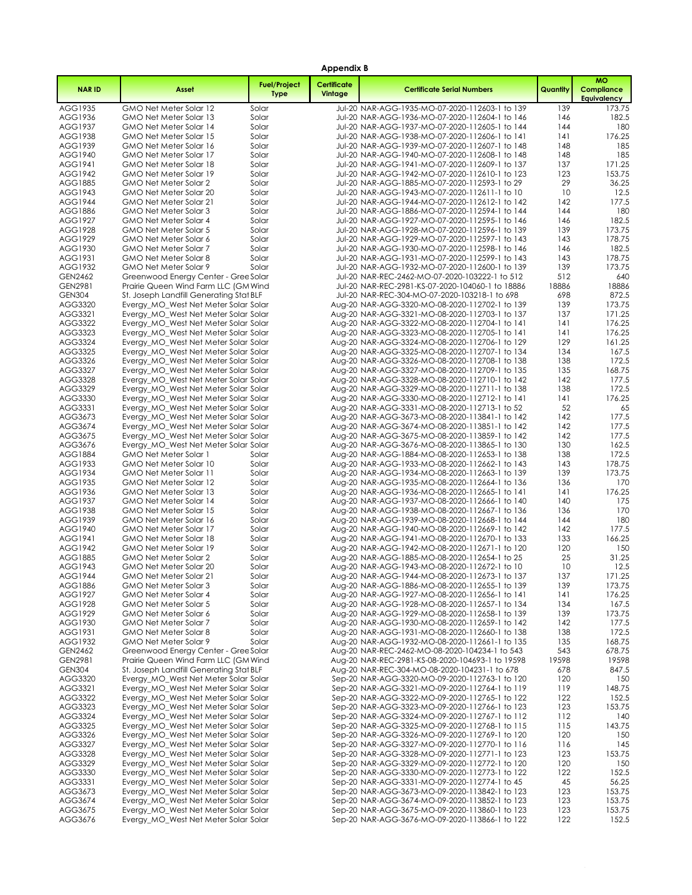**Appendix B**

| NAR ID | Asset | Fuel/Project Type | Certificate Vintage | Certificate Serial Numbers | Quantity | MO Compliance Equivalency |
|---|---|---|---|---|---|---|
| AGG1935 | GMO Net Meter Solar 12 | Solar | Jul-20 | NAR-AGG-1935-MO-07-2020-112603-1 to 139 | 139 | 173.75 |
| AGG1936 | GMO Net Meter Solar 13 | Solar | Jul-20 | NAR-AGG-1936-MO-07-2020-112604-1 to 146 | 146 | 182.5 |
| AGG1937 | GMO Net Meter Solar 14 | Solar | Jul-20 | NAR-AGG-1937-MO-07-2020-112605-1 to 144 | 144 | 180 |
| AGG1938 | GMO Net Meter Solar 15 | Solar | Jul-20 | NAR-AGG-1938-MO-07-2020-112606-1 to 141 | 141 | 176.25 |
| AGG1939 | GMO Net Meter Solar 16 | Solar | Jul-20 | NAR-AGG-1939-MO-07-2020-112607-1 to 148 | 148 | 185 |
| AGG1940 | GMO Net Meter Solar 17 | Solar | Jul-20 | NAR-AGG-1940-MO-07-2020-112608-1 to 148 | 148 | 185 |
| AGG1941 | GMO Net Meter Solar 18 | Solar | Jul-20 | NAR-AGG-1941-MO-07-2020-112609-1 to 137 | 137 | 171.25 |
| AGG1942 | GMO Net Meter Solar 19 | Solar | Jul-20 | NAR-AGG-1942-MO-07-2020-112610-1 to 123 | 123 | 153.75 |
| AGG1885 | GMO Net Meter Solar 2 | Solar | Jul-20 | NAR-AGG-1885-MO-07-2020-112593-1 to 29 | 29 | 36.25 |
| AGG1943 | GMO Net Meter Solar 20 | Solar | Jul-20 | NAR-AGG-1943-MO-07-2020-112611-1 to 10 | 10 | 12.5 |
| AGG1944 | GMO Net Meter Solar 21 | Solar | Jul-20 | NAR-AGG-1944-MO-07-2020-112612-1 to 142 | 142 | 177.5 |
| AGG1886 | GMO Net Meter Solar 3 | Solar | Jul-20 | NAR-AGG-1886-MO-07-2020-112594-1 to 144 | 144 | 180 |
| AGG1927 | GMO Net Meter Solar 4 | Solar | Jul-20 | NAR-AGG-1927-MO-07-2020-112595-1 to 146 | 146 | 182.5 |
| AGG1928 | GMO Net Meter Solar 5 | Solar | Jul-20 | NAR-AGG-1928-MO-07-2020-112596-1 to 139 | 139 | 173.75 |
| AGG1929 | GMO Net Meter Solar 6 | Solar | Jul-20 | NAR-AGG-1929-MO-07-2020-112597-1 to 143 | 143 | 178.75 |
| AGG1930 | GMO Net Meter Solar 7 | Solar | Jul-20 | NAR-AGG-1930-MO-07-2020-112598-1 to 146 | 146 | 182.5 |
| AGG1931 | GMO Net Meter Solar 8 | Solar | Jul-20 | NAR-AGG-1931-MO-07-2020-112599-1 to 143 | 143 | 178.75 |
| AGG1932 | GMO Net Meter Solar 9 | Solar | Jul-20 | NAR-AGG-1932-MO-07-2020-112600-1 to 139 | 139 | 173.75 |
| GEN2462 | Greenwood Energy Center - Gree | Solar | Jul-20 | NAR-REC-2462-MO-07-2020-103222-1 to 512 | 512 | 640 |
| GEN2981 | Prairie Queen Wind Farm LLC (GM | Wind | Jul-20 | NAR-REC-2981-KS-07-2020-104060-1 to 18886 | 18886 | 18886 |
| GEN304 | St. Joseph Landfill Generating Stat | BLF | Jul-20 | NAR-REC-304-MO-07-2020-103218-1 to 698 | 698 | 872.5 |
| AGG3320 | Evergy_MO_West Net Meter Solar | Solar | Aug-20 | NAR-AGG-3320-MO-08-2020-112702-1 to 139 | 139 | 173.75 |
| AGG3321 | Evergy_MO_West Net Meter Solar | Solar | Aug-20 | NAR-AGG-3321-MO-08-2020-112703-1 to 137 | 137 | 171.25 |
| AGG3322 | Evergy_MO_West Net Meter Solar | Solar | Aug-20 | NAR-AGG-3322-MO-08-2020-112704-1 to 141 | 141 | 176.25 |
| AGG3323 | Evergy_MO_West Net Meter Solar | Solar | Aug-20 | NAR-AGG-3323-MO-08-2020-112705-1 to 141 | 141 | 176.25 |
| AGG3324 | Evergy_MO_West Net Meter Solar | Solar | Aug-20 | NAR-AGG-3324-MO-08-2020-112706-1 to 129 | 129 | 161.25 |
| AGG3325 | Evergy_MO_West Net Meter Solar | Solar | Aug-20 | NAR-AGG-3325-MO-08-2020-112707-1 to 134 | 134 | 167.5 |
| AGG3326 | Evergy_MO_West Net Meter Solar | Solar | Aug-20 | NAR-AGG-3326-MO-08-2020-112708-1 to 138 | 138 | 172.5 |
| AGG3327 | Evergy_MO_West Net Meter Solar | Solar | Aug-20 | NAR-AGG-3327-MO-08-2020-112709-1 to 135 | 135 | 168.75 |
| AGG3328 | Evergy_MO_West Net Meter Solar | Solar | Aug-20 | NAR-AGG-3328-MO-08-2020-112710-1 to 142 | 142 | 177.5 |
| AGG3329 | Evergy_MO_West Net Meter Solar | Solar | Aug-20 | NAR-AGG-3329-MO-08-2020-112711-1 to 138 | 138 | 172.5 |
| AGG3330 | Evergy_MO_West Net Meter Solar | Solar | Aug-20 | NAR-AGG-3330-MO-08-2020-112712-1 to 141 | 141 | 176.25 |
| AGG3331 | Evergy_MO_West Net Meter Solar | Solar | Aug-20 | NAR-AGG-3331-MO-08-2020-112713-1 to 52 | 52 | 65 |
| AGG3673 | Evergy_MO_West Net Meter Solar | Solar | Aug-20 | NAR-AGG-3673-MO-08-2020-113841-1 to 142 | 142 | 177.5 |
| AGG3674 | Evergy_MO_West Net Meter Solar | Solar | Aug-20 | NAR-AGG-3674-MO-08-2020-113851-1 to 142 | 142 | 177.5 |
| AGG3675 | Evergy_MO_West Net Meter Solar | Solar | Aug-20 | NAR-AGG-3675-MO-08-2020-113859-1 to 142 | 142 | 177.5 |
| AGG3676 | Evergy_MO_West Net Meter Solar | Solar | Aug-20 | NAR-AGG-3676-MO-08-2020-113865-1 to 130 | 130 | 162.5 |
| AGG1884 | GMO Net Meter Solar 1 | Solar | Aug-20 | NAR-AGG-1884-MO-08-2020-112653-1 to 138 | 138 | 172.5 |
| AGG1933 | GMO Net Meter Solar 10 | Solar | Aug-20 | NAR-AGG-1933-MO-08-2020-112662-1 to 143 | 143 | 178.75 |
| AGG1934 | GMO Net Meter Solar 11 | Solar | Aug-20 | NAR-AGG-1934-MO-08-2020-112663-1 to 139 | 139 | 173.75 |
| AGG1935 | GMO Net Meter Solar 12 | Solar | Aug-20 | NAR-AGG-1935-MO-08-2020-112664-1 to 136 | 136 | 170 |
| AGG1936 | GMO Net Meter Solar 13 | Solar | Aug-20 | NAR-AGG-1936-MO-08-2020-112665-1 to 141 | 141 | 176.25 |
| AGG1937 | GMO Net Meter Solar 14 | Solar | Aug-20 | NAR-AGG-1937-MO-08-2020-112666-1 to 140 | 140 | 175 |
| AGG1938 | GMO Net Meter Solar 15 | Solar | Aug-20 | NAR-AGG-1938-MO-08-2020-112667-1 to 136 | 136 | 170 |
| AGG1939 | GMO Net Meter Solar 16 | Solar | Aug-20 | NAR-AGG-1939-MO-08-2020-112668-1 to 144 | 144 | 180 |
| AGG1940 | GMO Net Meter Solar 17 | Solar | Aug-20 | NAR-AGG-1940-MO-08-2020-112669-1 to 142 | 142 | 177.5 |
| AGG1941 | GMO Net Meter Solar 18 | Solar | Aug-20 | NAR-AGG-1941-MO-08-2020-112670-1 to 133 | 133 | 166.25 |
| AGG1942 | GMO Net Meter Solar 19 | Solar | Aug-20 | NAR-AGG-1942-MO-08-2020-112671-1 to 120 | 120 | 150 |
| AGG1885 | GMO Net Meter Solar 2 | Solar | Aug-20 | NAR-AGG-1885-MO-08-2020-112654-1 to 25 | 25 | 31.25 |
| AGG1943 | GMO Net Meter Solar 20 | Solar | Aug-20 | NAR-AGG-1943-MO-08-2020-112672-1 to 10 | 10 | 12.5 |
| AGG1944 | GMO Net Meter Solar 21 | Solar | Aug-20 | NAR-AGG-1944-MO-08-2020-112673-1 to 137 | 137 | 171.25 |
| AGG1886 | GMO Net Meter Solar 3 | Solar | Aug-20 | NAR-AGG-1886-MO-08-2020-112655-1 to 139 | 139 | 173.75 |
| AGG1927 | GMO Net Meter Solar 4 | Solar | Aug-20 | NAR-AGG-1927-MO-08-2020-112656-1 to 141 | 141 | 176.25 |
| AGG1928 | GMO Net Meter Solar 5 | Solar | Aug-20 | NAR-AGG-1928-MO-08-2020-112657-1 to 134 | 134 | 167.5 |
| AGG1929 | GMO Net Meter Solar 6 | Solar | Aug-20 | NAR-AGG-1929-MO-08-2020-112658-1 to 139 | 139 | 173.75 |
| AGG1930 | GMO Net Meter Solar 7 | Solar | Aug-20 | NAR-AGG-1930-MO-08-2020-112659-1 to 142 | 142 | 177.5 |
| AGG1931 | GMO Net Meter Solar 8 | Solar | Aug-20 | NAR-AGG-1931-MO-08-2020-112660-1 to 138 | 138 | 172.5 |
| AGG1932 | GMO Net Meter Solar 9 | Solar | Aug-20 | NAR-AGG-1932-MO-08-2020-112661-1 to 135 | 135 | 168.75 |
| GEN2462 | Greenwood Energy Center - Gree | Solar | Aug-20 | NAR-REC-2462-MO-08-2020-104234-1 to 543 | 543 | 678.75 |
| GEN2981 | Prairie Queen Wind Farm LLC (GM | Wind | Aug-20 | NAR-REC-2981-KS-08-2020-104693-1 to 19598 | 19598 | 19598 |
| GEN304 | St. Joseph Landfill Generating Stat | BLF | Aug-20 | NAR-REC-304-MO-08-2020-104231-1 to 678 | 678 | 847.5 |
| AGG3320 | Evergy_MO_West Net Meter Solar | Solar | Sep-20 | NAR-AGG-3320-MO-09-2020-112763-1 to 120 | 120 | 150 |
| AGG3321 | Evergy_MO_West Net Meter Solar | Solar | Sep-20 | NAR-AGG-3321-MO-09-2020-112764-1 to 119 | 119 | 148.75 |
| AGG3322 | Evergy_MO_West Net Meter Solar | Solar | Sep-20 | NAR-AGG-3322-MO-09-2020-112765-1 to 122 | 122 | 152.5 |
| AGG3323 | Evergy_MO_West Net Meter Solar | Solar | Sep-20 | NAR-AGG-3323-MO-09-2020-112766-1 to 123 | 123 | 153.75 |
| AGG3324 | Evergy_MO_West Net Meter Solar | Solar | Sep-20 | NAR-AGG-3324-MO-09-2020-112767-1 to 112 | 112 | 140 |
| AGG3325 | Evergy_MO_West Net Meter Solar | Solar | Sep-20 | NAR-AGG-3325-MO-09-2020-112768-1 to 115 | 115 | 143.75 |
| AGG3326 | Evergy_MO_West Net Meter Solar | Solar | Sep-20 | NAR-AGG-3326-MO-09-2020-112769-1 to 120 | 120 | 150 |
| AGG3327 | Evergy_MO_West Net Meter Solar | Solar | Sep-20 | NAR-AGG-3327-MO-09-2020-112770-1 to 116 | 116 | 145 |
| AGG3328 | Evergy_MO_West Net Meter Solar | Solar | Sep-20 | NAR-AGG-3328-MO-09-2020-112771-1 to 123 | 123 | 153.75 |
| AGG3329 | Evergy_MO_West Net Meter Solar | Solar | Sep-20 | NAR-AGG-3329-MO-09-2020-112772-1 to 120 | 120 | 150 |
| AGG3330 | Evergy_MO_West Net Meter Solar | Solar | Sep-20 | NAR-AGG-3330-MO-09-2020-112773-1 to 122 | 122 | 152.5 |
| AGG3331 | Evergy_MO_West Net Meter Solar | Solar | Sep-20 | NAR-AGG-3331-MO-09-2020-112774-1 to 45 | 45 | 56.25 |
| AGG3673 | Evergy_MO_West Net Meter Solar | Solar | Sep-20 | NAR-AGG-3673-MO-09-2020-113842-1 to 123 | 123 | 153.75 |
| AGG3674 | Evergy_MO_West Net Meter Solar | Solar | Sep-20 | NAR-AGG-3674-MO-09-2020-113852-1 to 123 | 123 | 153.75 |
| AGG3675 | Evergy_MO_West Net Meter Solar | Solar | Sep-20 | NAR-AGG-3675-MO-09-2020-113860-1 to 123 | 123 | 153.75 |
| AGG3676 | Evergy_MO_West Net Meter Solar | Solar | Sep-20 | NAR-AGG-3676-MO-09-2020-113866-1 to 122 | 122 | 152.5 |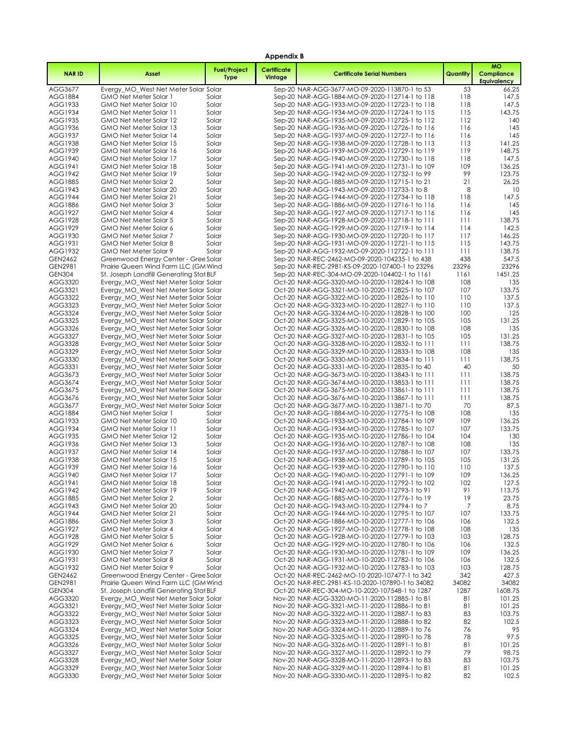**Appendix B**

| NAR ID | Asset | Fuel/Project Type | Certificate Vintage | Certificate Serial Numbers | Quantity | MO Compliance Equivalency |
|---|---|---|---|---|---|---|
| AGG3677 | Evergy_MO_West Net Meter Solar | Solar | Sep-20 | NAR-AGG-3677-MO-09-2020-113870-1 to 53 | 53 | 66.25 |
| AGG1884 | GMO Net Meter Solar 1 | Solar | Sep-20 | NAR-AGG-1884-MO-09-2020-112714-1 to 118 | 118 | 147.5 |
| AGG1933 | GMO Net Meter Solar 10 | Solar | Sep-20 | NAR-AGG-1933-MO-09-2020-112723-1 to 118 | 118 | 147.5 |
| AGG1934 | GMO Net Meter Solar 11 | Solar | Sep-20 | NAR-AGG-1934-MO-09-2020-112724-1 to 115 | 115 | 143.75 |
| AGG1935 | GMO Net Meter Solar 12 | Solar | Sep-20 | NAR-AGG-1935-MO-09-2020-112725-1 to 112 | 112 | 140 |
| AGG1936 | GMO Net Meter Solar 13 | Solar | Sep-20 | NAR-AGG-1936-MO-09-2020-112726-1 to 116 | 116 | 145 |
| AGG1937 | GMO Net Meter Solar 14 | Solar | Sep-20 | NAR-AGG-1937-MO-09-2020-112727-1 to 116 | 116 | 145 |
| AGG1938 | GMO Net Meter Solar 15 | Solar | Sep-20 | NAR-AGG-1938-MO-09-2020-112728-1 to 113 | 113 | 141.25 |
| AGG1939 | GMO Net Meter Solar 16 | Solar | Sep-20 | NAR-AGG-1939-MO-09-2020-112729-1 to 119 | 119 | 148.75 |
| AGG1940 | GMO Net Meter Solar 17 | Solar | Sep-20 | NAR-AGG-1940-MO-09-2020-112730-1 to 118 | 118 | 147.5 |
| AGG1941 | GMO Net Meter Solar 18 | Solar | Sep-20 | NAR-AGG-1941-MO-09-2020-112731-1 to 109 | 109 | 136.25 |
| AGG1942 | GMO Net Meter Solar 19 | Solar | Sep-20 | NAR-AGG-1942-MO-09-2020-112732-1 to 99 | 99 | 123.75 |
| AGG1885 | GMO Net Meter Solar 2 | Solar | Sep-20 | NAR-AGG-1885-MO-09-2020-112715-1 to 21 | 21 | 26.25 |
| AGG1943 | GMO Net Meter Solar 20 | Solar | Sep-20 | NAR-AGG-1943-MO-09-2020-112733-1 to 8 | 8 | 10 |
| AGG1944 | GMO Net Meter Solar 21 | Solar | Sep-20 | NAR-AGG-1944-MO-09-2020-112734-1 to 118 | 118 | 147.5 |
| AGG1886 | GMO Net Meter Solar 3 | Solar | Sep-20 | NAR-AGG-1886-MO-09-2020-112716-1 to 116 | 116 | 145 |
| AGG1927 | GMO Net Meter Solar 4 | Solar | Sep-20 | NAR-AGG-1927-MO-09-2020-112717-1 to 116 | 116 | 145 |
| AGG1928 | GMO Net Meter Solar 5 | Solar | Sep-20 | NAR-AGG-1928-MO-09-2020-112718-1 to 111 | 111 | 138.75 |
| AGG1929 | GMO Net Meter Solar 6 | Solar | Sep-20 | NAR-AGG-1929-MO-09-2020-112719-1 to 114 | 114 | 142.5 |
| AGG1930 | GMO Net Meter Solar 7 | Solar | Sep-20 | NAR-AGG-1930-MO-09-2020-112720-1 to 117 | 117 | 146.25 |
| AGG1931 | GMO Net Meter Solar 8 | Solar | Sep-20 | NAR-AGG-1931-MO-09-2020-112721-1 to 115 | 115 | 143.75 |
| AGG1932 | GMO Net Meter Solar 9 | Solar | Sep-20 | NAR-AGG-1932-MO-09-2020-112722-1 to 111 | 111 | 138.75 |
| GEN2462 | Greenwood Energy Center - Gree | Solar | Sep-20 | NAR-REC-2462-MO-09-2020-104235-1 to 438 | 438 | 547.5 |
| GEN2981 | Prairie Queen Wind Farm LLC (GM | Wind | Sep-20 | NAR-REC-2981-KS-09-2020-107400-1 to 23296 | 23296 | 23296 |
| GEN304 | St. Joseph Landfill Generating Stat | BLF | Sep-20 | NAR-REC-304-MO-09-2020-104402-1 to 1161 | 1161 | 1451.25 |
| AGG3320 | Evergy_MO_West Net Meter Solar | Solar | Oct-20 | NAR-AGG-3320-MO-10-2020-112824-1 to 108 | 108 | 135 |
| AGG3321 | Evergy_MO_West Net Meter Solar | Solar | Oct-20 | NAR-AGG-3321-MO-10-2020-112825-1 to 107 | 107 | 133.75 |
| AGG3322 | Evergy_MO_West Net Meter Solar | Solar | Oct-20 | NAR-AGG-3322-MO-10-2020-112826-1 to 110 | 110 | 137.5 |
| AGG3323 | Evergy_MO_West Net Meter Solar | Solar | Oct-20 | NAR-AGG-3323-MO-10-2020-112827-1 to 110 | 110 | 137.5 |
| AGG3324 | Evergy_MO_West Net Meter Solar | Solar | Oct-20 | NAR-AGG-3324-MO-10-2020-112828-1 to 100 | 100 | 125 |
| AGG3325 | Evergy_MO_West Net Meter Solar | Solar | Oct-20 | NAR-AGG-3325-MO-10-2020-112829-1 to 105 | 105 | 131.25 |
| AGG3326 | Evergy_MO_West Net Meter Solar | Solar | Oct-20 | NAR-AGG-3326-MO-10-2020-112830-1 to 108 | 108 | 135 |
| AGG3327 | Evergy_MO_West Net Meter Solar | Solar | Oct-20 | NAR-AGG-3327-MO-10-2020-112831-1 to 105 | 105 | 131.25 |
| AGG3328 | Evergy_MO_West Net Meter Solar | Solar | Oct-20 | NAR-AGG-3328-MO-10-2020-112832-1 to 111 | 111 | 138.75 |
| AGG3329 | Evergy_MO_West Net Meter Solar | Solar | Oct-20 | NAR-AGG-3329-MO-10-2020-112833-1 to 108 | 108 | 135 |
| AGG3330 | Evergy_MO_West Net Meter Solar | Solar | Oct-20 | NAR-AGG-3330-MO-10-2020-112834-1 to 111 | 111 | 138.75 |
| AGG3331 | Evergy_MO_West Net Meter Solar | Solar | Oct-20 | NAR-AGG-3331-MO-10-2020-112835-1 to 40 | 40 | 50 |
| AGG3673 | Evergy_MO_West Net Meter Solar | Solar | Oct-20 | NAR-AGG-3673-MO-10-2020-113843-1 to 111 | 111 | 138.75 |
| AGG3674 | Evergy_MO_West Net Meter Solar | Solar | Oct-20 | NAR-AGG-3674-MO-10-2020-113853-1 to 111 | 111 | 138.75 |
| AGG3675 | Evergy_MO_West Net Meter Solar | Solar | Oct-20 | NAR-AGG-3675-MO-10-2020-113861-1 to 111 | 111 | 138.75 |
| AGG3676 | Evergy_MO_West Net Meter Solar | Solar | Oct-20 | NAR-AGG-3676-MO-10-2020-113867-1 to 111 | 111 | 138.75 |
| AGG3677 | Evergy_MO_West Net Meter Solar | Solar | Oct-20 | NAR-AGG-3677-MO-10-2020-113871-1 to 70 | 70 | 87.5 |
| AGG1884 | GMO Net Meter Solar 1 | Solar | Oct-20 | NAR-AGG-1884-MO-10-2020-112775-1 to 108 | 108 | 135 |
| AGG1933 | GMO Net Meter Solar 10 | Solar | Oct-20 | NAR-AGG-1933-MO-10-2020-112784-1 to 109 | 109 | 136.25 |
| AGG1934 | GMO Net Meter Solar 11 | Solar | Oct-20 | NAR-AGG-1934-MO-10-2020-112785-1 to 107 | 107 | 133.75 |
| AGG1935 | GMO Net Meter Solar 12 | Solar | Oct-20 | NAR-AGG-1935-MO-10-2020-112786-1 to 104 | 104 | 130 |
| AGG1936 | GMO Net Meter Solar 13 | Solar | Oct-20 | NAR-AGG-1936-MO-10-2020-112787-1 to 108 | 108 | 135 |
| AGG1937 | GMO Net Meter Solar 14 | Solar | Oct-20 | NAR-AGG-1937-MO-10-2020-112788-1 to 107 | 107 | 133.75 |
| AGG1938 | GMO Net Meter Solar 15 | Solar | Oct-20 | NAR-AGG-1938-MO-10-2020-112789-1 to 105 | 105 | 131.25 |
| AGG1939 | GMO Net Meter Solar 16 | Solar | Oct-20 | NAR-AGG-1939-MO-10-2020-112790-1 to 110 | 110 | 137.5 |
| AGG1940 | GMO Net Meter Solar 17 | Solar | Oct-20 | NAR-AGG-1940-MO-10-2020-112791-1 to 109 | 109 | 136.25 |
| AGG1941 | GMO Net Meter Solar 18 | Solar | Oct-20 | NAR-AGG-1941-MO-10-2020-112792-1 to 102 | 102 | 127.5 |
| AGG1942 | GMO Net Meter Solar 19 | Solar | Oct-20 | NAR-AGG-1942-MO-10-2020-112793-1 to 91 | 91 | 113.75 |
| AGG1885 | GMO Net Meter Solar 2 | Solar | Oct-20 | NAR-AGG-1885-MO-10-2020-112776-1 to 19 | 19 | 23.75 |
| AGG1943 | GMO Net Meter Solar 20 | Solar | Oct-20 | NAR-AGG-1943-MO-10-2020-112794-1 to 7 | 7 | 8.75 |
| AGG1944 | GMO Net Meter Solar 21 | Solar | Oct-20 | NAR-AGG-1944-MO-10-2020-112795-1 to 107 | 107 | 133.75 |
| AGG1886 | GMO Net Meter Solar 3 | Solar | Oct-20 | NAR-AGG-1886-MO-10-2020-112777-1 to 106 | 106 | 132.5 |
| AGG1927 | GMO Net Meter Solar 4 | Solar | Oct-20 | NAR-AGG-1927-MO-10-2020-112778-1 to 108 | 108 | 135 |
| AGG1928 | GMO Net Meter Solar 5 | Solar | Oct-20 | NAR-AGG-1928-MO-10-2020-112779-1 to 103 | 103 | 128.75 |
| AGG1929 | GMO Net Meter Solar 6 | Solar | Oct-20 | NAR-AGG-1929-MO-10-2020-112780-1 to 106 | 106 | 132.5 |
| AGG1930 | GMO Net Meter Solar 7 | Solar | Oct-20 | NAR-AGG-1930-MO-10-2020-112781-1 to 109 | 109 | 136.25 |
| AGG1931 | GMO Net Meter Solar 8 | Solar | Oct-20 | NAR-AGG-1931-MO-10-2020-112782-1 to 106 | 106 | 132.5 |
| AGG1932 | GMO Net Meter Solar 9 | Solar | Oct-20 | NAR-AGG-1932-MO-10-2020-112783-1 to 103 | 103 | 128.75 |
| GEN2462 | Greenwood Energy Center - Gree | Solar | Oct-20 | NAR-REC-2462-MO-10-2020-107477-1 to 342 | 342 | 427.5 |
| GEN2981 | Prairie Queen Wind Farm LLC (GM | Wind | Oct-20 | NAR-REC-2981-KS-10-2020-107890-1 to 34082 | 34082 | 34082 |
| GEN304 | St. Joseph Landfill Generating Stat | BLF | Oct-20 | NAR-REC-304-MO-10-2020-107548-1 to 1287 | 1287 | 1608.75 |
| AGG3320 | Evergy_MO_West Net Meter Solar | Solar | Nov-20 | NAR-AGG-3320-MO-11-2020-112885-1 to 81 | 81 | 101.25 |
| AGG3321 | Evergy_MO_West Net Meter Solar | Solar | Nov-20 | NAR-AGG-3321-MO-11-2020-112886-1 to 81 | 81 | 101.25 |
| AGG3322 | Evergy_MO_West Net Meter Solar | Solar | Nov-20 | NAR-AGG-3322-MO-11-2020-112887-1 to 83 | 83 | 103.75 |
| AGG3323 | Evergy_MO_West Net Meter Solar | Solar | Nov-20 | NAR-AGG-3323-MO-11-2020-112888-1 to 82 | 82 | 102.5 |
| AGG3324 | Evergy_MO_West Net Meter Solar | Solar | Nov-20 | NAR-AGG-3324-MO-11-2020-112889-1 to 76 | 76 | 95 |
| AGG3325 | Evergy_MO_West Net Meter Solar | Solar | Nov-20 | NAR-AGG-3325-MO-11-2020-112890-1 to 78 | 78 | 97.5 |
| AGG3326 | Evergy_MO_West Net Meter Solar | Solar | Nov-20 | NAR-AGG-3326-MO-11-2020-112891-1 to 81 | 81 | 101.25 |
| AGG3327 | Evergy_MO_West Net Meter Solar | Solar | Nov-20 | NAR-AGG-3327-MO-11-2020-112892-1 to 79 | 79 | 98.75 |
| AGG3328 | Evergy_MO_West Net Meter Solar | Solar | Nov-20 | NAR-AGG-3328-MO-11-2020-112893-1 to 83 | 83 | 103.75 |
| AGG3329 | Evergy_MO_West Net Meter Solar | Solar | Nov-20 | NAR-AGG-3329-MO-11-2020-112894-1 to 81 | 81 | 101.25 |
| AGG3330 | Evergy_MO_West Net Meter Solar | Solar | Nov-20 | NAR-AGG-3330-MO-11-2020-112895-1 to 82 | 82 | 102.5 |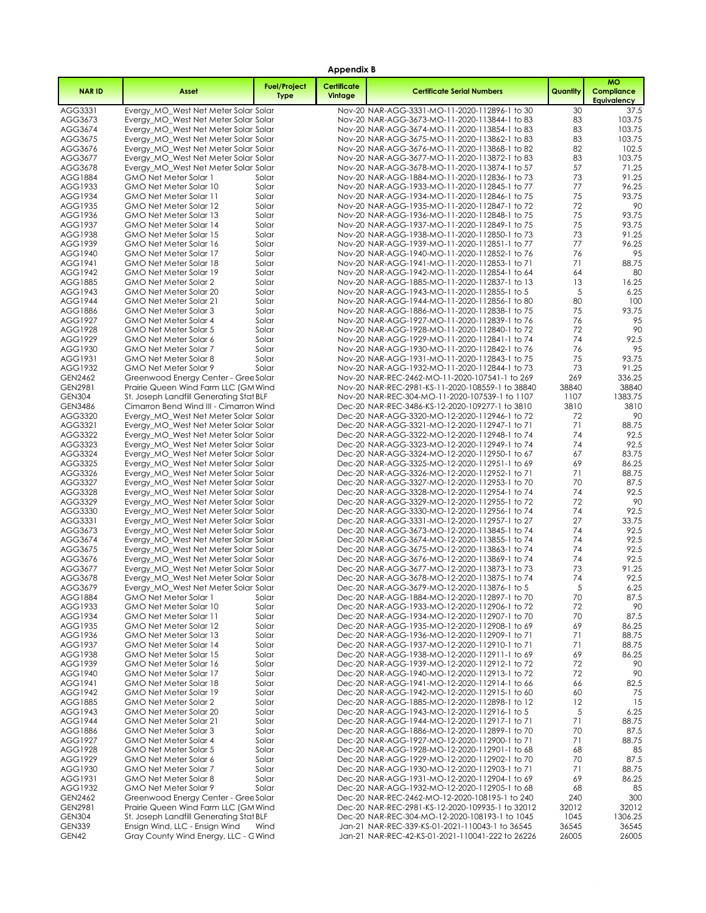**Appendix B**

| NAR ID | Asset | Fuel/Project Type | Certificate Vintage | Certificate Serial Numbers | Quantity | MO Compliance Equivalency |
|---|---|---|---|---|---|---|
| AGG3331 | Evergy_MO_West Net Meter Solar | Solar | Nov-20 | NAR-AGG-3331-MO-11-2020-112896-1 to 30 | 30 | 37.5 |
| AGG3673 | Evergy_MO_West Net Meter Solar | Solar | Nov-20 | NAR-AGG-3673-MO-11-2020-113844-1 to 83 | 83 | 103.75 |
| AGG3674 | Evergy_MO_West Net Meter Solar | Solar | Nov-20 | NAR-AGG-3674-MO-11-2020-113854-1 to 83 | 83 | 103.75 |
| AGG3675 | Evergy_MO_West Net Meter Solar | Solar | Nov-20 | NAR-AGG-3675-MO-11-2020-113862-1 to 83 | 83 | 103.75 |
| AGG3676 | Evergy_MO_West Net Meter Solar | Solar | Nov-20 | NAR-AGG-3676-MO-11-2020-113868-1 to 82 | 82 | 102.5 |
| AGG3677 | Evergy_MO_West Net Meter Solar | Solar | Nov-20 | NAR-AGG-3677-MO-11-2020-113872-1 to 83 | 83 | 103.75 |
| AGG3678 | Evergy_MO_West Net Meter Solar | Solar | Nov-20 | NAR-AGG-3678-MO-11-2020-113874-1 to 57 | 57 | 71.25 |
| AGG1884 | GMO Net Meter Solar 1 | Solar | Nov-20 | NAR-AGG-1884-MO-11-2020-112836-1 to 73 | 73 | 91.25 |
| AGG1933 | GMO Net Meter Solar 10 | Solar | Nov-20 | NAR-AGG-1933-MO-11-2020-112845-1 to 77 | 77 | 96.25 |
| AGG1934 | GMO Net Meter Solar 11 | Solar | Nov-20 | NAR-AGG-1934-MO-11-2020-112846-1 to 75 | 75 | 93.75 |
| AGG1935 | GMO Net Meter Solar 12 | Solar | Nov-20 | NAR-AGG-1935-MO-11-2020-112847-1 to 72 | 72 | 90 |
| AGG1936 | GMO Net Meter Solar 13 | Solar | Nov-20 | NAR-AGG-1936-MO-11-2020-112848-1 to 75 | 75 | 93.75 |
| AGG1937 | GMO Net Meter Solar 14 | Solar | Nov-20 | NAR-AGG-1937-MO-11-2020-112849-1 to 75 | 75 | 93.75 |
| AGG1938 | GMO Net Meter Solar 15 | Solar | Nov-20 | NAR-AGG-1938-MO-11-2020-112850-1 to 73 | 73 | 91.25 |
| AGG1939 | GMO Net Meter Solar 16 | Solar | Nov-20 | NAR-AGG-1939-MO-11-2020-112851-1 to 77 | 77 | 96.25 |
| AGG1940 | GMO Net Meter Solar 17 | Solar | Nov-20 | NAR-AGG-1940-MO-11-2020-112852-1 to 76 | 76 | 95 |
| AGG1941 | GMO Net Meter Solar 18 | Solar | Nov-20 | NAR-AGG-1941-MO-11-2020-112853-1 to 71 | 71 | 88.75 |
| AGG1942 | GMO Net Meter Solar 19 | Solar | Nov-20 | NAR-AGG-1942-MO-11-2020-112854-1 to 64 | 64 | 80 |
| AGG1885 | GMO Net Meter Solar 2 | Solar | Nov-20 | NAR-AGG-1885-MO-11-2020-112837-1 to 13 | 13 | 16.25 |
| AGG1943 | GMO Net Meter Solar 20 | Solar | Nov-20 | NAR-AGG-1943-MO-11-2020-112855-1 to 5 | 5 | 6.25 |
| AGG1944 | GMO Net Meter Solar 21 | Solar | Nov-20 | NAR-AGG-1944-MO-11-2020-112856-1 to 80 | 80 | 100 |
| AGG1886 | GMO Net Meter Solar 3 | Solar | Nov-20 | NAR-AGG-1886-MO-11-2020-112838-1 to 75 | 75 | 93.75 |
| AGG1927 | GMO Net Meter Solar 4 | Solar | Nov-20 | NAR-AGG-1927-MO-11-2020-112839-1 to 76 | 76 | 95 |
| AGG1928 | GMO Net Meter Solar 5 | Solar | Nov-20 | NAR-AGG-1928-MO-11-2020-112840-1 to 72 | 72 | 90 |
| AGG1929 | GMO Net Meter Solar 6 | Solar | Nov-20 | NAR-AGG-1929-MO-11-2020-112841-1 to 74 | 74 | 92.5 |
| AGG1930 | GMO Net Meter Solar 7 | Solar | Nov-20 | NAR-AGG-1930-MO-11-2020-112842-1 to 76 | 76 | 95 |
| AGG1931 | GMO Net Meter Solar 8 | Solar | Nov-20 | NAR-AGG-1931-MO-11-2020-112843-1 to 75 | 75 | 93.75 |
| AGG1932 | GMO Net Meter Solar 9 | Solar | Nov-20 | NAR-AGG-1932-MO-11-2020-112844-1 to 73 | 73 | 91.25 |
| GEN2462 | Greenwood Energy Center - Gree | Solar | Nov-20 | NAR-REC-2462-MO-11-2020-107541-1 to 269 | 269 | 336.25 |
| GEN2981 | Prairie Queen Wind Farm LLC (GM | Wind | Nov-20 | NAR-REC-2981-KS-11-2020-108559-1 to 38840 | 38840 | 38840 |
| GEN304 | St. Joseph Landfill Generating Stat | BLF | Nov-20 | NAR-REC-304-MO-11-2020-107539-1 to 1107 | 1107 | 1383.75 |
| GEN3486 | Cimarron Bend Wind III - Cimarron | Wind | Dec-20 | NAR-REC-3486-KS-12-2020-109277-1 to 3810 | 3810 | 3810 |
| AGG3320 | Evergy_MO_West Net Meter Solar | Solar | Dec-20 | NAR-AGG-3320-MO-12-2020-112946-1 to 72 | 72 | 90 |
| AGG3321 | Evergy_MO_West Net Meter Solar | Solar | Dec-20 | NAR-AGG-3321-MO-12-2020-112947-1 to 71 | 71 | 88.75 |
| AGG3322 | Evergy_MO_West Net Meter Solar | Solar | Dec-20 | NAR-AGG-3322-MO-12-2020-112948-1 to 74 | 74 | 92.5 |
| AGG3323 | Evergy_MO_West Net Meter Solar | Solar | Dec-20 | NAR-AGG-3323-MO-12-2020-112949-1 to 74 | 74 | 92.5 |
| AGG3324 | Evergy_MO_West Net Meter Solar | Solar | Dec-20 | NAR-AGG-3324-MO-12-2020-112950-1 to 67 | 67 | 83.75 |
| AGG3325 | Evergy_MO_West Net Meter Solar | Solar | Dec-20 | NAR-AGG-3325-MO-12-2020-112951-1 to 69 | 69 | 86.25 |
| AGG3326 | Evergy_MO_West Net Meter Solar | Solar | Dec-20 | NAR-AGG-3326-MO-12-2020-112952-1 to 71 | 71 | 88.75 |
| AGG3327 | Evergy_MO_West Net Meter Solar | Solar | Dec-20 | NAR-AGG-3327-MO-12-2020-112953-1 to 70 | 70 | 87.5 |
| AGG3328 | Evergy_MO_West Net Meter Solar | Solar | Dec-20 | NAR-AGG-3328-MO-12-2020-112954-1 to 74 | 74 | 92.5 |
| AGG3329 | Evergy_MO_West Net Meter Solar | Solar | Dec-20 | NAR-AGG-3329-MO-12-2020-112955-1 to 72 | 72 | 90 |
| AGG3330 | Evergy_MO_West Net Meter Solar | Solar | Dec-20 | NAR-AGG-3330-MO-12-2020-112956-1 to 74 | 74 | 92.5 |
| AGG3331 | Evergy_MO_West Net Meter Solar | Solar | Dec-20 | NAR-AGG-3331-MO-12-2020-112957-1 to 27 | 27 | 33.75 |
| AGG3673 | Evergy_MO_West Net Meter Solar | Solar | Dec-20 | NAR-AGG-3673-MO-12-2020-113845-1 to 74 | 74 | 92.5 |
| AGG3674 | Evergy_MO_West Net Meter Solar | Solar | Dec-20 | NAR-AGG-3674-MO-12-2020-113855-1 to 74 | 74 | 92.5 |
| AGG3675 | Evergy_MO_West Net Meter Solar | Solar | Dec-20 | NAR-AGG-3675-MO-12-2020-113863-1 to 74 | 74 | 92.5 |
| AGG3676 | Evergy_MO_West Net Meter Solar | Solar | Dec-20 | NAR-AGG-3676-MO-12-2020-113869-1 to 74 | 74 | 92.5 |
| AGG3677 | Evergy_MO_West Net Meter Solar | Solar | Dec-20 | NAR-AGG-3677-MO-12-2020-113873-1 to 73 | 73 | 91.25 |
| AGG3678 | Evergy_MO_West Net Meter Solar | Solar | Dec-20 | NAR-AGG-3678-MO-12-2020-113875-1 to 74 | 74 | 92.5 |
| AGG3679 | Evergy_MO_West Net Meter Solar | Solar | Dec-20 | NAR-AGG-3679-MO-12-2020-113876-1 to 5 | 5 | 6.25 |
| AGG1884 | GMO Net Meter Solar 1 | Solar | Dec-20 | NAR-AGG-1884-MO-12-2020-112897-1 to 70 | 70 | 87.5 |
| AGG1933 | GMO Net Meter Solar 10 | Solar | Dec-20 | NAR-AGG-1933-MO-12-2020-112906-1 to 72 | 72 | 90 |
| AGG1934 | GMO Net Meter Solar 11 | Solar | Dec-20 | NAR-AGG-1934-MO-12-2020-112907-1 to 70 | 70 | 87.5 |
| AGG1935 | GMO Net Meter Solar 12 | Solar | Dec-20 | NAR-AGG-1935-MO-12-2020-112908-1 to 69 | 69 | 86.25 |
| AGG1936 | GMO Net Meter Solar 13 | Solar | Dec-20 | NAR-AGG-1936-MO-12-2020-112909-1 to 71 | 71 | 88.75 |
| AGG1937 | GMO Net Meter Solar 14 | Solar | Dec-20 | NAR-AGG-1937-MO-12-2020-112910-1 to 71 | 71 | 88.75 |
| AGG1938 | GMO Net Meter Solar 15 | Solar | Dec-20 | NAR-AGG-1938-MO-12-2020-112911-1 to 69 | 69 | 86.25 |
| AGG1939 | GMO Net Meter Solar 16 | Solar | Dec-20 | NAR-AGG-1939-MO-12-2020-112912-1 to 72 | 72 | 90 |
| AGG1940 | GMO Net Meter Solar 17 | Solar | Dec-20 | NAR-AGG-1940-MO-12-2020-112913-1 to 72 | 72 | 90 |
| AGG1941 | GMO Net Meter Solar 18 | Solar | Dec-20 | NAR-AGG-1941-MO-12-2020-112914-1 to 66 | 66 | 82.5 |
| AGG1942 | GMO Net Meter Solar 19 | Solar | Dec-20 | NAR-AGG-1942-MO-12-2020-112915-1 to 60 | 60 | 75 |
| AGG1885 | GMO Net Meter Solar 2 | Solar | Dec-20 | NAR-AGG-1885-MO-12-2020-112898-1 to 12 | 12 | 15 |
| AGG1943 | GMO Net Meter Solar 20 | Solar | Dec-20 | NAR-AGG-1943-MO-12-2020-112916-1 to 5 | 5 | 6.25 |
| AGG1944 | GMO Net Meter Solar 21 | Solar | Dec-20 | NAR-AGG-1944-MO-12-2020-112917-1 to 71 | 71 | 88.75 |
| AGG1886 | GMO Net Meter Solar 3 | Solar | Dec-20 | NAR-AGG-1886-MO-12-2020-112899-1 to 70 | 70 | 87.5 |
| AGG1927 | GMO Net Meter Solar 4 | Solar | Dec-20 | NAR-AGG-1927-MO-12-2020-112900-1 to 71 | 71 | 88.75 |
| AGG1928 | GMO Net Meter Solar 5 | Solar | Dec-20 | NAR-AGG-1928-MO-12-2020-112901-1 to 68 | 68 | 85 |
| AGG1929 | GMO Net Meter Solar 6 | Solar | Dec-20 | NAR-AGG-1929-MO-12-2020-112902-1 to 70 | 70 | 87.5 |
| AGG1930 | GMO Net Meter Solar 7 | Solar | Dec-20 | NAR-AGG-1930-MO-12-2020-112903-1 to 71 | 71 | 88.75 |
| AGG1931 | GMO Net Meter Solar 8 | Solar | Dec-20 | NAR-AGG-1931-MO-12-2020-112904-1 to 69 | 69 | 86.25 |
| AGG1932 | GMO Net Meter Solar 9 | Solar | Dec-20 | NAR-AGG-1932-MO-12-2020-112905-1 to 68 | 68 | 85 |
| GEN2462 | Greenwood Energy Center - Gree | Solar | Dec-20 | NAR-REC-2462-MO-12-2020-108195-1 to 240 | 240 | 300 |
| GEN2981 | Prairie Queen Wind Farm LLC (GM | Wind | Dec-20 | NAR-REC-2981-KS-12-2020-109935-1 to 32012 | 32012 | 32012 |
| GEN304 | St. Joseph Landfill Generating Stat | BLF | Dec-20 | NAR-REC-304-MO-12-2020-108193-1 to 1045 | 1045 | 1306.25 |
| GEN339 | Ensign Wind, LLC - Ensign Wind | Wind | Jan-21 | NAR-REC-339-KS-01-2021-110043-1 to 36545 | 36545 | 36545 |
| GEN42 | Gray County Wind Energy, LLC - G | Wind | Jan-21 | NAR-REC-42-KS-01-2021-110041-222 to 26226 | 26005 | 26005 |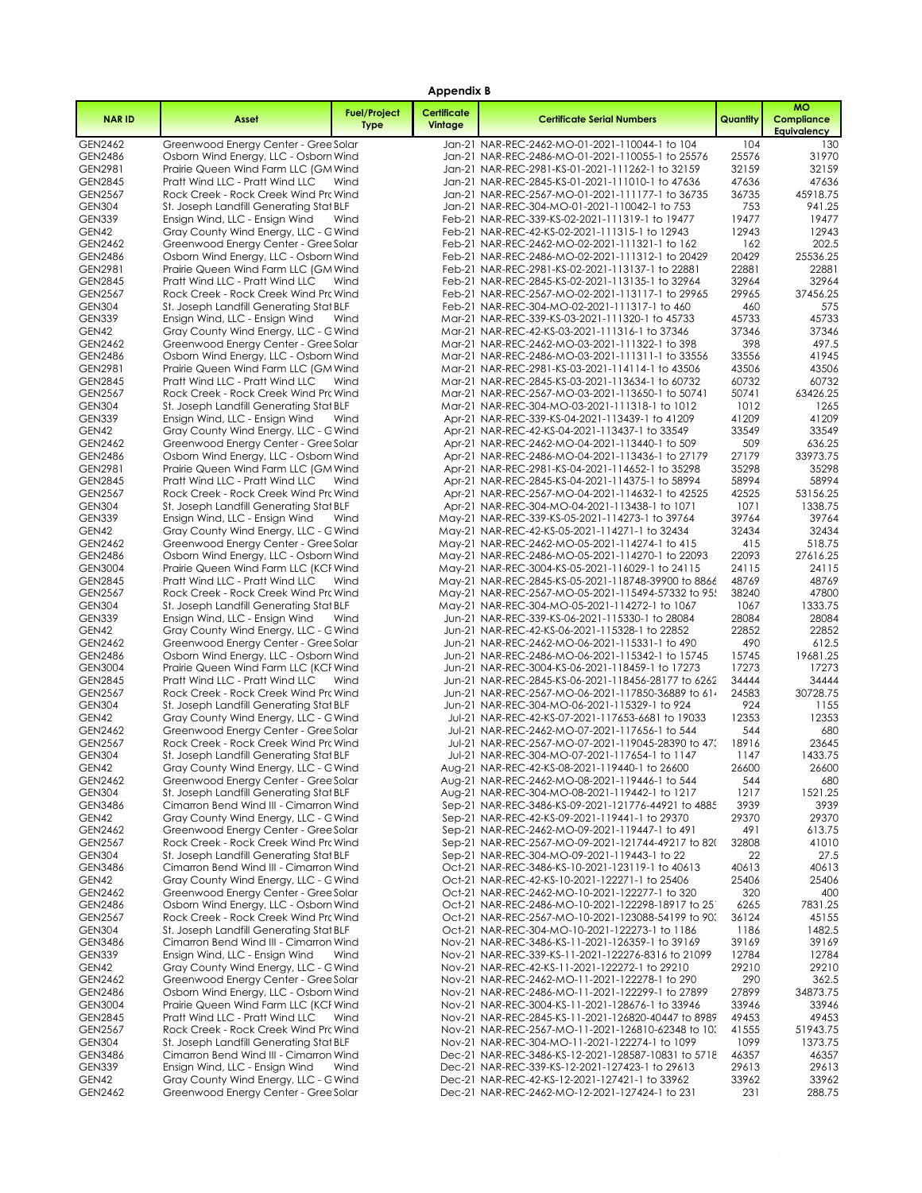# Appendix B

| NAR ID | Asset | Fuel/Project Type | Certificate Vintage | Certificate Serial Numbers | Quantity | MO Compliance Equivalency |
|---|---|---|---|---|---|---|
| GEN2462 | Greenwood Energy Center - Gree | Solar | Jan-21 | NAR-REC-2462-MO-01-2021-110044-1 to 104 | 104 | 130 |
| GEN2486 | Osborn Wind Energy, LLC - Osborn | Wind | Jan-21 | NAR-REC-2486-MO-01-2021-110055-1 to 25576 | 25576 | 31970 |
| GEN2981 | Prairie Queen Wind Farm LLC (GM | Wind | Jan-21 | NAR-REC-2981-KS-01-2021-111262-1 to 32159 | 32159 | 32159 |
| GEN2845 | Pratt Wind LLC - Pratt Wind LLC | Wind | Jan-21 | NAR-REC-2845-KS-01-2021-111010-1 to 47636 | 47636 | 47636 |
| GEN2567 | Rock Creek - Rock Creek Wind Pro | Wind | Jan-21 | NAR-REC-2567-MO-01-2021-111177-1 to 36735 | 36735 | 45918.75 |
| GEN304 | St. Joseph Landfill Generating Stat | BLF | Jan-21 | NAR-REC-304-MO-01-2021-110042-1 to 753 | 753 | 941.25 |
| GEN339 | Ensign Wind, LLC - Ensign Wind | Wind | Feb-21 | NAR-REC-339-KS-02-2021-111319-1 to 19477 | 19477 | 19477 |
| GEN42 | Gray County Wind Energy, LLC - G | Wind | Feb-21 | NAR-REC-42-KS-02-2021-111315-1 to 12943 | 12943 | 12943 |
| GEN2462 | Greenwood Energy Center - Gree | Solar | Feb-21 | NAR-REC-2462-MO-02-2021-111321-1 to 162 | 162 | 202.5 |
| GEN2486 | Osborn Wind Energy, LLC - Osborn | Wind | Feb-21 | NAR-REC-2486-MO-02-2021-111312-1 to 20429 | 20429 | 25536.25 |
| GEN2981 | Prairie Queen Wind Farm LLC (GM | Wind | Feb-21 | NAR-REC-2981-KS-02-2021-113137-1 to 22881 | 22881 | 22881 |
| GEN2845 | Pratt Wind LLC - Pratt Wind LLC | Wind | Feb-21 | NAR-REC-2845-KS-02-2021-113135-1 to 32964 | 32964 | 32964 |
| GEN2567 | Rock Creek - Rock Creek Wind Pro | Wind | Feb-21 | NAR-REC-2567-MO-02-2021-113117-1 to 29965 | 29965 | 37456.25 |
| GEN304 | St. Joseph Landfill Generating Stat | BLF | Feb-21 | NAR-REC-304-MO-02-2021-111317-1 to 460 | 460 | 575 |
| GEN339 | Ensign Wind, LLC - Ensign Wind | Wind | Mar-21 | NAR-REC-339-KS-03-2021-111320-1 to 45733 | 45733 | 45733 |
| GEN42 | Gray County Wind Energy, LLC - G | Wind | Mar-21 | NAR-REC-42-KS-03-2021-111316-1 to 37346 | 37346 | 37346 |
| GEN2462 | Greenwood Energy Center - Gree | Solar | Mar-21 | NAR-REC-2462-MO-03-2021-111322-1 to 398 | 398 | 497.5 |
| GEN2486 | Osborn Wind Energy, LLC - Osborn | Wind | Mar-21 | NAR-REC-2486-MO-03-2021-111311-1 to 33556 | 33556 | 41945 |
| GEN2981 | Prairie Queen Wind Farm LLC (GM | Wind | Mar-21 | NAR-REC-2981-KS-03-2021-114114-1 to 43506 | 43506 | 43506 |
| GEN2845 | Pratt Wind LLC - Pratt Wind LLC | Wind | Mar-21 | NAR-REC-2845-KS-03-2021-113634-1 to 60732 | 60732 | 60732 |
| GEN2567 | Rock Creek - Rock Creek Wind Pro | Wind | Mar-21 | NAR-REC-2567-MO-03-2021-113650-1 to 50741 | 50741 | 63426.25 |
| GEN304 | St. Joseph Landfill Generating Stat | BLF | Mar-21 | NAR-REC-304-MO-03-2021-111318-1 to 1012 | 1012 | 1265 |
| GEN339 | Ensign Wind, LLC - Ensign Wind | Wind | Apr-21 | NAR-REC-339-KS-04-2021-113439-1 to 41209 | 41209 | 41209 |
| GEN42 | Gray County Wind Energy, LLC - G | Wind | Apr-21 | NAR-REC-42-KS-04-2021-113437-1 to 33549 | 33549 | 33549 |
| GEN2462 | Greenwood Energy Center - Gree | Solar | Apr-21 | NAR-REC-2462-MO-04-2021-113440-1 to 509 | 509 | 636.25 |
| GEN2486 | Osborn Wind Energy, LLC - Osborn | Wind | Apr-21 | NAR-REC-2486-MO-04-2021-113436-1 to 27179 | 27179 | 33973.75 |
| GEN2981 | Prairie Queen Wind Farm LLC (GM | Wind | Apr-21 | NAR-REC-2981-KS-04-2021-114652-1 to 35298 | 35298 | 35298 |
| GEN2845 | Pratt Wind LLC - Pratt Wind LLC | Wind | Apr-21 | NAR-REC-2845-KS-04-2021-114375-1 to 58994 | 58994 | 58994 |
| GEN2567 | Rock Creek - Rock Creek Wind Pro | Wind | Apr-21 | NAR-REC-2567-MO-04-2021-114632-1 to 42525 | 42525 | 53156.25 |
| GEN304 | St. Joseph Landfill Generating Stat | BLF | Apr-21 | NAR-REC-304-MO-04-2021-113438-1 to 1071 | 1071 | 1338.75 |
| GEN339 | Ensign Wind, LLC - Ensign Wind | Wind | May-21 | NAR-REC-339-KS-05-2021-114273-1 to 39764 | 39764 | 39764 |
| GEN42 | Gray County Wind Energy, LLC - G | Wind | May-21 | NAR-REC-42-KS-05-2021-114271-1 to 32434 | 32434 | 32434 |
| GEN2462 | Greenwood Energy Center - Gree | Solar | May-21 | NAR-REC-2462-MO-05-2021-114274-1 to 415 | 415 | 518.75 |
| GEN2486 | Osborn Wind Energy, LLC - Osborn | Wind | May-21 | NAR-REC-2486-MO-05-2021-114270-1 to 22093 | 22093 | 27616.25 |
| GEN3004 | Prairie Queen Wind Farm LLC (KCF | Wind | May-21 | NAR-REC-3004-KS-05-2021-116029-1 to 24115 | 24115 | 24115 |
| GEN2845 | Pratt Wind LLC - Pratt Wind LLC | Wind | May-21 | NAR-REC-2845-KS-05-2021-118748-39900 to 8866 | 48769 | 48769 |
| GEN2567 | Rock Creek - Rock Creek Wind Pro | Wind | May-21 | NAR-REC-2567-MO-05-2021-115494-57332 to 95! | 38240 | 47800 |
| GEN304 | St. Joseph Landfill Generating Stat | BLF | May-21 | NAR-REC-304-MO-05-2021-114272-1 to 1067 | 1067 | 1333.75 |
| GEN339 | Ensign Wind, LLC - Ensign Wind | Wind | Jun-21 | NAR-REC-339-KS-06-2021-115330-1 to 28084 | 28084 | 28084 |
| GEN42 | Gray County Wind Energy, LLC - G | Wind | Jun-21 | NAR-REC-42-KS-06-2021-115328-1 to 22852 | 22852 | 22852 |
| GEN2462 | Greenwood Energy Center - Gree | Solar | Jun-21 | NAR-REC-2462-MO-06-2021-115331-1 to 490 | 490 | 612.5 |
| GEN2486 | Osborn Wind Energy, LLC - Osborn | Wind | Jun-21 | NAR-REC-2486-MO-06-2021-115342-1 to 15745 | 15745 | 19681.25 |
| GEN3004 | Prairie Queen Wind Farm LLC (KCF | Wind | Jun-21 | NAR-REC-3004-KS-06-2021-118459-1 to 17273 | 17273 | 17273 |
| GEN2845 | Pratt Wind LLC - Pratt Wind LLC | Wind | Jun-21 | NAR-REC-2845-KS-06-2021-118456-28177 to 6262 | 34444 | 34444 |
| GEN2567 | Rock Creek - Rock Creek Wind Pro | Wind | Jun-21 | NAR-REC-2567-MO-06-2021-117850-36889 to 61 | 24583 | 30728.75 |
| GEN304 | St. Joseph Landfill Generating Stat | BLF | Jun-21 | NAR-REC-304-MO-06-2021-115329-1 to 924 | 924 | 1155 |
| GEN42 | Gray County Wind Energy, LLC - G | Wind | Jul-21 | NAR-REC-42-KS-07-2021-117653-6681 to 19033 | 12353 | 12353 |
| GEN2462 | Greenwood Energy Center - Gree | Solar | Jul-21 | NAR-REC-2462-MO-07-2021-117656-1 to 544 | 544 | 680 |
| GEN2567 | Rock Creek - Rock Creek Wind Pro | Wind | Jul-21 | NAR-REC-2567-MO-07-2021-119045-28390 to 47 | 18916 | 23645 |
| GEN304 | St. Joseph Landfill Generating Stat | BLF | Jul-21 | NAR-REC-304-MO-07-2021-117654-1 to 1147 | 1147 | 1433.75 |
| GEN42 | Gray County Wind Energy, LLC - G | Wind | Aug-21 | NAR-REC-42-KS-08-2021-119440-1 to 26600 | 26600 | 26600 |
| GEN2462 | Greenwood Energy Center - Gree | Solar | Aug-21 | NAR-REC-2462-MO-08-2021-119446-1 to 544 | 544 | 680 |
| GEN304 | St. Joseph Landfill Generating Stat | BLF | Aug-21 | NAR-REC-304-MO-08-2021-119442-1 to 1217 | 1217 | 1521.25 |
| GEN3486 | Cimarron Bend Wind III - Cimarron | Wind | Sep-21 | NAR-REC-3486-KS-09-2021-121776-44921 to 4885 | 3939 | 3939 |
| GEN42 | Gray County Wind Energy, LLC - G | Wind | Sep-21 | NAR-REC-42-KS-09-2021-119441-1 to 29370 | 29370 | 29370 |
| GEN2462 | Greenwood Energy Center - Gree | Solar | Sep-21 | NAR-REC-2462-MO-09-2021-119447-1 to 491 | 491 | 613.75 |
| GEN2567 | Rock Creek - Rock Creek Wind Pro | Wind | Sep-21 | NAR-REC-2567-MO-09-2021-121744-49217 to 82 | 32808 | 41010 |
| GEN304 | St. Joseph Landfill Generating Stat | BLF | Sep-21 | NAR-REC-304-MO-09-2021-119443-1 to 22 | 22 | 27.5 |
| GEN3486 | Cimarron Bend Wind III - Cimarron | Wind | Oct-21 | NAR-REC-3486-KS-10-2021-123119-1 to 40613 | 40613 | 40613 |
| GEN42 | Gray County Wind Energy, LLC - G | Wind | Oct-21 | NAR-REC-42-KS-10-2021-122271-1 to 25406 | 25406 | 25406 |
| GEN2462 | Greenwood Energy Center - Gree | Solar | Oct-21 | NAR-REC-2462-MO-10-2021-122277-1 to 320 | 320 | 400 |
| GEN2486 | Osborn Wind Energy, LLC - Osborn | Wind | Oct-21 | NAR-REC-2486-MO-10-2021-122298-18917 to 25 | 6265 | 7831.25 |
| GEN2567 | Rock Creek - Rock Creek Wind Pro | Wind | Oct-21 | NAR-REC-2567-MO-10-2021-123088-54199 to 90 | 36124 | 45155 |
| GEN304 | St. Joseph Landfill Generating Stat | BLF | Oct-21 | NAR-REC-304-MO-10-2021-122273-1 to 1186 | 1186 | 1482.5 |
| GEN3486 | Cimarron Bend Wind III - Cimarron | Wind | Nov-21 | NAR-REC-3486-KS-11-2021-126359-1 to 39169 | 39169 | 39169 |
| GEN339 | Ensign Wind, LLC - Ensign Wind | Wind | Nov-21 | NAR-REC-339-KS-11-2021-122276-8316 to 21099 | 12784 | 12784 |
| GEN42 | Gray County Wind Energy, LLC - G | Wind | Nov-21 | NAR-REC-42-KS-11-2021-122272-1 to 29210 | 29210 | 29210 |
| GEN2462 | Greenwood Energy Center - Gree | Solar | Nov-21 | NAR-REC-2462-MO-11-2021-122278-1 to 290 | 290 | 362.5 |
| GEN2486 | Osborn Wind Energy, LLC - Osborn | Wind | Nov-21 | NAR-REC-2486-MO-11-2021-122299-1 to 27899 | 27899 | 34873.75 |
| GEN3004 | Prairie Queen Wind Farm LLC (KCF | Wind | Nov-21 | NAR-REC-3004-KS-11-2021-128676-1 to 33946 | 33946 | 33946 |
| GEN2845 | Pratt Wind LLC - Pratt Wind LLC | Wind | Nov-21 | NAR-REC-2845-KS-11-2021-126820-40447 to 8989 | 49453 | 49453 |
| GEN2567 | Rock Creek - Rock Creek Wind Pro | Wind | Nov-21 | NAR-REC-2567-MO-11-2021-126810-62348 to 10 | 41555 | 51943.75 |
| GEN304 | St. Joseph Landfill Generating Stat | BLF | Nov-21 | NAR-REC-304-MO-11-2021-122274-1 to 1099 | 1099 | 1373.75 |
| GEN3486 | Cimarron Bend Wind III - Cimarron | Wind | Dec-21 | NAR-REC-3486-KS-12-2021-128587-10831 to 5718 | 46357 | 46357 |
| GEN339 | Ensign Wind, LLC - Ensign Wind | Wind | Dec-21 | NAR-REC-339-KS-12-2021-127423-1 to 29613 | 29613 | 29613 |
| GEN42 | Gray County Wind Energy, LLC - G | Wind | Dec-21 | NAR-REC-42-KS-12-2021-127421-1 to 33962 | 33962 | 33962 |
| GEN2462 | Greenwood Energy Center - Gree | Solar | Dec-21 | NAR-REC-2462-MO-12-2021-127424-1 to 231 | 231 | 288.75 |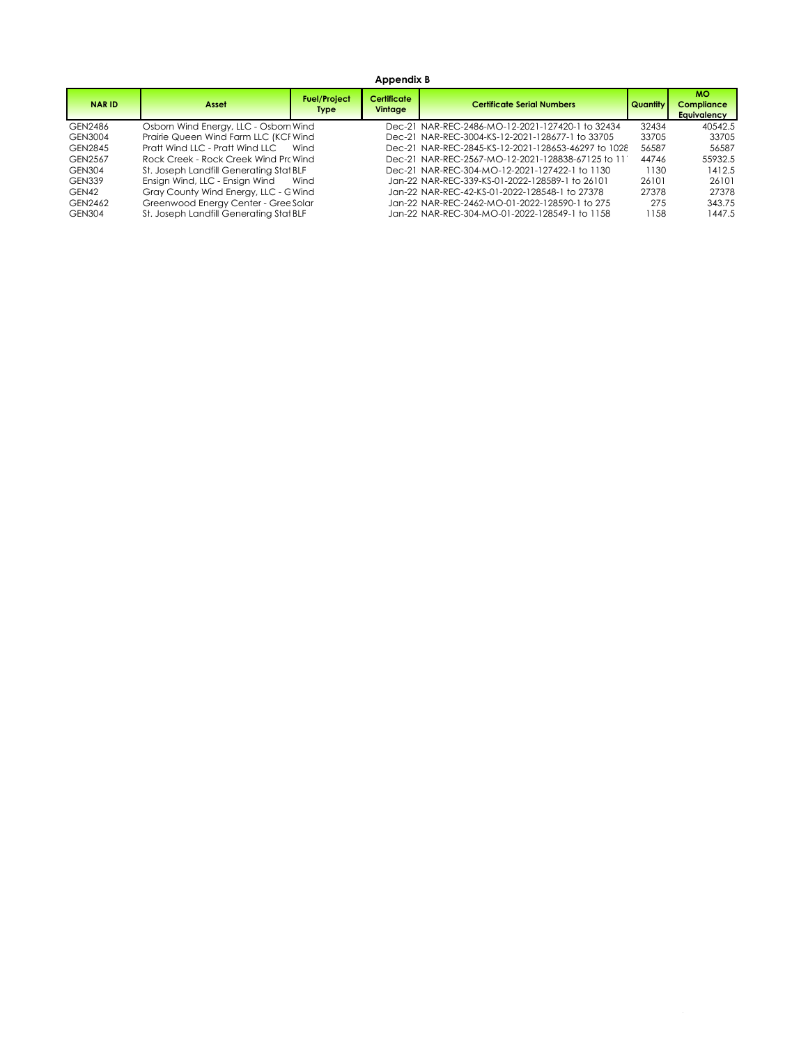## Appendix B

| NAR ID | Asset | Fuel/Project Type | Certificate Vintage | Certificate Serial Numbers | Quantity | MO Compliance Equivalency |
|---|---|---|---|---|---|---|
| GEN2486 | Osborn Wind Energy, LLC - Osborn | Wind | Dec-21 | NAR-REC-2486-MO-12-2021-127420-1 to 32434 | 32434 | 40542.5 |
| GEN3004 | Prairie Queen Wind Farm LLC (KCI | Wind | Dec-21 | NAR-REC-3004-KS-12-2021-128677-1 to 33705 | 33705 | 33705 |
| GEN2845 | Pratt Wind LLC - Pratt Wind LLC | Wind | Dec-21 | NAR-REC-2845-KS-12-2021-128653-46297 to 1028 | 56587 | 56587 |
| GEN2567 | Rock Creek - Rock Creek Wind Pro | Wind | Dec-21 | NAR-REC-2567-MO-12-2021-128838-67125 to 11 | 44746 | 55932.5 |
| GEN304 | St. Joseph Landfill Generating Stat | BLF | Dec-21 | NAR-REC-304-MO-12-2021-127422-1 to 1130 | 1130 | 1412.5 |
| GEN339 | Ensign Wind, LLC - Ensign Wind | Wind | Jan-22 | NAR-REC-339-KS-01-2022-128589-1 to 26101 | 26101 | 26101 |
| GEN42 | Gray County Wind Energy, LLC - G | Wind | Jan-22 | NAR-REC-42-KS-01-2022-128548-1 to 27378 | 27378 | 27378 |
| GEN2462 | Greenwood Energy Center - Gree | Solar | Jan-22 | NAR-REC-2462-MO-01-2022-128590-1 to 275 | 275 | 343.75 |
| GEN304 | St. Joseph Landfill Generating Stat | BLF | Jan-22 | NAR-REC-304-MO-01-2022-128549-1 to 1158 | 1158 | 1447.5 |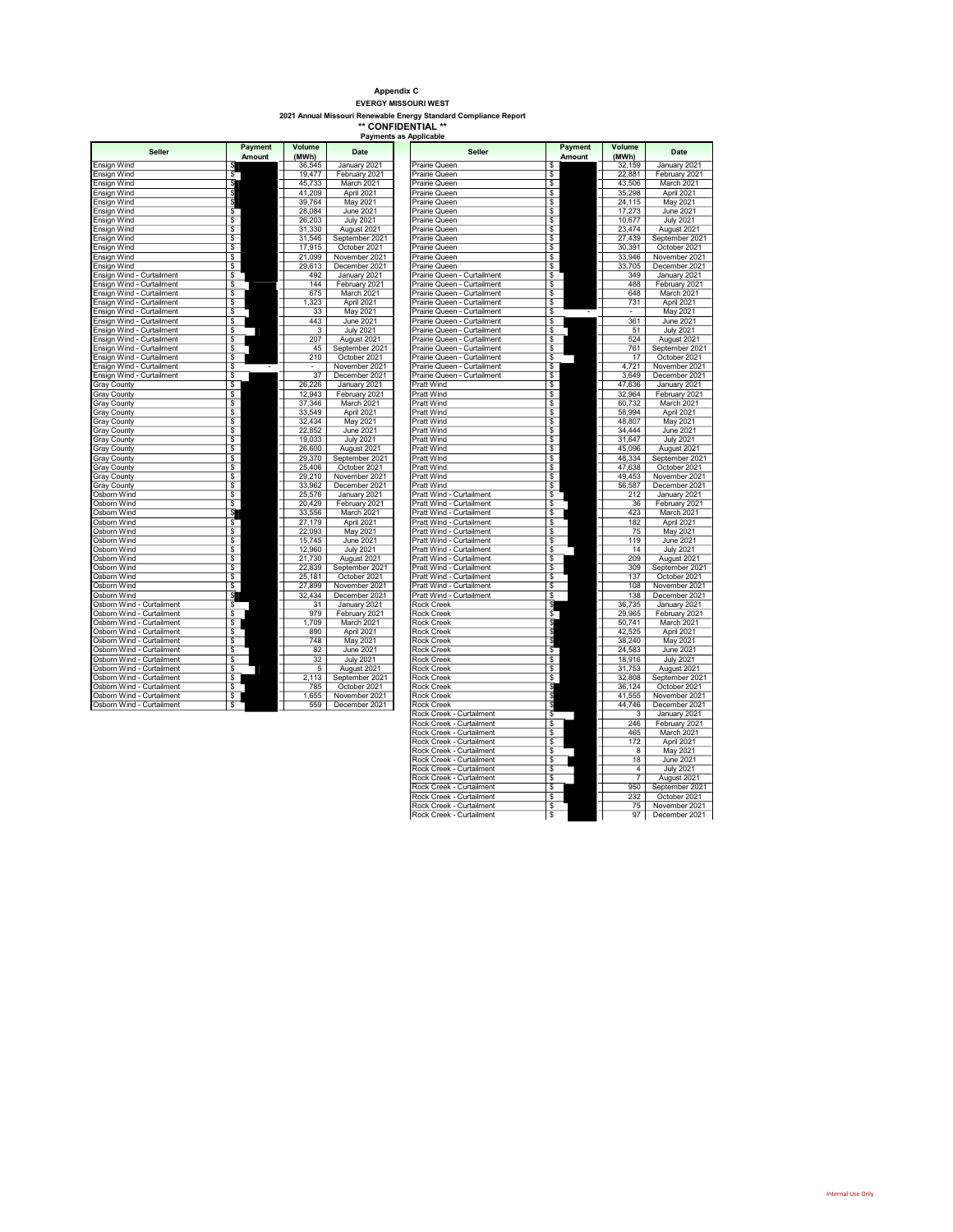**Appendix C**

**EVERGY MISSOURI WEST**

**2021 Annual Missouri Renewable Energy Standard Compliance Report**

**\*\* CONFIDENTIAL \*\***

**Payments as Applicable**

| Seller | Payment Amount | Volume (MWh) | Date |
|---|---|---|---|
| Ensign Wind | $ | 36,545 | January 2021 |
| Ensign Wind | $ | 19,477 | February 2021 |
| Ensign Wind | $ | 45,733 | March 2021 |
| Ensign Wind | $ | 41,209 | April 2021 |
| Ensign Wind | $ | 39,764 | May 2021 |
| Ensign Wind | $ | 28,084 | June 2021 |
| Ensign Wind | $ | 26,203 | July 2021 |
| Ensign Wind | $ | 31,330 | August 2021 |
| Ensign Wind | $ | 31,546 | September 2021 |
| Ensign Wind | $ | 17,915 | October 2021 |
| Ensign Wind | $ | 21,099 | November 2021 |
| Ensign Wind | $ | 29,613 | December 2021 |
| Ensign Wind - Curtailment | $ | 492 | January 2021 |
| Ensign Wind - Curtailment | $ | 144 | February 2021 |
| Ensign Wind - Curtailment | $ | 675 | March 2021 |
| Ensign Wind - Curtailment | $ | 1,323 | April 2021 |
| Ensign Wind - Curtailment | $ | 33 | May 2021 |
| Ensign Wind - Curtailment | $ | 443 | June 2021 |
| Ensign Wind - Curtailment | $ | 3 | July 2021 |
| Ensign Wind - Curtailment | $ | 207 | August 2021 |
| Ensign Wind - Curtailment | $ | 45 | September 2021 |
| Ensign Wind - Curtailment | $ | 210 | October 2021 |
| Ensign Wind - Curtailment | $ - | - | November 2021 |
| Ensign Wind - Curtailment | $ | 37 | December 2021 |
| Gray County | $ | 26,226 | January 2021 |
| Gray County | $ | 12,943 | February 2021 |
| Gray County | $ | 37,346 | March 2021 |
| Gray County | $ | 33,549 | April 2021 |
| Gray County | $ | 32,434 | May 2021 |
| Gray County | $ | 22,852 | June 2021 |
| Gray County | $ | 19,033 | July 2021 |
| Gray County | $ | 26,600 | August 2021 |
| Gray County | $ | 29,370 | September 2021 |
| Gray County | $ | 25,406 | October 2021 |
| Gray County | $ | 29,210 | November 2021 |
| Gray County | $ | 33,962 | December 2021 |
| Osborn Wind | $ | 25,576 | January 2021 |
| Osborn Wind | $ | 20,429 | February 2021 |
| Osborn Wind | $ | 33,556 | March 2021 |
| Osborn Wind | $ | 27,179 | April 2021 |
| Osborn Wind | $ | 22,093 | May 2021 |
| Osborn Wind | $ | 15,745 | June 2021 |
| Osborn Wind | $ | 12,960 | July 2021 |
| Osborn Wind | $ | 21,730 | August 2021 |
| Osborn Wind | $ | 22,839 | September 2021 |
| Osborn Wind | $ | 25,181 | October 2021 |
| Osborn Wind | $ | 27,899 | November 2021 |
| Osborn Wind | $ | 32,434 | December 2021 |
| Osborn Wind - Curtailment | $ | 31 | January 2021 |
| Osborn Wind - Curtailment | $ | 979 | February 2021 |
| Osborn Wind - Curtailment | $ | 1,709 | March 2021 |
| Osborn Wind - Curtailment | $ | 890 | April 2021 |
| Osborn Wind - Curtailment | $ | 748 | May 2021 |
| Osborn Wind - Curtailment | $ | 82 | June 2021 |
| Osborn Wind - Curtailment | $ | 32 | July 2021 |
| Osborn Wind - Curtailment | $ | 5 | August 2021 |
| Osborn Wind - Curtailment | $ | 2,113 | September 2021 |
| Osborn Wind - Curtailment | $ | 785 | October 2021 |
| Osborn Wind - Curtailment | $ | 1,655 | November 2021 |
| Osborn Wind - Curtailment | $ | 559 | December 2021 |

| Seller | Payment Amount | Volume (MWh) | Date |
|---|---|---|---|
| Prairie Queen | $ | 32,159 | January 2021 |
| Prairie Queen | $ | 22,881 | February 2021 |
| Prairie Queen | $ | 43,506 | March 2021 |
| Prairie Queen | $ | 35,298 | April 2021 |
| Prairie Queen | $ | 24,115 | May 2021 |
| Prairie Queen | $ | 17,273 | June 2021 |
| Prairie Queen | $ | 10,677 | July 2021 |
| Prairie Queen | $ | 23,474 | August 2021 |
| Prairie Queen | $ | 27,439 | September 2021 |
| Prairie Queen | $ | 30,391 | October 2021 |
| Prairie Queen | $ | 33,946 | November 2021 |
| Prairie Queen | $ | 33,705 | December 2021 |
| Prairie Queen - Curtailment | $ | 349 | January 2021 |
| Prairie Queen - Curtailment | $ | 488 | February 2021 |
| Prairie Queen - Curtailment | $ | 648 | March 2021 |
| Prairie Queen - Curtailment | $ | 731 | April 2021 |
| Prairie Queen - Curtailment | $ - | - | May 2021 |
| Prairie Queen - Curtailment | $ | 361 | June 2021 |
| Prairie Queen - Curtailment | $ | 51 | July 2021 |
| Prairie Queen - Curtailment | $ | 524 | August 2021 |
| Prairie Queen - Curtailment | $ | 761 | September 2021 |
| Prairie Queen - Curtailment | $ | 17 | October 2021 |
| Prairie Queen - Curtailment | $ | 4,721 | November 2021 |
| Prairie Queen - Curtailment | $ | 3,649 | December 2021 |
| Pratt Wind | $ | 47,636 | January 2021 |
| Pratt Wind | $ | 32,964 | February 2021 |
| Pratt Wind | $ | 60,732 | March 2021 |
| Pratt Wind | $ | 58,994 | April 2021 |
| Pratt Wind | $ | 48,807 | May 2021 |
| Pratt Wind | $ | 34,444 | June 2021 |
| Pratt Wind | $ | 31,647 | July 2021 |
| Pratt Wind | $ | 45,096 | August 2021 |
| Pratt Wind | $ | 48,334 | September 2021 |
| Pratt Wind | $ | 47,638 | October 2021 |
| Pratt Wind | $ | 49,453 | November 2021 |
| Pratt Wind | $ | 56,587 | December 2021 |
| Pratt Wind - Curtailment | $ | 212 | January 2021 |
| Pratt Wind - Curtailment | $ | 36 | February 2021 |
| Pratt Wind - Curtailment | $ | 423 | March 2021 |
| Pratt Wind - Curtailment | $ | 182 | April 2021 |
| Pratt Wind - Curtailment | $ | 75 | May 2021 |
| Pratt Wind - Curtailment | $ | 119 | June 2021 |
| Pratt Wind - Curtailment | $ | 14 | July 2021 |
| Pratt Wind - Curtailment | $ | 209 | August 2021 |
| Pratt Wind - Curtailment | $ | 309 | September 2021 |
| Pratt Wind - Curtailment | $ | 137 | October 2021 |
| Pratt Wind - Curtailment | $ | 108 | November 2021 |
| Pratt Wind - Curtailment | $ | 138 | December 2021 |
| Rock Creek | $ | 36,735 | January 2021 |
| Rock Creek | $ | 29,965 | February 2021 |
| Rock Creek | $ | 50,741 | March 2021 |
| Rock Creek | $ | 42,525 | April 2021 |
| Rock Creek | $ | 38,240 | May 2021 |
| Rock Creek | $ | 24,583 | June 2021 |
| Rock Creek | $ | 18,916 | July 2021 |
| Rock Creek | $ | 31,753 | August 2021 |
| Rock Creek | $ | 32,808 | September 2021 |
| Rock Creek | $ | 36,124 | October 2021 |
| Rock Creek | $ | 41,555 | November 2021 |
| Rock Creek | $ | 44,746 | December 2021 |
| Rock Creek - Curtailment | $ | 3 | January 2021 |
| Rock Creek - Curtailment | $ | 246 | February 2021 |
| Rock Creek - Curtailment | $ | 465 | March 2021 |
| Rock Creek - Curtailment | $ | 172 | April 2021 |
| Rock Creek - Curtailment | $ | 8 | May 2021 |
| Rock Creek - Curtailment | $ | 18 | June 2021 |
| Rock Creek - Curtailment | $ | 4 | July 2021 |
| Rock Creek - Curtailment | $ | 7 | August 2021 |
| Rock Creek - Curtailment | $ | 950 | September 2021 |
| Rock Creek - Curtailment | $ | 232 | October 2021 |
| Rock Creek - Curtailment | $ | 75 | November 2021 |
| Rock Creek - Curtailment | $ | 97 | December 2021 |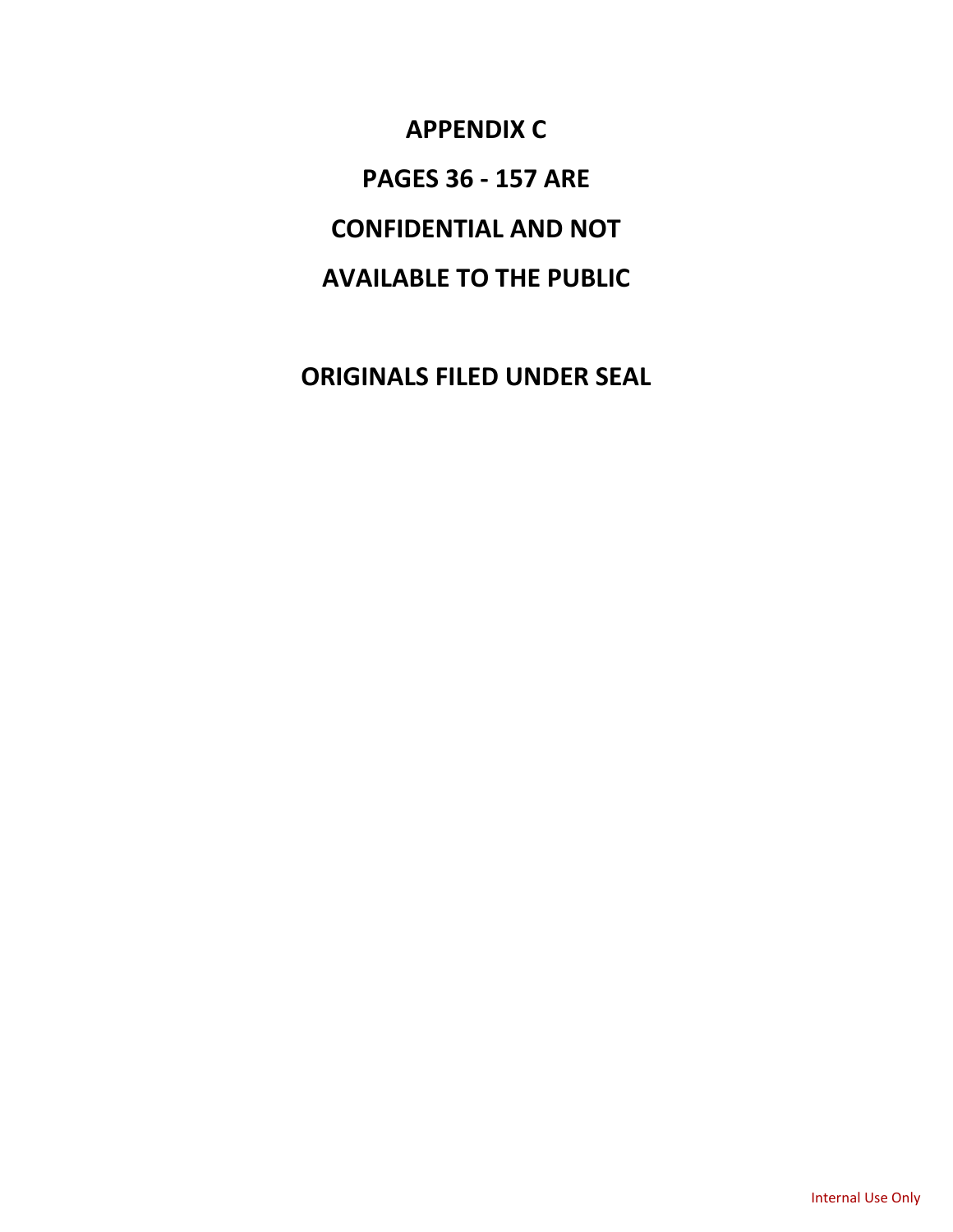**APPENDIX C**

**PAGES 36 - 157 ARE**

**CONFIDENTIAL AND NOT**

**AVAILABLE TO THE PUBLIC**

**ORIGINALS FILED UNDER SEAL**

Internal Use Only